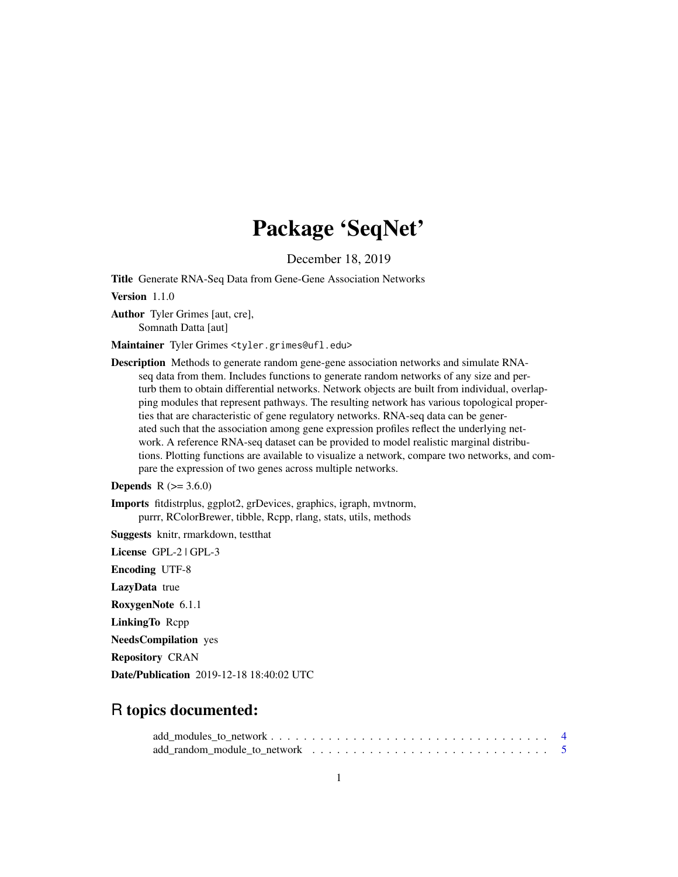# Package 'SeqNet'

December 18, 2019

**Title** Generate RNA-Seq Data from Gene-Gene Association Networks

**Version** 1.1.0

**Author** Tyler Grimes [aut, cre],
Somnath Datta [aut]

**Maintainer** Tyler Grimes <tyler.grimes@ufl.edu>

**Description** Methods to generate random gene-gene association networks and simulate RNA-seq data from them. Includes functions to generate random networks of any size and perturb them to obtain differential networks. Network objects are built from individual, overlapping modules that represent pathways. The resulting network has various topological properties that are characteristic of gene regulatory networks. RNA-seq data can be generated such that the association among gene expression profiles reflect the underlying network. A reference RNA-seq dataset can be provided to model realistic marginal distributions. Plotting functions are available to visualize a network, compare two networks, and compare the expression of two genes across multiple networks.

**Depends** R (>= 3.6.0)

**Imports** fitdistrplus, ggplot2, grDevices, graphics, igraph, mvtnorm, purrr, RColorBrewer, tibble, Rcpp, rlang, stats, utils, methods

**Suggests** knitr, rmarkdown, testthat

**License** GPL-2 | GPL-3

**Encoding** UTF-8

**LazyData** true

**RoxygenNote** 6.1.1

**LinkingTo** Rcpp

**NeedsCompilation** yes

**Repository** CRAN

**Date/Publication** 2019-12-18 18:40:02 UTC

## R topics documented:

add_modules_to_network . . . . . . . . . . . . . . . . . . . . . . . . . . . . . . . . . 4
add_random_module_to_network . . . . . . . . . . . . . . . . . . . . . . . . . . . . . 5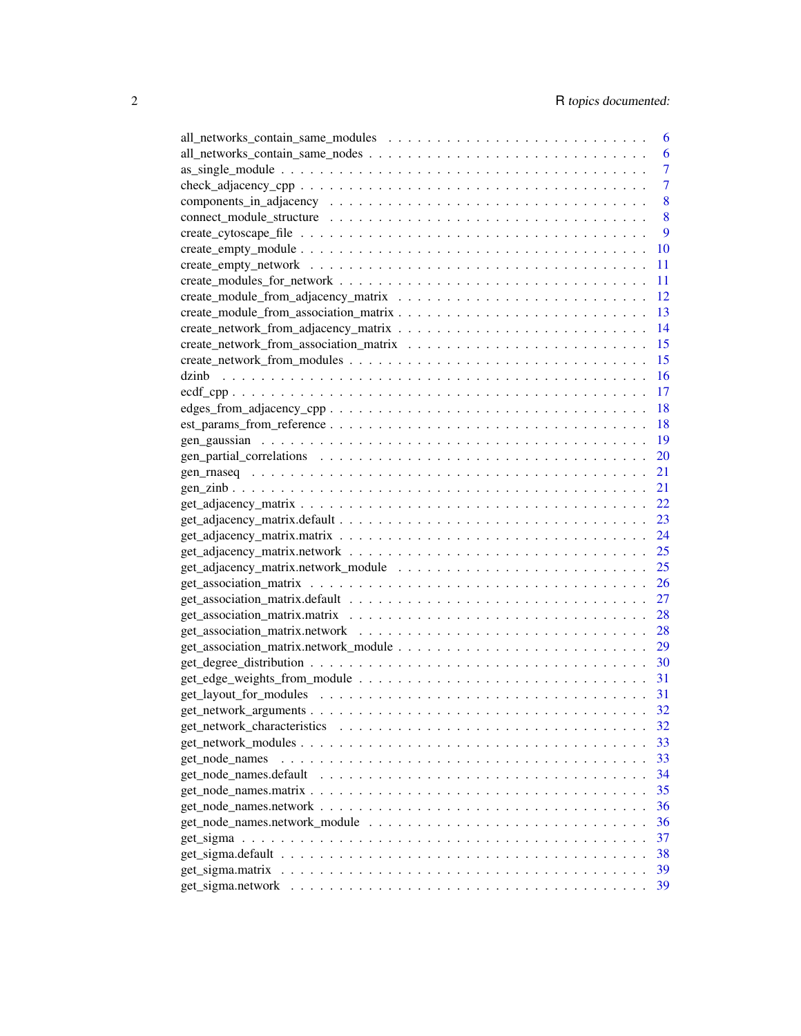| | |
|---|---|
| all_networks_contain_same_modules | 6 |
| all_networks_contain_same_nodes | 6 |
| as_single_module | 7 |
| check_adjacency_cpp | 7 |
| components_in_adjacency | 8 |
| connect_module_structure | 8 |
| create_cytoscape_file | 9 |
| create_empty_module | 10 |
| create_empty_network | 11 |
| create_modules_for_network | 11 |
| create_module_from_adjacency_matrix | 12 |
| create_module_from_association_matrix | 13 |
| create_network_from_adjacency_matrix | 14 |
| create_network_from_association_matrix | 15 |
| create_network_from_modules | 15 |
| dzinb | 16 |
| ecdf_cpp | 17 |
| edges_from_adjacency_cpp | 18 |
| est_params_from_reference | 18 |
| gen_gaussian | 19 |
| gen_partial_correlations | 20 |
| gen_rnaseq | 21 |
| gen_zinb | 21 |
| get_adjacency_matrix | 22 |
| get_adjacency_matrix.default | 23 |
| get_adjacency_matrix.matrix | 24 |
| get_adjacency_matrix.network | 25 |
| get_adjacency_matrix.network_module | 25 |
| get_association_matrix | 26 |
| get_association_matrix.default | 27 |
| get_association_matrix.matrix | 28 |
| get_association_matrix.network | 28 |
| get_association_matrix.network_module | 29 |
| get_degree_distribution | 30 |
| get_edge_weights_from_module | 31 |
| get_layout_for_modules | 31 |
| get_network_arguments | 32 |
| get_network_characteristics | 32 |
| get_network_modules | 33 |
| get_node_names | 33 |
| get_node_names.default | 34 |
| get_node_names.matrix | 35 |
| get_node_names.network | 36 |
| get_node_names.network_module | 36 |
| get_sigma | 37 |
| get_sigma.default | 38 |
| get_sigma.matrix | 39 |
| get_sigma.network | 39 |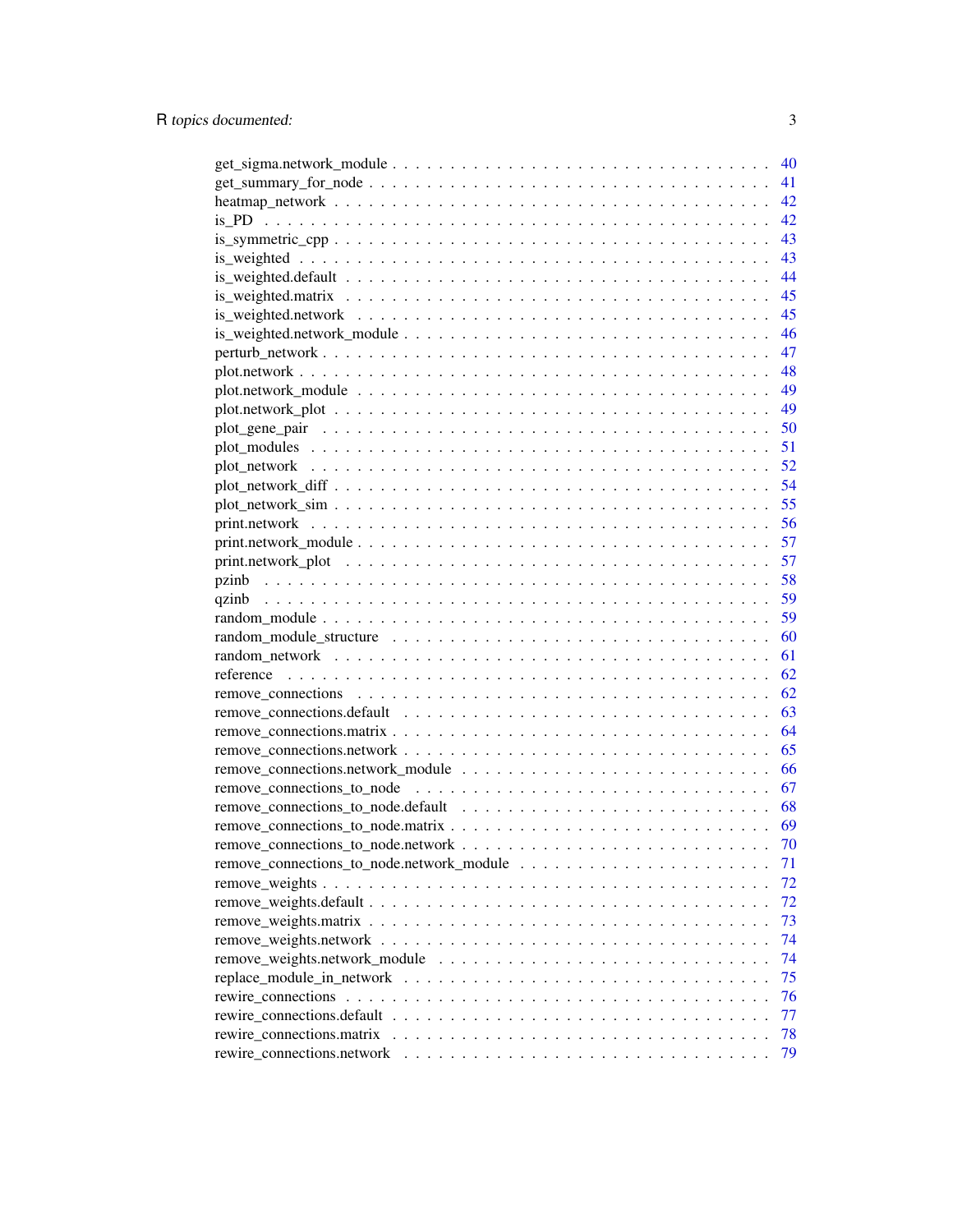get_sigma.network_module . . . . . . . . . . . . . . . . . . . . . . . . . . . . . . 40
get_summary_for_node . . . . . . . . . . . . . . . . . . . . . . . . . . . . . . . 41
heatmap_network . . . . . . . . . . . . . . . . . . . . . . . . . . . . . . . . . . 42
is_PD . . . . . . . . . . . . . . . . . . . . . . . . . . . . . . . . . . . . . . . 42
is_symmetric_cpp . . . . . . . . . . . . . . . . . . . . . . . . . . . . . . . . . 43
is_weighted . . . . . . . . . . . . . . . . . . . . . . . . . . . . . . . . . . . . 43
is_weighted.default . . . . . . . . . . . . . . . . . . . . . . . . . . . . . . . . 44
is_weighted.matrix . . . . . . . . . . . . . . . . . . . . . . . . . . . . . . . . 45
is_weighted.network . . . . . . . . . . . . . . . . . . . . . . . . . . . . . . . . 45
is_weighted.network_module . . . . . . . . . . . . . . . . . . . . . . . . . . . . 46
perturb_network . . . . . . . . . . . . . . . . . . . . . . . . . . . . . . . . . . 47
plot.network . . . . . . . . . . . . . . . . . . . . . . . . . . . . . . . . . . . . 48
plot.network_module . . . . . . . . . . . . . . . . . . . . . . . . . . . . . . . . 49
plot.network_plot . . . . . . . . . . . . . . . . . . . . . . . . . . . . . . . . . 49
plot_gene_pair . . . . . . . . . . . . . . . . . . . . . . . . . . . . . . . . . . . 50
plot_modules . . . . . . . . . . . . . . . . . . . . . . . . . . . . . . . . . . . . 51
plot_network . . . . . . . . . . . . . . . . . . . . . . . . . . . . . . . . . . . . 52
plot_network_diff . . . . . . . . . . . . . . . . . . . . . . . . . . . . . . . . . 54
plot_network_sim . . . . . . . . . . . . . . . . . . . . . . . . . . . . . . . . . . 55
print.network . . . . . . . . . . . . . . . . . . . . . . . . . . . . . . . . . . . 56
print.network_module . . . . . . . . . . . . . . . . . . . . . . . . . . . . . . . . 57
print.network_plot . . . . . . . . . . . . . . . . . . . . . . . . . . . . . . . . . 57
pzinb . . . . . . . . . . . . . . . . . . . . . . . . . . . . . . . . . . . . . . . . 58
qzinb . . . . . . . . . . . . . . . . . . . . . . . . . . . . . . . . . . . . . . . . 59
random_module . . . . . . . . . . . . . . . . . . . . . . . . . . . . . . . . . . . 59
random_module_structure . . . . . . . . . . . . . . . . . . . . . . . . . . . . . . 60
random_network . . . . . . . . . . . . . . . . . . . . . . . . . . . . . . . . . . 61
reference . . . . . . . . . . . . . . . . . . . . . . . . . . . . . . . . . . . . . 62
remove_connections . . . . . . . . . . . . . . . . . . . . . . . . . . . . . . . . 62
remove_connections.default . . . . . . . . . . . . . . . . . . . . . . . . . . . . 63
remove_connections.matrix . . . . . . . . . . . . . . . . . . . . . . . . . . . . . 64
remove_connections.network . . . . . . . . . . . . . . . . . . . . . . . . . . . . 65
remove_connections.network_module . . . . . . . . . . . . . . . . . . . . . . . . 66
remove_connections_to_node . . . . . . . . . . . . . . . . . . . . . . . . . . . . 67
remove_connections_to_node.default . . . . . . . . . . . . . . . . . . . . . . . . 68
remove_connections_to_node.matrix . . . . . . . . . . . . . . . . . . . . . . . . 69
remove_connections_to_node.network . . . . . . . . . . . . . . . . . . . . . . . . 70
remove_connections_to_node.network_module . . . . . . . . . . . . . . . . . . . 71
remove_weights . . . . . . . . . . . . . . . . . . . . . . . . . . . . . . . . . . . 72
remove_weights.default . . . . . . . . . . . . . . . . . . . . . . . . . . . . . . . 72
remove_weights.matrix . . . . . . . . . . . . . . . . . . . . . . . . . . . . . . . 73
remove_weights.network . . . . . . . . . . . . . . . . . . . . . . . . . . . . . . 74
remove_weights.network_module . . . . . . . . . . . . . . . . . . . . . . . . . . 74
replace_module_in_network . . . . . . . . . . . . . . . . . . . . . . . . . . . . . 75
rewire_connections . . . . . . . . . . . . . . . . . . . . . . . . . . . . . . . . . 76
rewire_connections.default . . . . . . . . . . . . . . . . . . . . . . . . . . . . . 77
rewire_connections.matrix . . . . . . . . . . . . . . . . . . . . . . . . . . . . . 78
rewire_connections.network . . . . . . . . . . . . . . . . . . . . . . . . . . . . . 79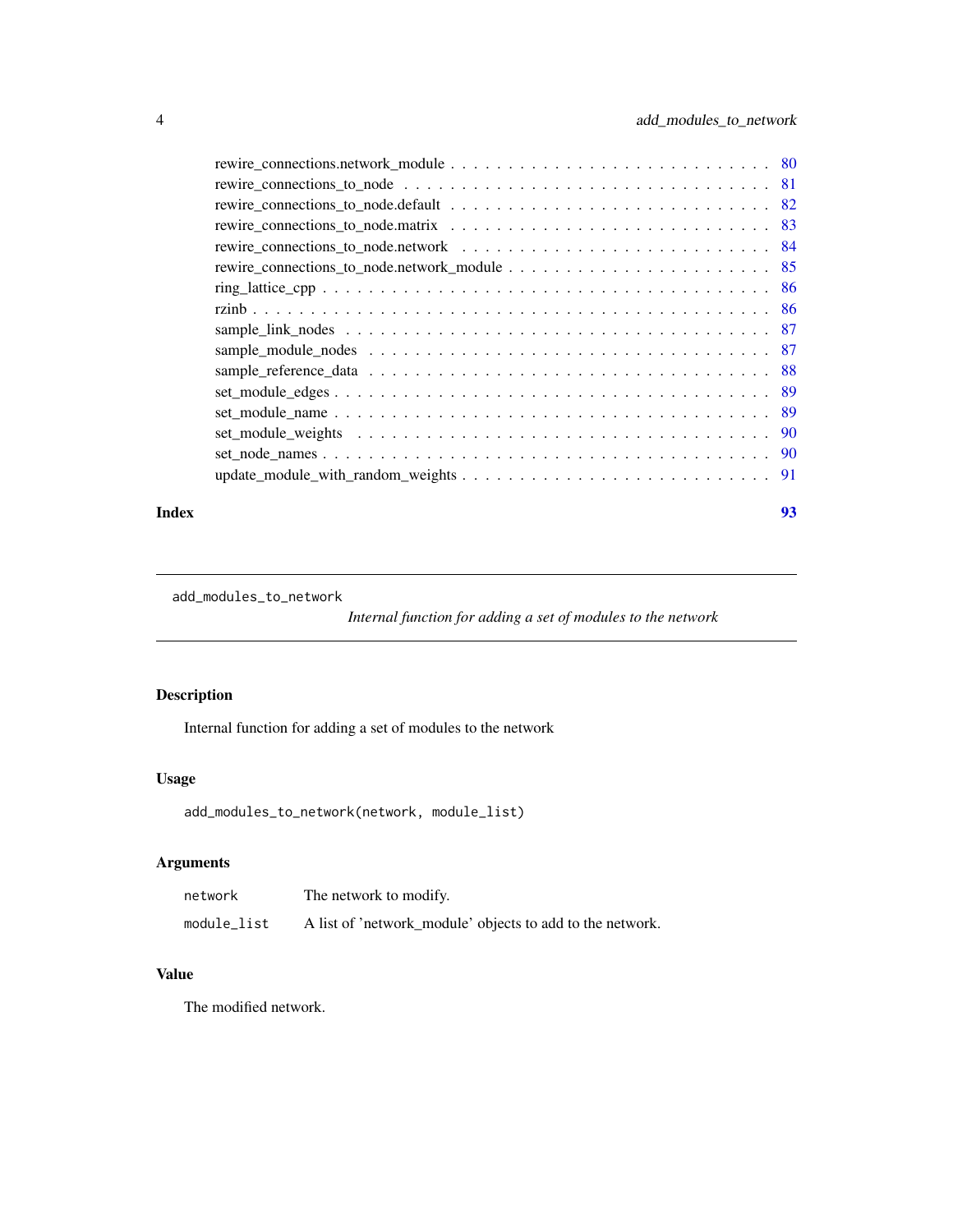rewire_connections.network_module . . . . . . . . . . . . . . . . . . . . . . . . . . . 80
rewire_connections_to_node . . . . . . . . . . . . . . . . . . . . . . . . . . . . . . . 81
rewire_connections_to_node.default . . . . . . . . . . . . . . . . . . . . . . . . . . . 82
rewire_connections_to_node.matrix . . . . . . . . . . . . . . . . . . . . . . . . . . . 83
rewire_connections_to_node.network . . . . . . . . . . . . . . . . . . . . . . . . . . . 84
rewire_connections_to_node.network_module . . . . . . . . . . . . . . . . . . . . . . 85
ring_lattice_cpp . . . . . . . . . . . . . . . . . . . . . . . . . . . . . . . . . . . . 86
rzinb . . . . . . . . . . . . . . . . . . . . . . . . . . . . . . . . . . . . . . . . . . 86
sample_link_nodes . . . . . . . . . . . . . . . . . . . . . . . . . . . . . . . . . . . 87
sample_module_nodes . . . . . . . . . . . . . . . . . . . . . . . . . . . . . . . . . . 87
sample_reference_data . . . . . . . . . . . . . . . . . . . . . . . . . . . . . . . . . 88
set_module_edges . . . . . . . . . . . . . . . . . . . . . . . . . . . . . . . . . . . . 89
set_module_name . . . . . . . . . . . . . . . . . . . . . . . . . . . . . . . . . . . . 89
set_module_weights . . . . . . . . . . . . . . . . . . . . . . . . . . . . . . . . . . . 90
set_node_names . . . . . . . . . . . . . . . . . . . . . . . . . . . . . . . . . . . . . 90
update_module_with_random_weights . . . . . . . . . . . . . . . . . . . . . . . . . . 91

**Index** **93**

---

`add_modules_to_network` *Internal function for adding a set of modules to the network*

---

## Description

Internal function for adding a set of modules to the network

## Usage

```
add_modules_to_network(network, module_list)
```

## Arguments

| | |
|---|---|
| `network` | The network to modify. |
| `module_list` | A list of 'network_module' objects to add to the network. |

## Value

The modified network.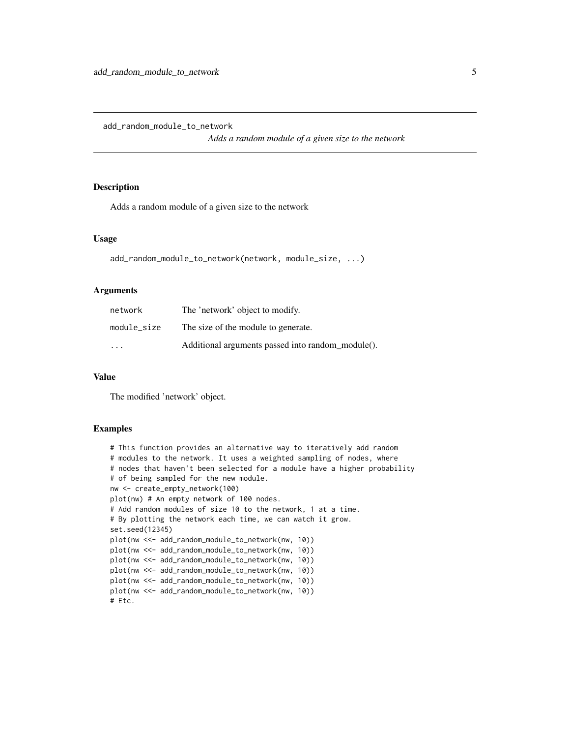add_random_module_to_network

*Adds a random module of a given size to the network*

## Description

Adds a random module of a given size to the network

## Usage

```
add_random_module_to_network(network, module_size, ...)
```

## Arguments

| | |
|---|---|
| network | The 'network' object to modify. |
| module_size | The size of the module to generate. |
| ... | Additional arguments passed into random_module(). |

## Value

The modified 'network' object.

## Examples

```
# This function provides an alternative way to iteratively add random
# modules to the network. It uses a weighted sampling of nodes, where
# nodes that haven't been selected for a module have a higher probability
# of being sampled for the new module.
nw <- create_empty_network(100)
plot(nw) # An empty network of 100 nodes.
# Add random modules of size 10 to the network, 1 at a time.
# By plotting the network each time, we can watch it grow.
set.seed(12345)
plot(nw <<- add_random_module_to_network(nw, 10))
plot(nw <<- add_random_module_to_network(nw, 10))
plot(nw <<- add_random_module_to_network(nw, 10))
plot(nw <<- add_random_module_to_network(nw, 10))
plot(nw <<- add_random_module_to_network(nw, 10))
plot(nw <<- add_random_module_to_network(nw, 10))
# Etc.
```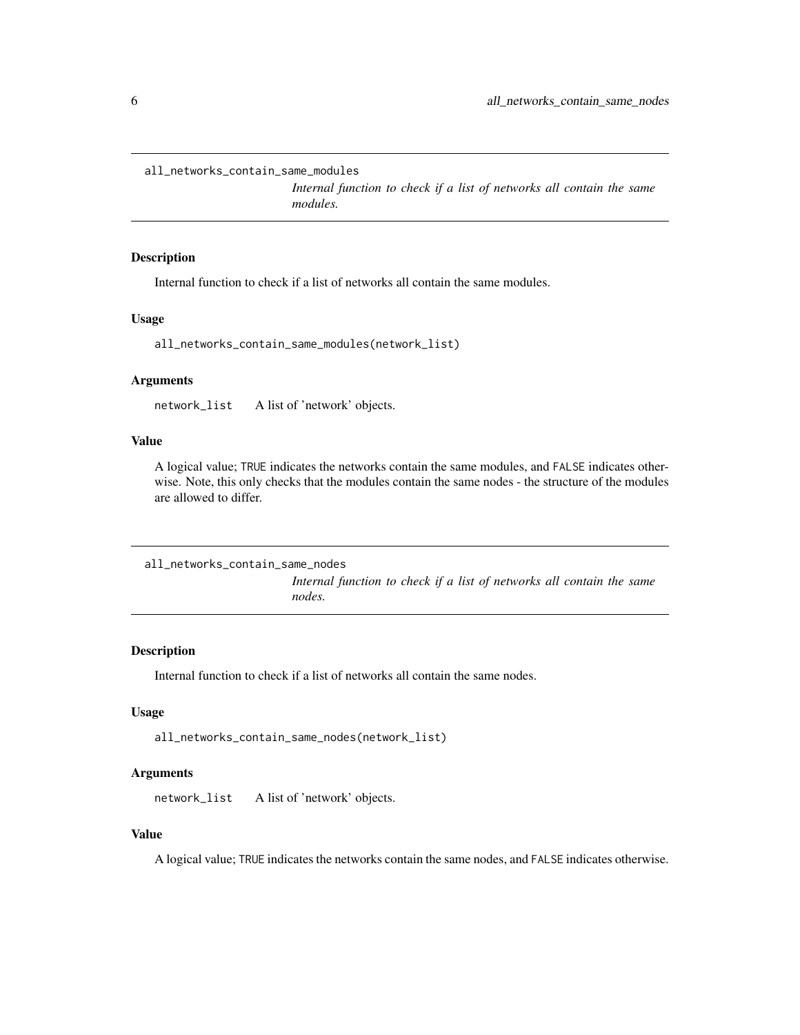## all_networks_contain_same_modules

*Internal function to check if a list of networks all contain the same modules.*

### Description

Internal function to check if a list of networks all contain the same modules.

### Usage

```
all_networks_contain_same_modules(network_list)
```

### Arguments

| | |
|---|---|
| `network_list` | A list of 'network' objects. |

### Value

A logical value; TRUE indicates the networks contain the same modules, and FALSE indicates otherwise. Note, this only checks that the modules contain the same nodes - the structure of the modules are allowed to differ.

## all_networks_contain_same_nodes

*Internal function to check if a list of networks all contain the same nodes.*

### Description

Internal function to check if a list of networks all contain the same nodes.

### Usage

```
all_networks_contain_same_nodes(network_list)
```

### Arguments

| | |
|---|---|
| `network_list` | A list of 'network' objects. |

### Value

A logical value; TRUE indicates the networks contain the same nodes, and FALSE indicates otherwise.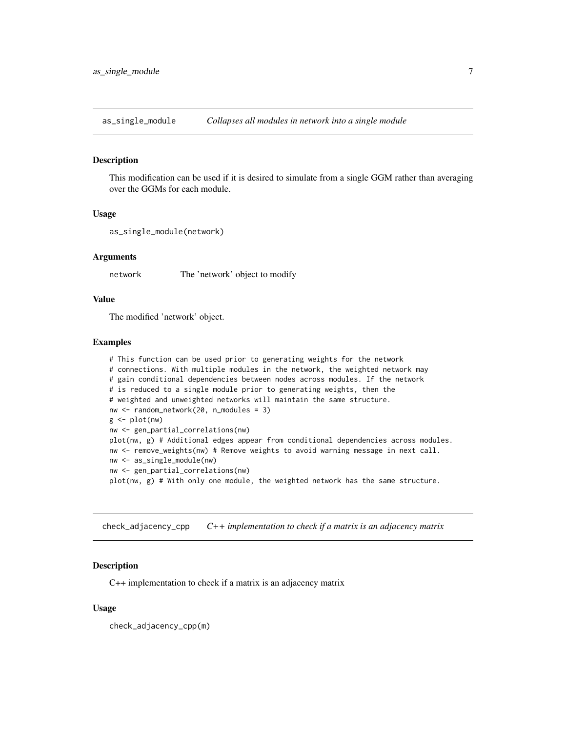## as_single_module — *Collapses all modules in network into a single module*

### Description

This modification can be used if it is desired to simulate from a single GGM rather than averaging over the GGMs for each module.

### Usage

```
as_single_module(network)
```

### Arguments

| | |
|---|---|
| network | The 'network' object to modify |

### Value

The modified 'network' object.

### Examples

```
# This function can be used prior to generating weights for the network
# connections. With multiple modules in the network, the weighted network may
# gain conditional dependencies between nodes across modules. If the network
# is reduced to a single module prior to generating weights, then the
# weighted and unweighted networks will maintain the same structure.
nw <- random_network(20, n_modules = 3)
g <- plot(nw)
nw <- gen_partial_correlations(nw)
plot(nw, g) # Additional edges appear from conditional dependencies across modules.
nw <- remove_weights(nw) # Remove weights to avoid warning message in next call.
nw <- as_single_module(nw)
nw <- gen_partial_correlations(nw)
plot(nw, g) # With only one module, the weighted network has the same structure.
```

## check_adjacency_cpp — *C++ implementation to check if a matrix is an adjacency matrix*

### Description

C++ implementation to check if a matrix is an adjacency matrix

### Usage

```
check_adjacency_cpp(m)
```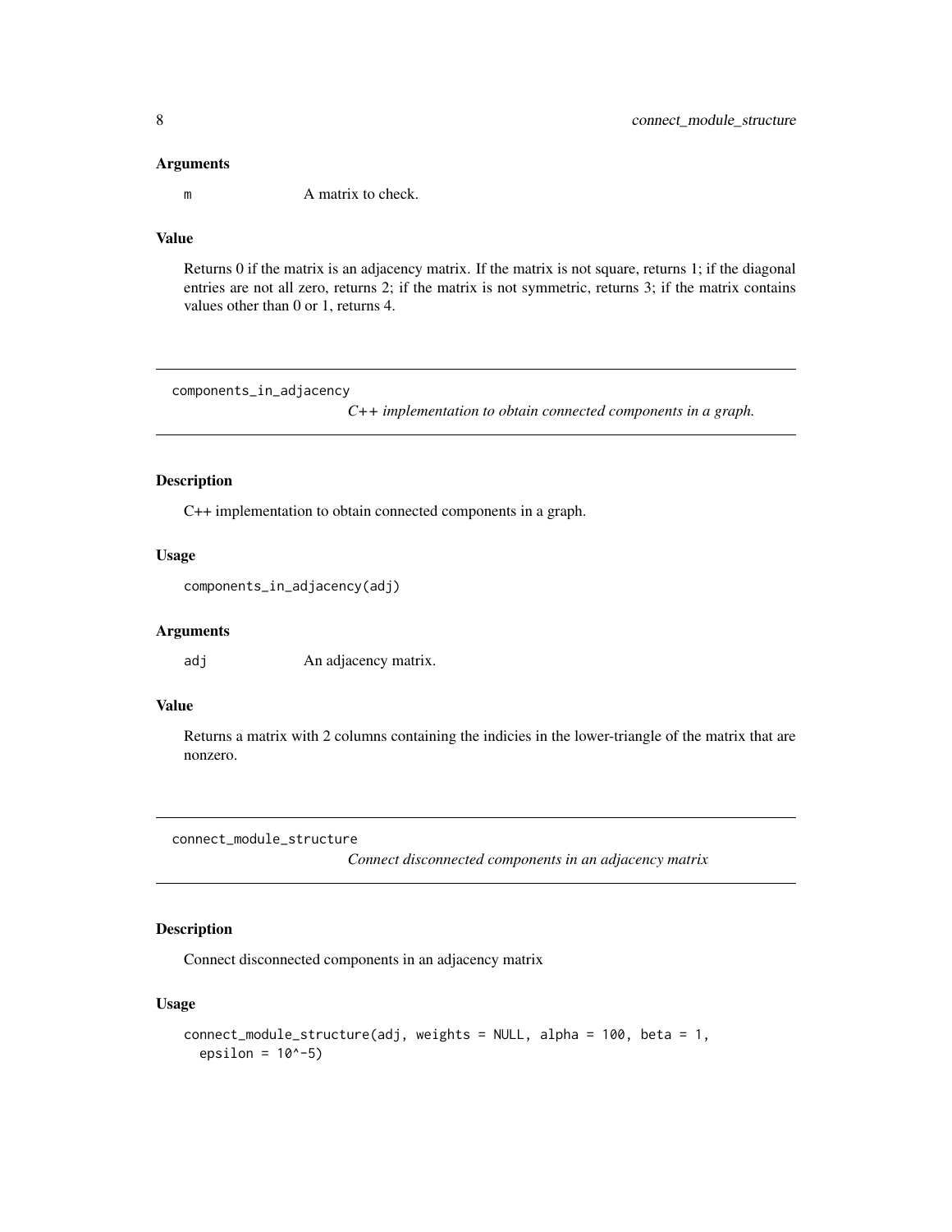### Arguments

`m` A matrix to check.

### Value

Returns 0 if the matrix is an adjacency matrix. If the matrix is not square, returns 1; if the diagonal entries are not all zero, returns 2; if the matrix is not symmetric, returns 3; if the matrix contains values other than 0 or 1, returns 4.

---

## components_in_adjacency

*C++ implementation to obtain connected components in a graph.*

### Description

C++ implementation to obtain connected components in a graph.

### Usage

```
components_in_adjacency(adj)
```

### Arguments

`adj` An adjacency matrix.

### Value

Returns a matrix with 2 columns containing the indicies in the lower-triangle of the matrix that are nonzero.

---

## connect_module_structure

*Connect disconnected components in an adjacency matrix*

### Description

Connect disconnected components in an adjacency matrix

### Usage

```
connect_module_structure(adj, weights = NULL, alpha = 100, beta = 1,
  epsilon = 10^-5)
```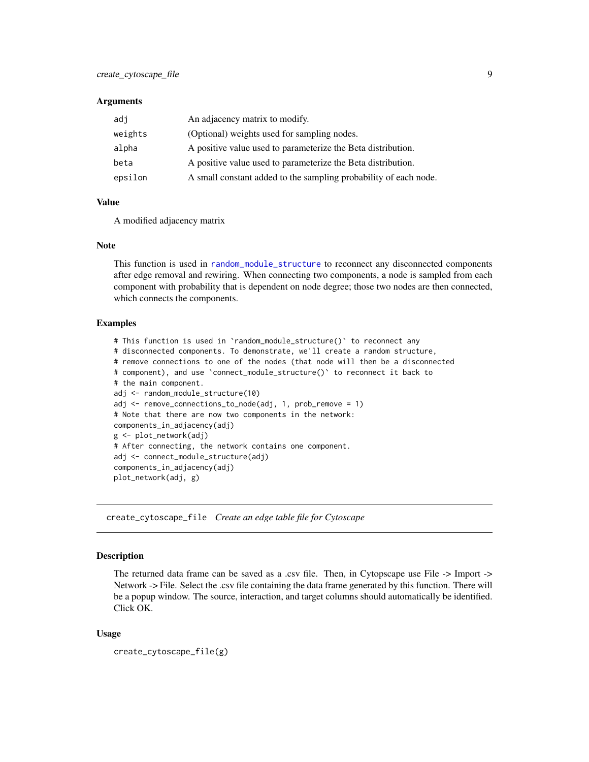### Arguments

| | |
|---|---|
| `adj` | An adjacency matrix to modify. |
| `weights` | (Optional) weights used for sampling nodes. |
| `alpha` | A positive value used to parameterize the Beta distribution. |
| `beta` | A positive value used to parameterize the Beta distribution. |
| `epsilon` | A small constant added to the sampling probability of each node. |

### Value

A modified adjacency matrix

### Note

This function is used in `random_module_structure` to reconnect any disconnected components after edge removal and rewiring. When connecting two components, a node is sampled from each component with probability that is dependent on node degree; those two nodes are then connected, which connects the components.

### Examples

```
# This function is used in `random_module_structure()` to reconnect any
# disconnected components. To demonstrate, we'll create a random structure,
# remove connections to one of the nodes (that node will then be a disconnected
# component), and use `connect_module_structure()` to reconnect it back to
# the main component.
adj <- random_module_structure(10)
adj <- remove_connections_to_node(adj, 1, prob_remove = 1)
# Note that there are now two components in the network:
components_in_adjacency(adj)
g <- plot_network(adj)
# After connecting, the network contains one component.
adj <- connect_module_structure(adj)
components_in_adjacency(adj)
plot_network(adj, g)
```

---

## `create_cytoscape_file` *Create an edge table file for Cytoscape*

### Description

The returned data frame can be saved as a .csv file. Then, in Cytopscape use File -> Import -> Network -> File. Select the .csv file containing the data frame generated by this function. There will be a popup window. The source, interaction, and target columns should automatically be identified. Click OK.

### Usage

```
create_cytoscape_file(g)
```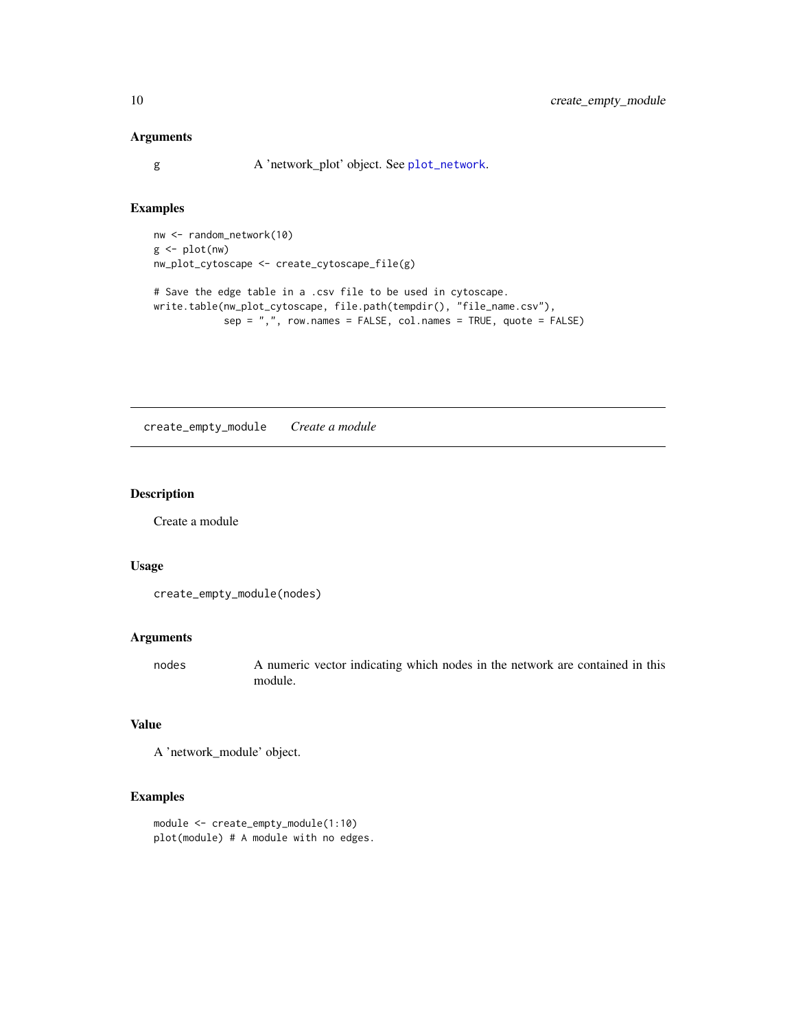### Arguments

g A 'network_plot' object. See `plot_network`.

### Examples

```
nw <- random_network(10)
g <- plot(nw)
nw_plot_cytoscape <- create_cytoscape_file(g)

# Save the edge table in a .csv file to be used in cytoscape.
write.table(nw_plot_cytoscape, file.path(tempdir(), "file_name.csv"),
            sep = ",", row.names = FALSE, col.names = TRUE, quote = FALSE)
```

---

## create_empty_module *Create a module*

---

### Description

Create a module

### Usage

```
create_empty_module(nodes)
```

### Arguments

nodes A numeric vector indicating which nodes in the network are contained in this module.

### Value

A 'network_module' object.

### Examples

```
module <- create_empty_module(1:10)
plot(module) # A module with no edges.
```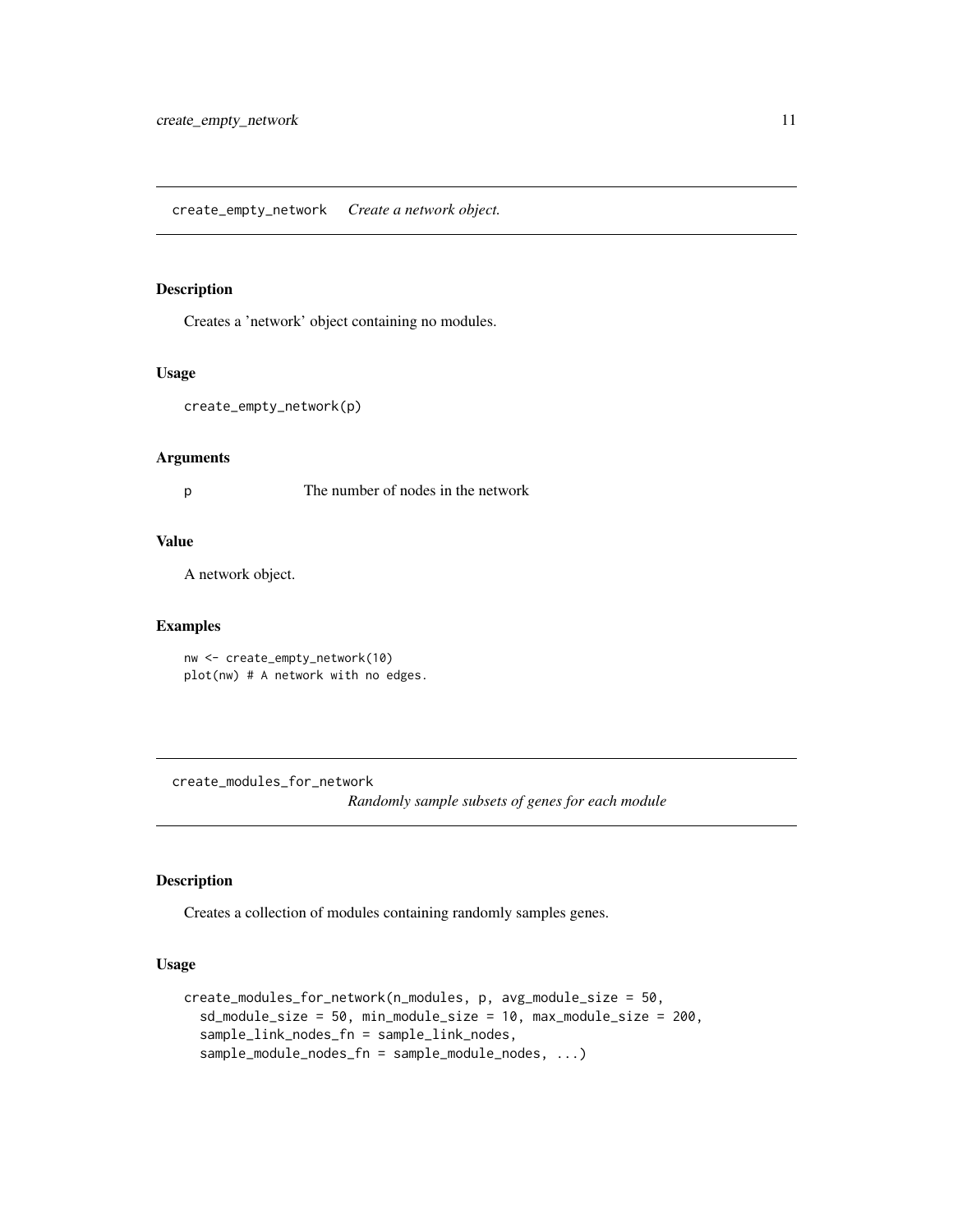## create_empty_network *Create a network object.*

### Description

Creates a 'network' object containing no modules.

### Usage

```
create_empty_network(p)
```

### Arguments

p The number of nodes in the network

### Value

A network object.

### Examples

```
nw <- create_empty_network(10)
plot(nw) # A network with no edges.
```

## create_modules_for_network *Randomly sample subsets of genes for each module*

### Description

Creates a collection of modules containing randomly samples genes.

### Usage

```
create_modules_for_network(n_modules, p, avg_module_size = 50,
  sd_module_size = 50, min_module_size = 10, max_module_size = 200,
  sample_link_nodes_fn = sample_link_nodes,
  sample_module_nodes_fn = sample_module_nodes, ...)
```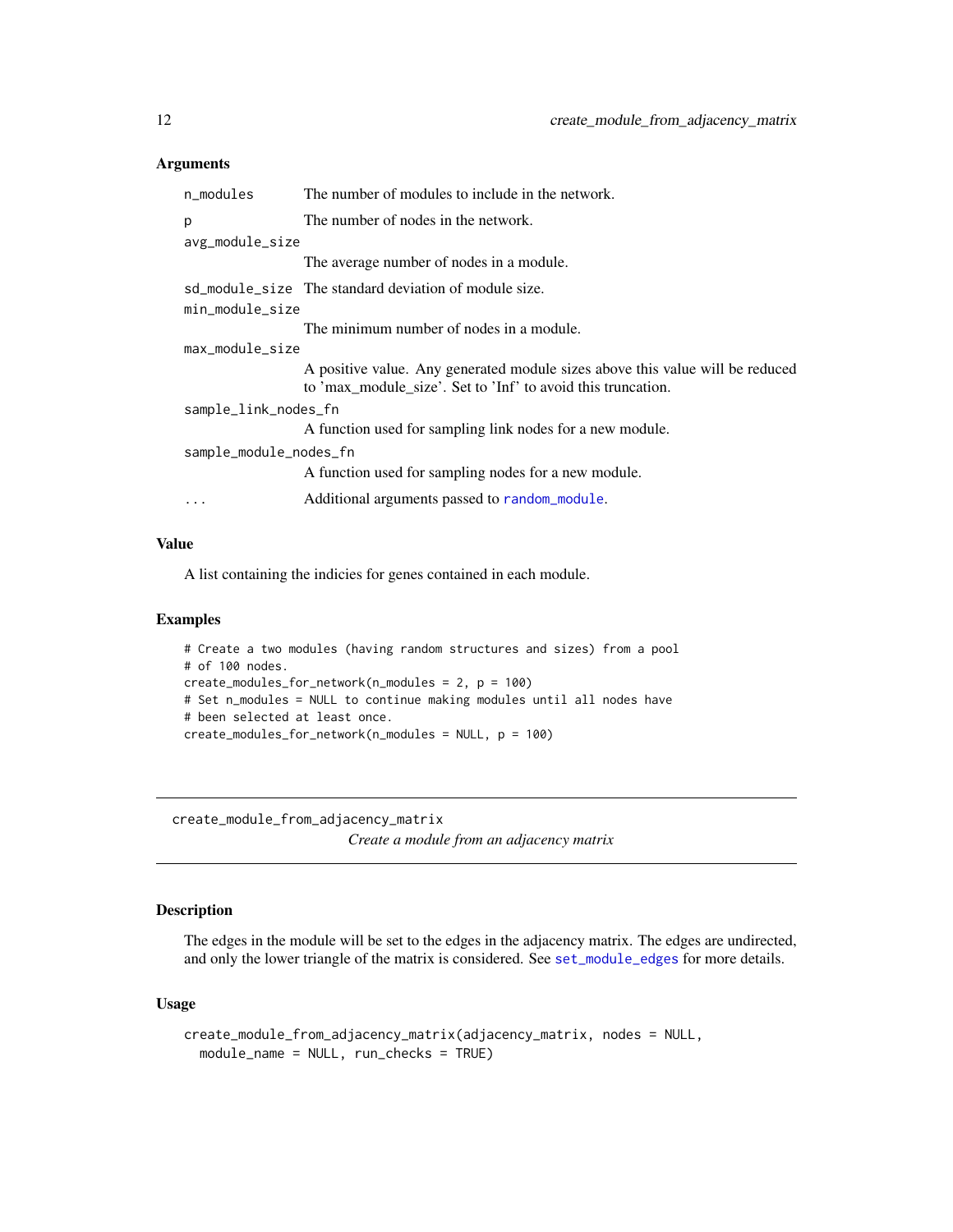### Arguments

| | |
|---|---|
| `n_modules` | The number of modules to include in the network. |
| `p` | The number of nodes in the network. |
| `avg_module_size` | The average number of nodes in a module. |
| `sd_module_size` | The standard deviation of module size. |
| `min_module_size` | The minimum number of nodes in a module. |
| `max_module_size` | A positive value. Any generated module sizes above this value will be reduced to 'max_module_size'. Set to 'Inf' to avoid this truncation. |
| `sample_link_nodes_fn` | A function used for sampling link nodes for a new module. |
| `sample_module_nodes_fn` | A function used for sampling nodes for a new module. |
| `...` | Additional arguments passed to `random_module`. |

### Value

A list containing the indicies for genes contained in each module.

### Examples

```
# Create a two modules (having random structures and sizes) from a pool
# of 100 nodes.
create_modules_for_network(n_modules = 2, p = 100)
# Set n_modules = NULL to continue making modules until all nodes have
# been selected at least once.
create_modules_for_network(n_modules = NULL, p = 100)
```

---

## create_module_from_adjacency_matrix

*Create a module from an adjacency matrix*

---

### Description

The edges in the module will be set to the edges in the adjacency matrix. The edges are undirected, and only the lower triangle of the matrix is considered. See `set_module_edges` for more details.

### Usage

```
create_module_from_adjacency_matrix(adjacency_matrix, nodes = NULL,
  module_name = NULL, run_checks = TRUE)
```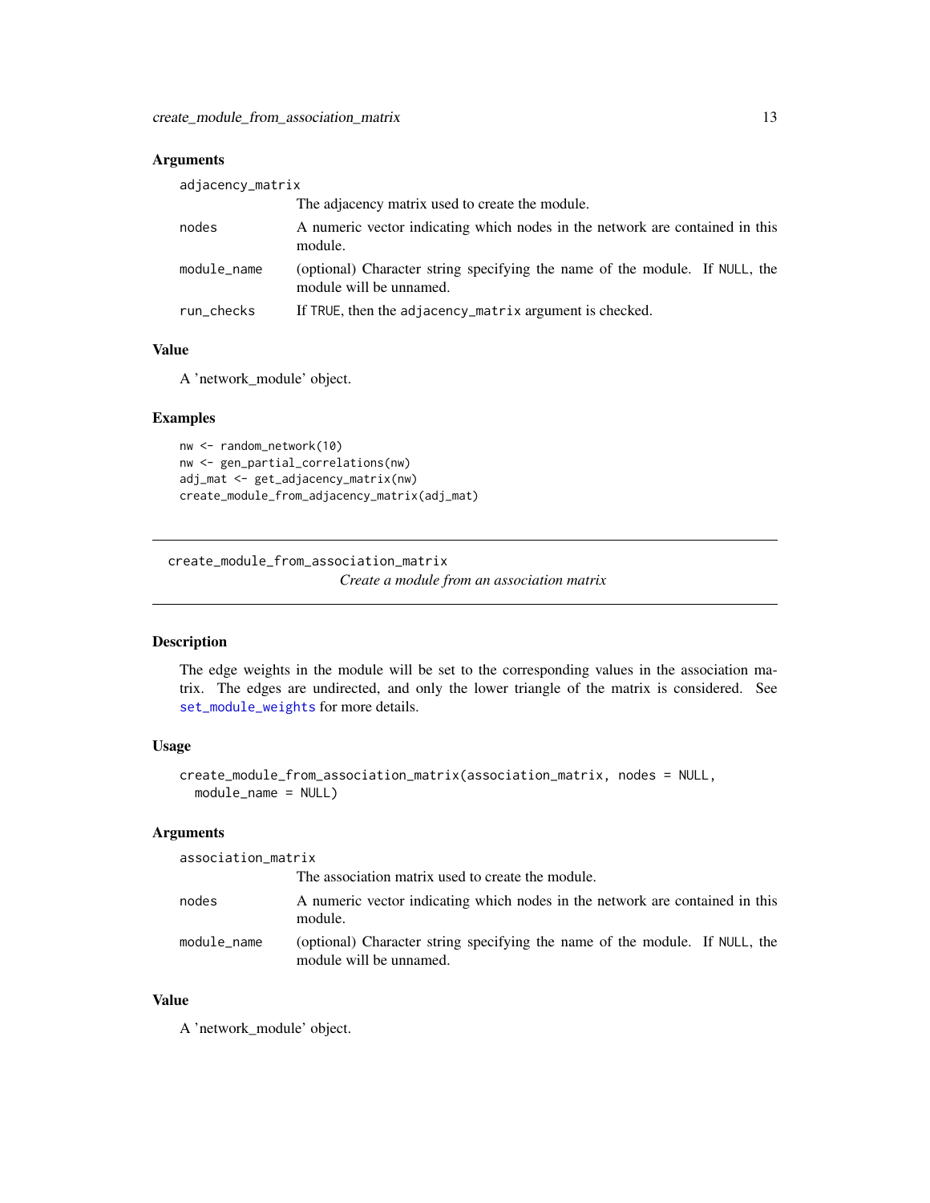### Arguments

| | |
|---|---|
| adjacency_matrix | The adjacency matrix used to create the module. |
| nodes | A numeric vector indicating which nodes in the network are contained in this module. |
| module_name | (optional) Character string specifying the name of the module. If NULL, the module will be unnamed. |
| run_checks | If TRUE, then the adjacency_matrix argument is checked. |

### Value

A 'network_module' object.

### Examples

```
nw <- random_network(10)
nw <- gen_partial_correlations(nw)
adj_mat <- get_adjacency_matrix(nw)
create_module_from_adjacency_matrix(adj_mat)
```

---

## create_module_from_association_matrix

*Create a module from an association matrix*

---

### Description

The edge weights in the module will be set to the corresponding values in the association matrix. The edges are undirected, and only the lower triangle of the matrix is considered. See set_module_weights for more details.

### Usage

```
create_module_from_association_matrix(association_matrix, nodes = NULL,
  module_name = NULL)
```

### Arguments

| | |
|---|---|
| association_matrix | The association matrix used to create the module. |
| nodes | A numeric vector indicating which nodes in the network are contained in this module. |
| module_name | (optional) Character string specifying the name of the module. If NULL, the module will be unnamed. |

### Value

A 'network_module' object.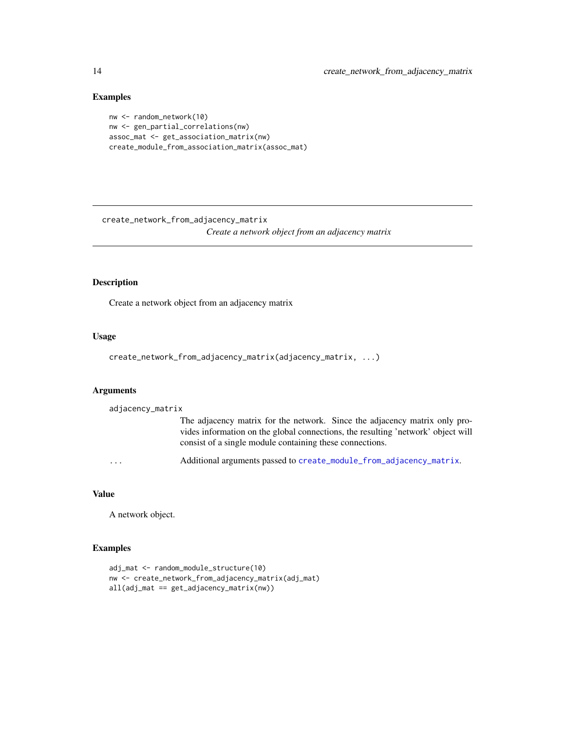## Examples

```
nw <- random_network(10)
nw <- gen_partial_correlations(nw)
assoc_mat <- get_association_matrix(nw)
create_module_from_association_matrix(assoc_mat)
```

---

# create_network_from_adjacency_matrix

*Create a network object from an adjacency matrix*

---

## Description

Create a network object from an adjacency matrix

## Usage

```
create_network_from_adjacency_matrix(adjacency_matrix, ...)
```

## Arguments

`adjacency_matrix`
: The adjacency matrix for the network. Since the adjacency matrix only provides information on the global connections, the resulting 'network' object will consist of a single module containing these connections.

`...`
: Additional arguments passed to `create_module_from_adjacency_matrix`.

## Value

A network object.

## Examples

```
adj_mat <- random_module_structure(10)
nw <- create_network_from_adjacency_matrix(adj_mat)
all(adj_mat == get_adjacency_matrix(nw))
```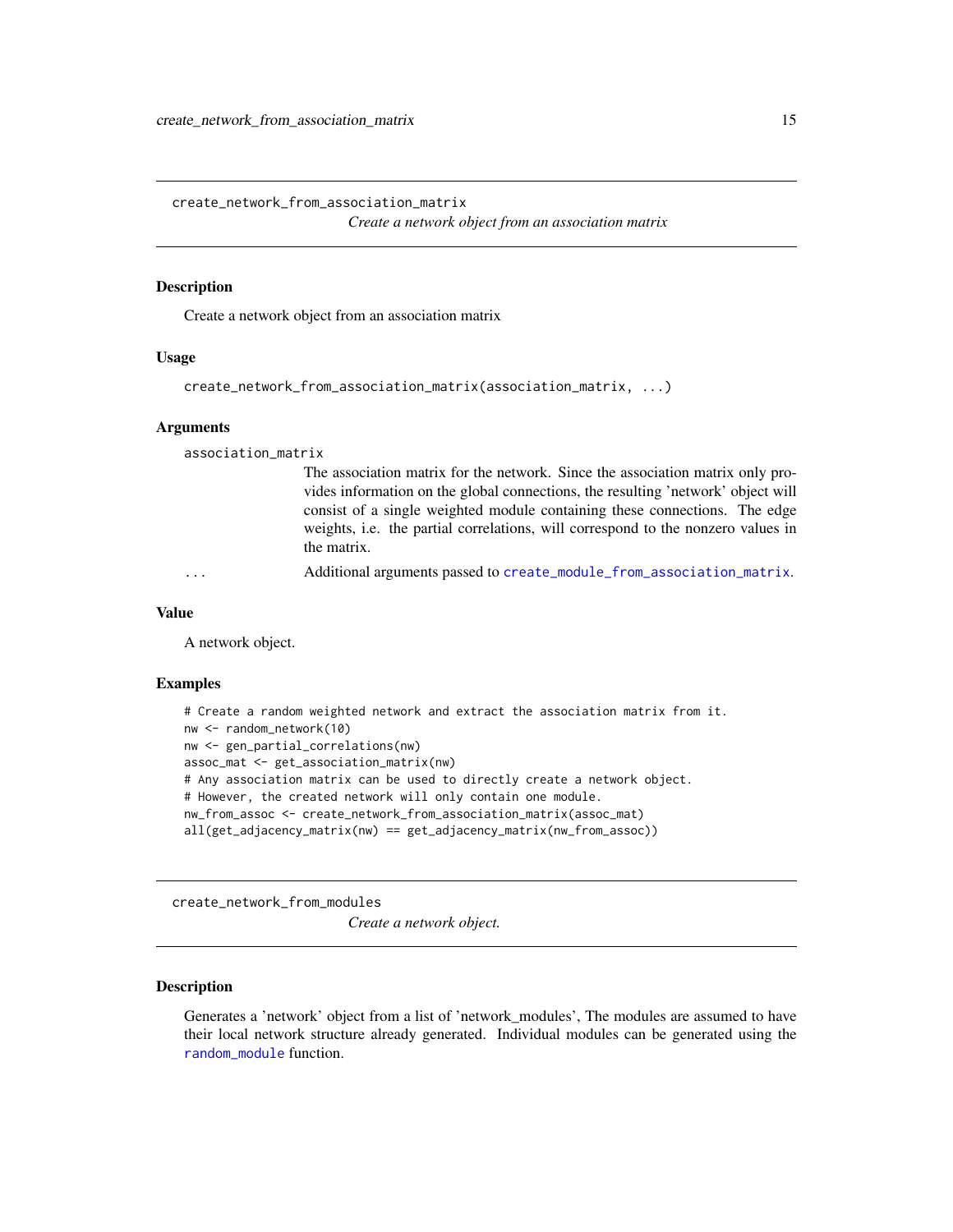## create_network_from_association_matrix

*Create a network object from an association matrix*

### Description

Create a network object from an association matrix

### Usage

```
create_network_from_association_matrix(association_matrix, ...)
```

### Arguments

`association_matrix`
The association matrix for the network. Since the association matrix only provides information on the global connections, the resulting 'network' object will consist of a single weighted module containing these connections. The edge weights, i.e. the partial correlations, will correspond to the nonzero values in the matrix.

`...`
Additional arguments passed to `create_module_from_association_matrix`.

### Value

A network object.

### Examples

```
# Create a random weighted network and extract the association matrix from it.
nw <- random_network(10)
nw <- gen_partial_correlations(nw)
assoc_mat <- get_association_matrix(nw)
# Any association matrix can be used to directly create a network object.
# However, the created network will only contain one module.
nw_from_assoc <- create_network_from_association_matrix(assoc_mat)
all(get_adjacency_matrix(nw) == get_adjacency_matrix(nw_from_assoc))
```

## create_network_from_modules

*Create a network object.*

### Description

Generates a 'network' object from a list of 'network_modules', The modules are assumed to have their local network structure already generated. Individual modules can be generated using the `random_module` function.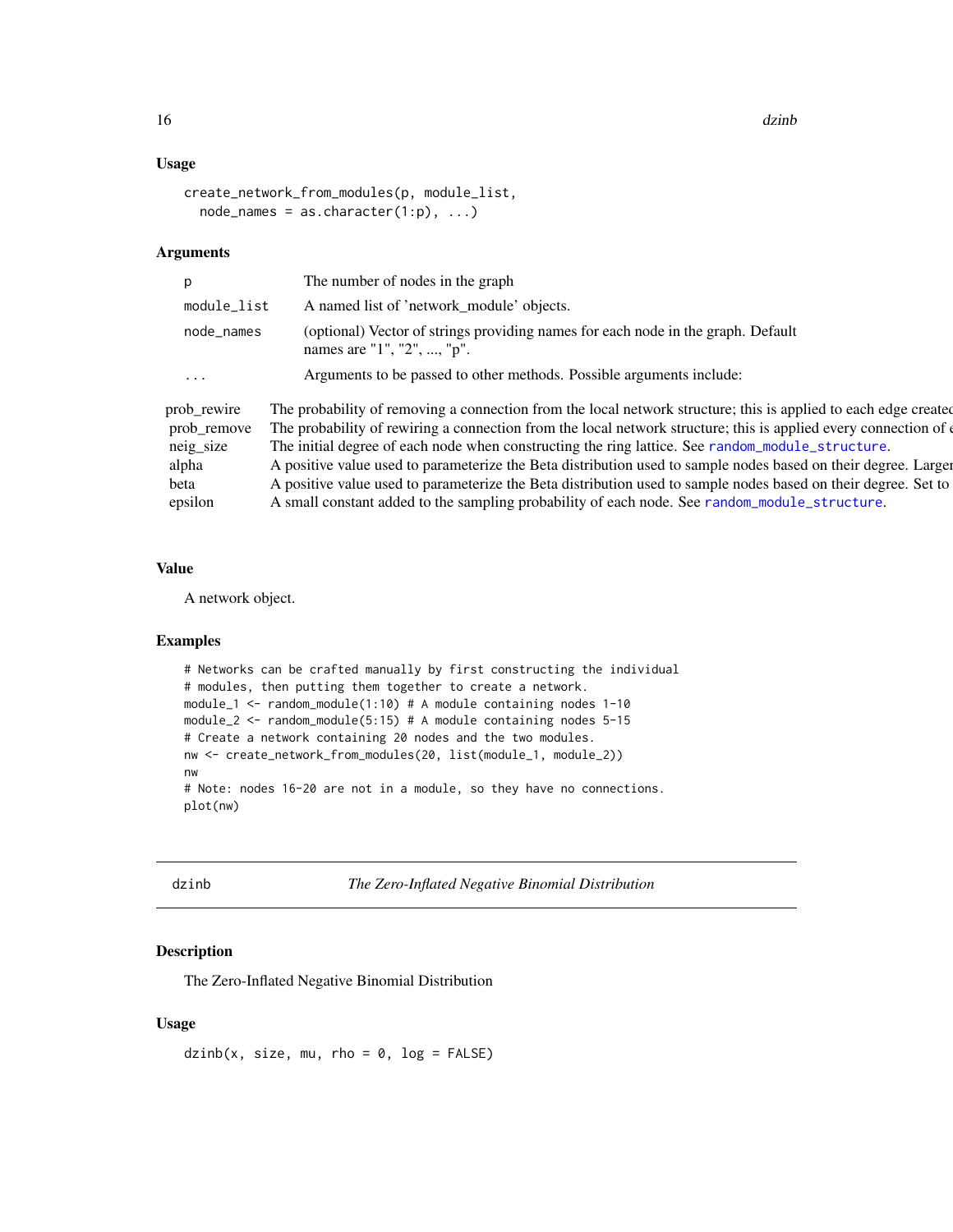## Usage

```
create_network_from_modules(p, module_list,
  node_names = as.character(1:p), ...)
```

## Arguments

| | |
|---|---|
| `p` | The number of nodes in the graph |
| `module_list` | A named list of 'network_module' objects. |
| `node_names` | (optional) Vector of strings providing names for each node in the graph. Default names are "1", "2", ..., "p". |
| `...` | Arguments to be passed to other methods. Possible arguments include: |

| | |
|---|---|
| prob_rewire | The probability of removing a connection from the local network structure; this is applied to each edge created |
| prob_remove | The probability of rewiring a connection from the local network structure; this is applied every connection of e |
| neig_size | The initial degree of each node when constructing the ring lattice. See random_module_structure. |
| alpha | A positive value used to parameterize the Beta distribution used to sample nodes based on their degree. Larger |
| beta | A positive value used to parameterize the Beta distribution used to sample nodes based on their degree. Set to |
| epsilon | A small constant added to the sampling probability of each node. See random_module_structure. |

## Value

A network object.

## Examples

```
# Networks can be crafted manually by first constructing the individual
# modules, then putting them together to create a network.
module_1 <- random_module(1:10) # A module containing nodes 1-10
module_2 <- random_module(5:15) # A module containing nodes 5-15
# Create a network containing 20 nodes and the two modules.
nw <- create_network_from_modules(20, list(module_1, module_2))
nw
# Note: nodes 16-20 are not in a module, so they have no connections.
plot(nw)
```

---

# dzinb — *The Zero-Inflated Negative Binomial Distribution*

## Description

The Zero-Inflated Negative Binomial Distribution

## Usage

```
dzinb(x, size, mu, rho = 0, log = FALSE)
```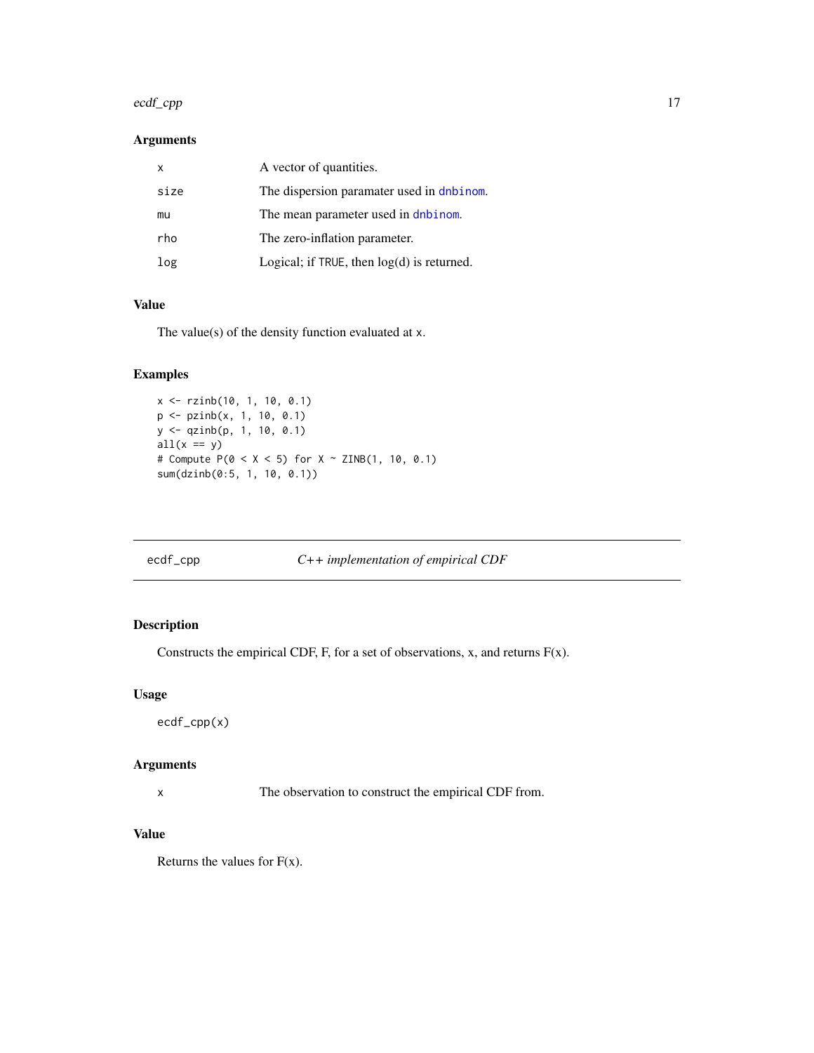### Arguments

| | |
|---|---|
| x | A vector of quantities. |
| size | The dispersion paramater used in dnbinom. |
| mu | The mean parameter used in dnbinom. |
| rho | The zero-inflation parameter. |
| log | Logical; if TRUE, then log(d) is returned. |

### Value

The value(s) of the density function evaluated at x.

### Examples

```
x <- rzinb(10, 1, 10, 0.1)
p <- pzinb(x, 1, 10, 0.1)
y <- qzinb(p, 1, 10, 0.1)
all(x == y)
# Compute P(0 < X < 5) for X ~ ZINB(1, 10, 0.1)
sum(dzinb(0:5, 1, 10, 0.1))
```

---

## ecdf_cpp — *C++ implementation of empirical CDF*

### Description

Constructs the empirical CDF, F, for a set of observations, x, and returns F(x).

### Usage

```
ecdf_cpp(x)
```

### Arguments

| | |
|---|---|
| x | The observation to construct the empirical CDF from. |

### Value

Returns the values for F(x).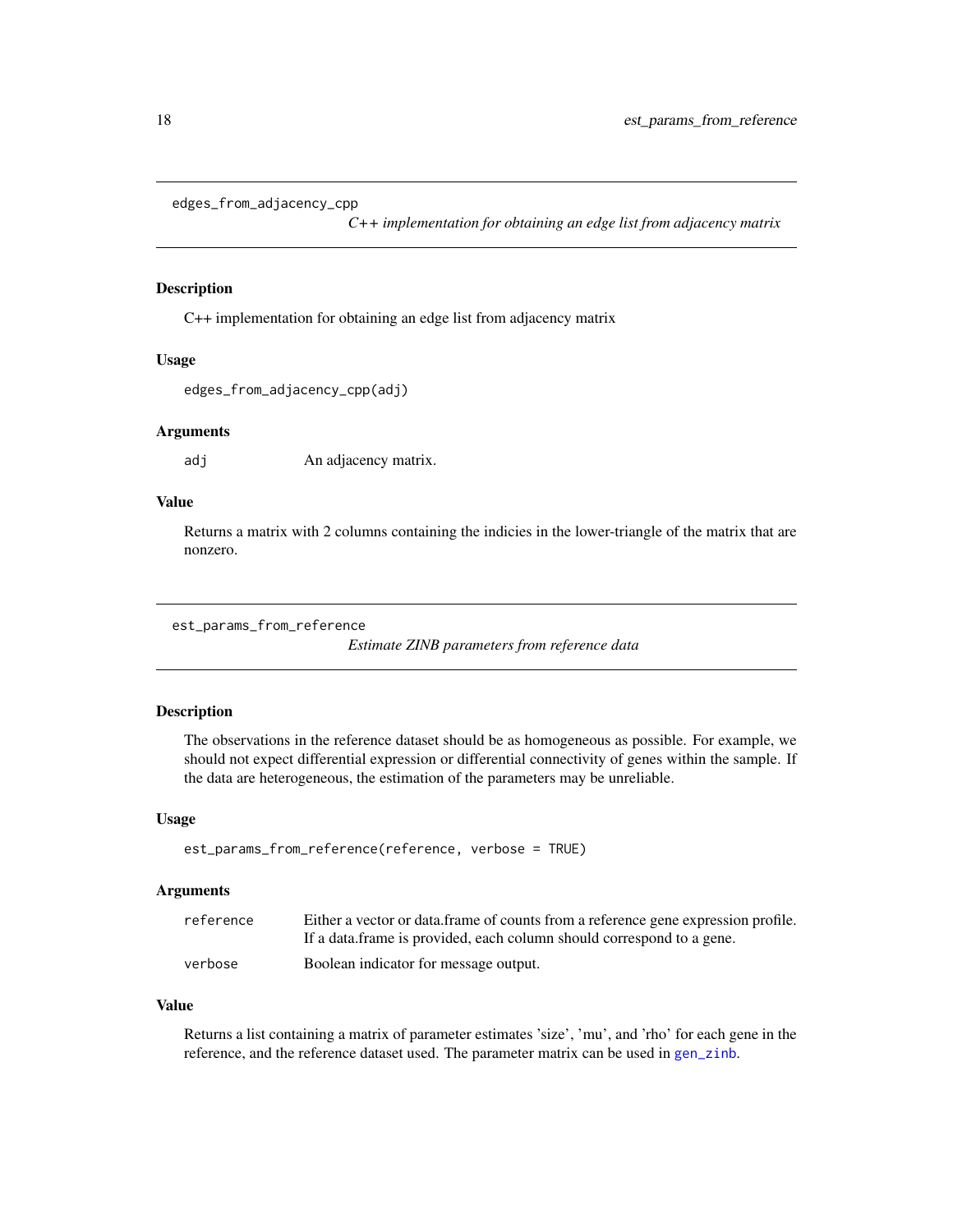## edges_from_adjacency_cpp

*C++ implementation for obtaining an edge list from adjacency matrix*

### Description

C++ implementation for obtaining an edge list from adjacency matrix

### Usage

```
edges_from_adjacency_cpp(adj)
```

### Arguments

| | |
|---|---|
| adj | An adjacency matrix. |

### Value

Returns a matrix with 2 columns containing the indicies in the lower-triangle of the matrix that are nonzero.

## est_params_from_reference

*Estimate ZINB parameters from reference data*

### Description

The observations in the reference dataset should be as homogeneous as possible. For example, we should not expect differential expression or differential connectivity of genes within the sample. If the data are heterogeneous, the estimation of the parameters may be unreliable.

### Usage

```
est_params_from_reference(reference, verbose = TRUE)
```

### Arguments

| | |
|---|---|
| reference | Either a vector or data.frame of counts from a reference gene expression profile. If a data.frame is provided, each column should correspond to a gene. |
| verbose | Boolean indicator for message output. |

### Value

Returns a list containing a matrix of parameter estimates 'size', 'mu', and 'rho' for each gene in the reference, and the reference dataset used. The parameter matrix can be used in gen_zinb.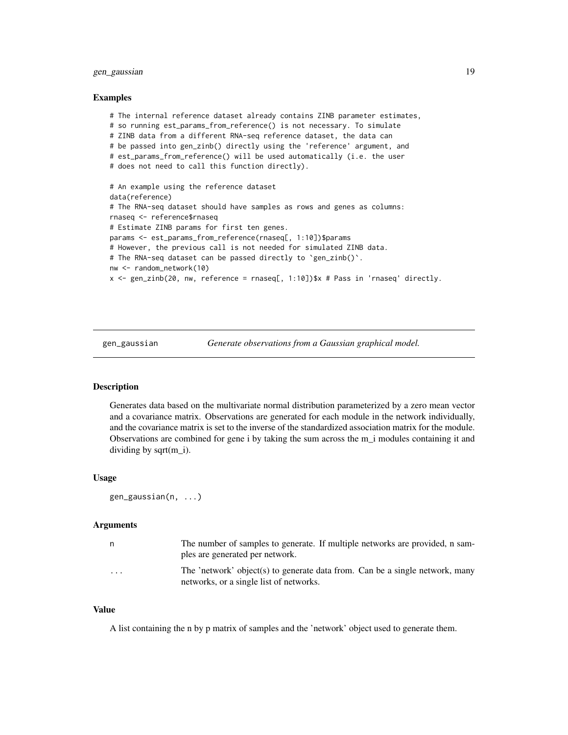### Examples

```
# The internal reference dataset already contains ZINB parameter estimates,
# so running est_params_from_reference() is not necessary. To simulate
# ZINB data from a different RNA-seq reference dataset, the data can
# be passed into gen_zinb() directly using the 'reference' argument, and
# est_params_from_reference() will be used automatically (i.e. the user
# does not need to call this function directly).

# An example using the reference dataset
data(reference)
# The RNA-seq dataset should have samples as rows and genes as columns:
rnaseq <- reference$rnaseq
# Estimate ZINB params for first ten genes.
params <- est_params_from_reference(rnaseq[, 1:10])$params
# However, the previous call is not needed for simulated ZINB data.
# The RNA-seq dataset can be passed directly to `gen_zinb()`.
nw <- random_network(10)
x <- gen_zinb(20, nw, reference = rnaseq[, 1:10])$x # Pass in 'rnaseq' directly.
```

---

## gen_gaussian — *Generate observations from a Gaussian graphical model.*

### Description

Generates data based on the multivariate normal distribution parameterized by a zero mean vector and a covariance matrix. Observations are generated for each module in the network individually, and the covariance matrix is set to the inverse of the standardized association matrix for the module. Observations are combined for gene i by taking the sum across the m_i modules containing it and dividing by sqrt(m_i).

### Usage

```
gen_gaussian(n, ...)
```

### Arguments

| | |
|---|---|
| n | The number of samples to generate. If multiple networks are provided, n samples are generated per network. |
| ... | The 'network' object(s) to generate data from. Can be a single network, many networks, or a single list of networks. |

### Value

A list containing the n by p matrix of samples and the 'network' object used to generate them.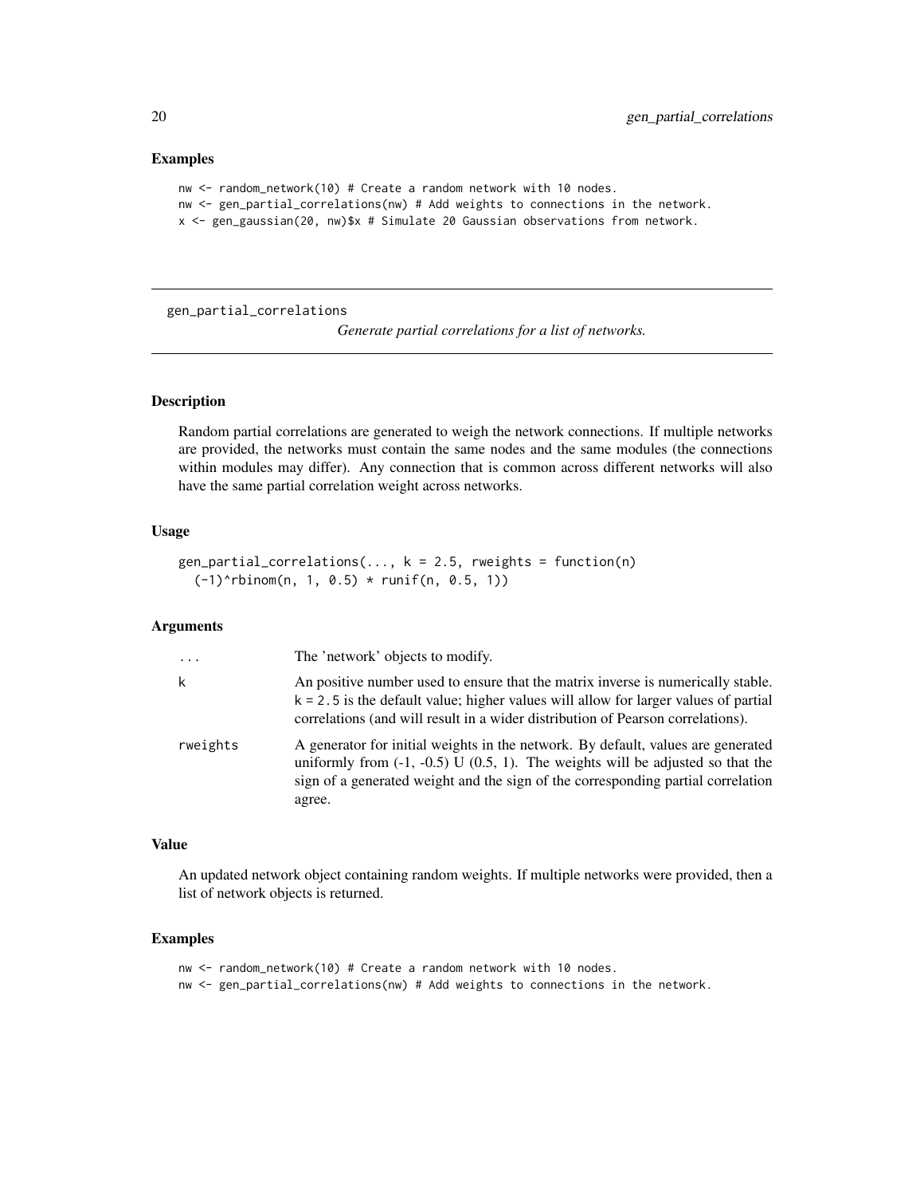### Examples

```
nw <- random_network(10) # Create a random network with 10 nodes.
nw <- gen_partial_correlations(nw) # Add weights to connections in the network.
x <- gen_gaussian(20, nw)$x # Simulate 20 Gaussian observations from network.
```

---

## gen_partial_correlations

*Generate partial correlations for a list of networks.*

---

### Description

Random partial correlations are generated to weigh the network connections. If multiple networks are provided, the networks must contain the same nodes and the same modules (the connections within modules may differ). Any connection that is common across different networks will also have the same partial correlation weight across networks.

### Usage

```
gen_partial_correlations(..., k = 2.5, rweights = function(n)
  (-1)^rbinom(n, 1, 0.5) * runif(n, 0.5, 1))
```

### Arguments

| | |
|---|---|
| ... | The 'network' objects to modify. |
| k | An positive number used to ensure that the matrix inverse is numerically stable. k = 2.5 is the default value; higher values will allow for larger values of partial correlations (and will result in a wider distribution of Pearson correlations). |
| rweights | A generator for initial weights in the network. By default, values are generated uniformly from (-1, -0.5) U (0.5, 1). The weights will be adjusted so that the sign of a generated weight and the sign of the corresponding partial correlation agree. |

### Value

An updated network object containing random weights. If multiple networks were provided, then a list of network objects is returned.

### Examples

```
nw <- random_network(10) # Create a random network with 10 nodes.
nw <- gen_partial_correlations(nw) # Add weights to connections in the network.
```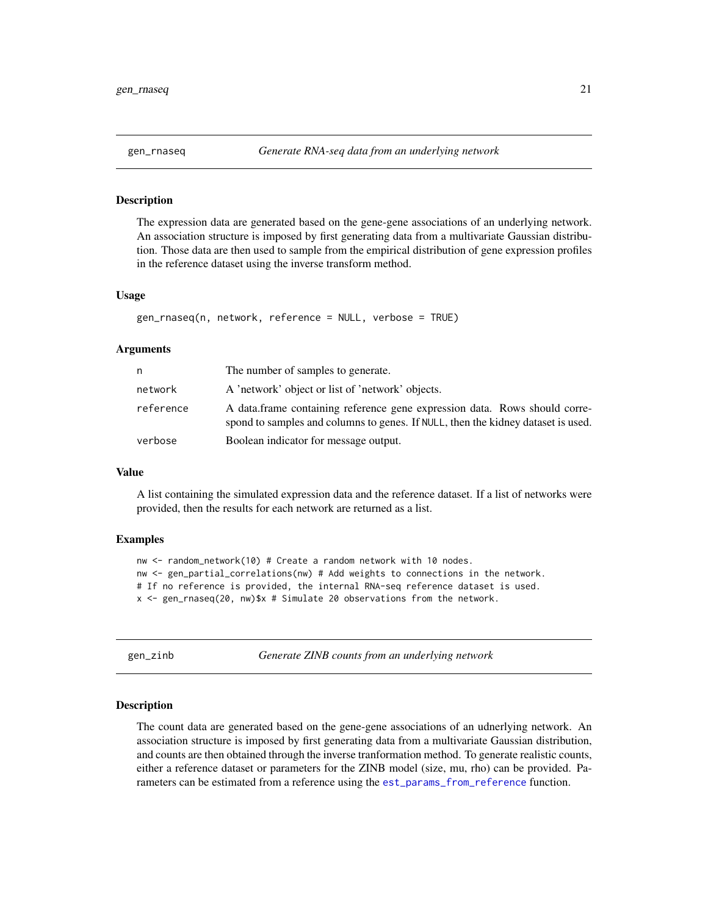## gen_rnaseq — *Generate RNA-seq data from an underlying network*

### Description

The expression data are generated based on the gene-gene associations of an underlying network. An association structure is imposed by first generating data from a multivariate Gaussian distribution. Those data are then used to sample from the empirical distribution of gene expression profiles in the reference dataset using the inverse transform method.

### Usage

```
gen_rnaseq(n, network, reference = NULL, verbose = TRUE)
```

### Arguments

| | |
|---|---|
| n | The number of samples to generate. |
| network | A 'network' object or list of 'network' objects. |
| reference | A data.frame containing reference gene expression data. Rows should correspond to samples and columns to genes. If NULL, then the kidney dataset is used. |
| verbose | Boolean indicator for message output. |

### Value

A list containing the simulated expression data and the reference dataset. If a list of networks were provided, then the results for each network are returned as a list.

### Examples

```
nw <- random_network(10) # Create a random network with 10 nodes.
nw <- gen_partial_correlations(nw) # Add weights to connections in the network.
# If no reference is provided, the internal RNA-seq reference dataset is used.
x <- gen_rnaseq(20, nw)$x # Simulate 20 observations from the network.
```

## gen_zinb — *Generate ZINB counts from an underlying network*

### Description

The count data are generated based on the gene-gene associations of an udnerlying network. An association structure is imposed by first generating data from a multivariate Gaussian distribution, and counts are then obtained through the inverse tranformation method. To generate realistic counts, either a reference dataset or parameters for the ZINB model (size, mu, rho) can be provided. Parameters can be estimated from a reference using the est_params_from_reference function.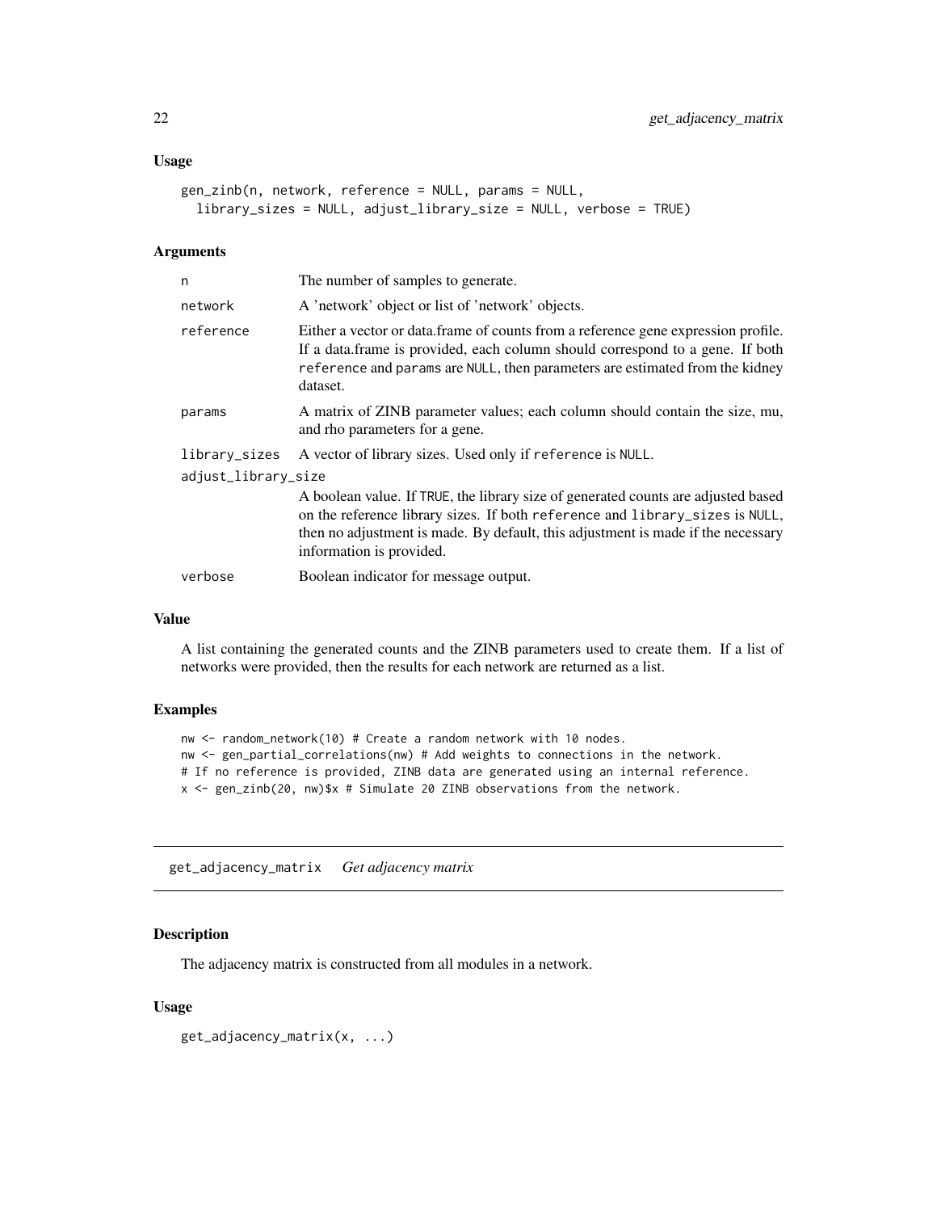### Usage

```
gen_zinb(n, network, reference = NULL, params = NULL,
  library_sizes = NULL, adjust_library_size = NULL, verbose = TRUE)
```

### Arguments

| | |
|---|---|
| n | The number of samples to generate. |
| network | A 'network' object or list of 'network' objects. |
| reference | Either a vector or data.frame of counts from a reference gene expression profile. If a data.frame is provided, each column should correspond to a gene. If both reference and params are NULL, then parameters are estimated from the kidney dataset. |
| params | A matrix of ZINB parameter values; each column should contain the size, mu, and rho parameters for a gene. |
| library_sizes | A vector of library sizes. Used only if reference is NULL. |
| adjust_library_size | A boolean value. If TRUE, the library size of generated counts are adjusted based on the reference library sizes. If both reference and library_sizes is NULL, then no adjustment is made. By default, this adjustment is made if the necessary information is provided. |
| verbose | Boolean indicator for message output. |

### Value

A list containing the generated counts and the ZINB parameters used to create them. If a list of networks were provided, then the results for each network are returned as a list.

### Examples

```
nw <- random_network(10) # Create a random network with 10 nodes.
nw <- gen_partial_correlations(nw) # Add weights to connections in the network.
# If no reference is provided, ZINB data are generated using an internal reference.
x <- gen_zinb(20, nw)$x # Simulate 20 ZINB observations from the network.
```

---

## get_adjacency_matrix    *Get adjacency matrix*

### Description

The adjacency matrix is constructed from all modules in a network.

### Usage

```
get_adjacency_matrix(x, ...)
```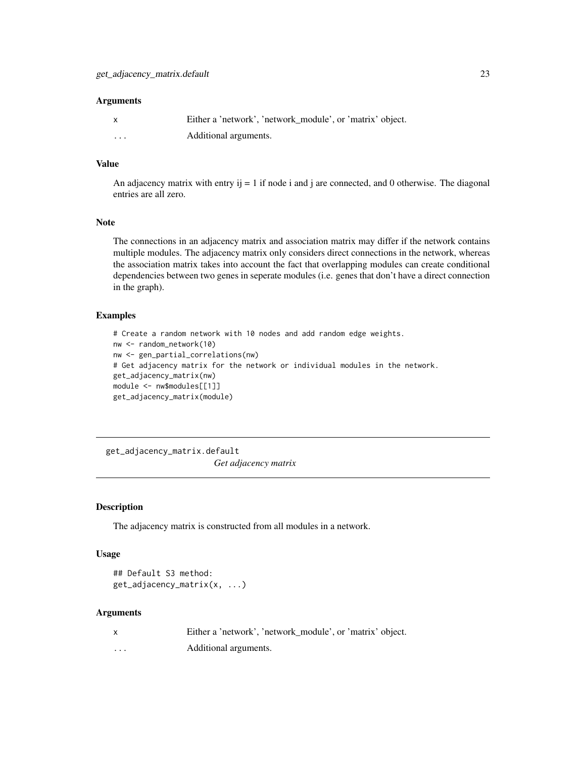## Arguments

| | |
|---|---|
| x | Either a 'network', 'network_module', or 'matrix' object. |
| ... | Additional arguments. |

## Value

An adjacency matrix with entry ij = 1 if node i and j are connected, and 0 otherwise. The diagonal entries are all zero.

## Note

The connections in an adjacency matrix and association matrix may differ if the network contains multiple modules. The adjacency matrix only considers direct connections in the network, whereas the association matrix takes into account the fact that overlapping modules can create conditional dependencies between two genes in seperate modules (i.e. genes that don't have a direct connection in the graph).

## Examples

```
# Create a random network with 10 nodes and add random edge weights.
nw <- random_network(10)
nw <- gen_partial_correlations(nw)
# Get adjacency matrix for the network or individual modules in the network.
get_adjacency_matrix(nw)
module <- nw$modules[[1]]
get_adjacency_matrix(module)
```

---

# get_adjacency_matrix.default

*Get adjacency matrix*

## Description

The adjacency matrix is constructed from all modules in a network.

## Usage

```
## Default S3 method:
get_adjacency_matrix(x, ...)
```

## Arguments

| | |
|---|---|
| x | Either a 'network', 'network_module', or 'matrix' object. |
| ... | Additional arguments. |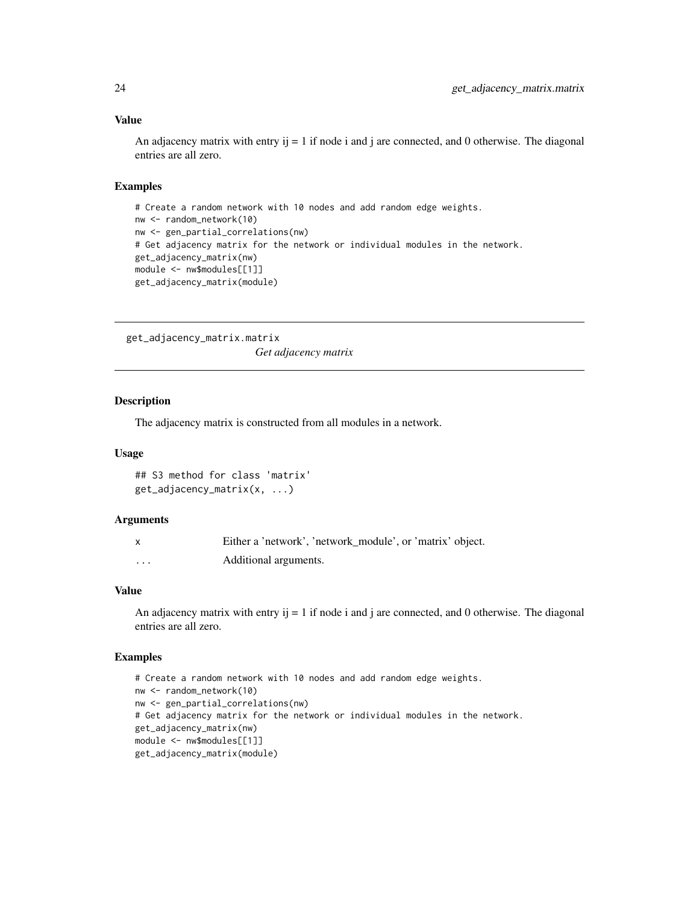### Value

An adjacency matrix with entry ij = 1 if node i and j are connected, and 0 otherwise. The diagonal entries are all zero.

### Examples

```
# Create a random network with 10 nodes and add random edge weights.
nw <- random_network(10)
nw <- gen_partial_correlations(nw)
# Get adjacency matrix for the network or individual modules in the network.
get_adjacency_matrix(nw)
module <- nw$modules[[1]]
get_adjacency_matrix(module)
```

---

## get_adjacency_matrix.matrix

*Get adjacency matrix*

---

### Description

The adjacency matrix is constructed from all modules in a network.

### Usage

```
## S3 method for class 'matrix'
get_adjacency_matrix(x, ...)
```

### Arguments

| | |
|---|---|
| x | Either a 'network', 'network_module', or 'matrix' object. |
| ... | Additional arguments. |

### Value

An adjacency matrix with entry ij = 1 if node i and j are connected, and 0 otherwise. The diagonal entries are all zero.

### Examples

```
# Create a random network with 10 nodes and add random edge weights.
nw <- random_network(10)
nw <- gen_partial_correlations(nw)
# Get adjacency matrix for the network or individual modules in the network.
get_adjacency_matrix(nw)
module <- nw$modules[[1]]
get_adjacency_matrix(module)
```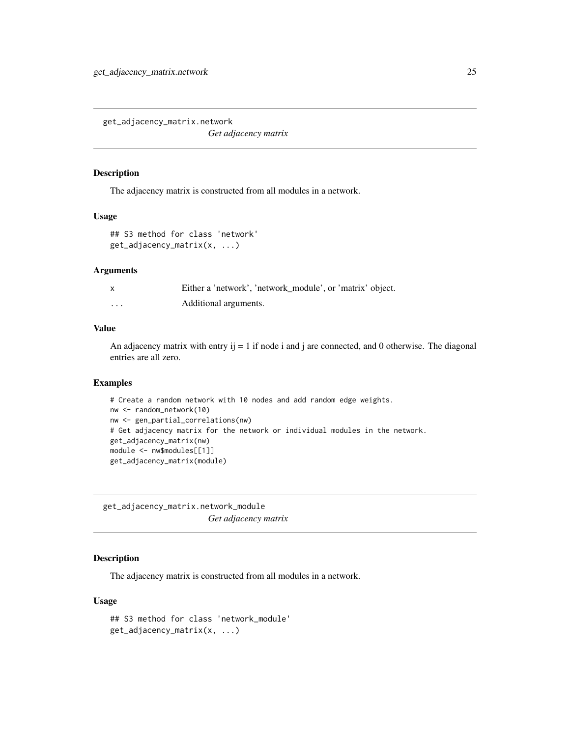## get_adjacency_matrix.network

*Get adjacency matrix*

### Description

The adjacency matrix is constructed from all modules in a network.

### Usage

```
## S3 method for class 'network'
get_adjacency_matrix(x, ...)
```

### Arguments

| | |
|---|---|
| x | Either a 'network', 'network_module', or 'matrix' object. |
| ... | Additional arguments. |

### Value

An adjacency matrix with entry ij = 1 if node i and j are connected, and 0 otherwise. The diagonal entries are all zero.

### Examples

```
# Create a random network with 10 nodes and add random edge weights.
nw <- random_network(10)
nw <- gen_partial_correlations(nw)
# Get adjacency matrix for the network or individual modules in the network.
get_adjacency_matrix(nw)
module <- nw$modules[[1]]
get_adjacency_matrix(module)
```

## get_adjacency_matrix.network_module

*Get adjacency matrix*

### Description

The adjacency matrix is constructed from all modules in a network.

### Usage

```
## S3 method for class 'network_module'
get_adjacency_matrix(x, ...)
```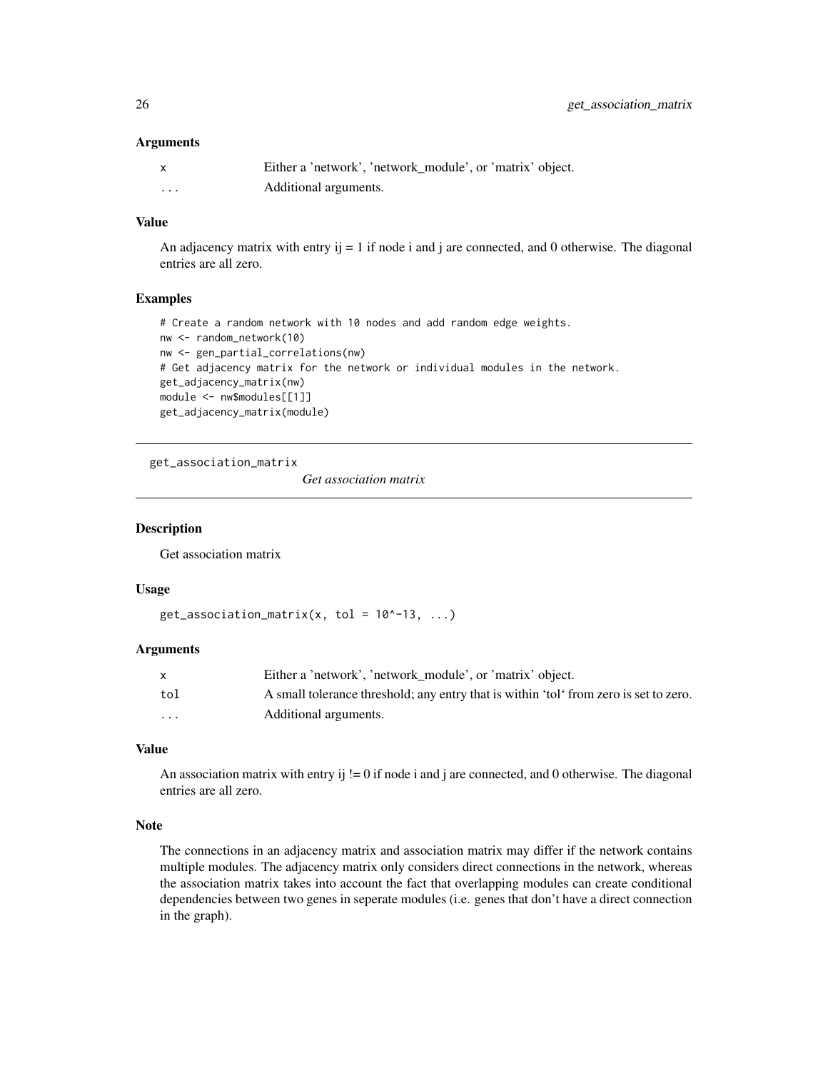### Arguments

| | |
|---|---|
| x | Either a 'network', 'network_module', or 'matrix' object. |
| ... | Additional arguments. |

### Value

An adjacency matrix with entry ij = 1 if node i and j are connected, and 0 otherwise. The diagonal entries are all zero.

### Examples

```
# Create a random network with 10 nodes and add random edge weights.
nw <- random_network(10)
nw <- gen_partial_correlations(nw)
# Get adjacency matrix for the network or individual modules in the network.
get_adjacency_matrix(nw)
module <- nw$modules[[1]]
get_adjacency_matrix(module)
```

---

## get_association_matrix    *Get association matrix*

---

### Description

Get association matrix

### Usage

```
get_association_matrix(x, tol = 10^-13, ...)
```

### Arguments

| | |
|---|---|
| x | Either a 'network', 'network_module', or 'matrix' object. |
| tol | A small tolerance threshold; any entry that is within 'tol' from zero is set to zero. |
| ... | Additional arguments. |

### Value

An association matrix with entry ij != 0 if node i and j are connected, and 0 otherwise. The diagonal entries are all zero.

### Note

The connections in an adjacency matrix and association matrix may differ if the network contains multiple modules. The adjacency matrix only considers direct connections in the network, whereas the association matrix takes into account the fact that overlapping modules can create conditional dependencies between two genes in seperate modules (i.e. genes that don't have a direct connection in the graph).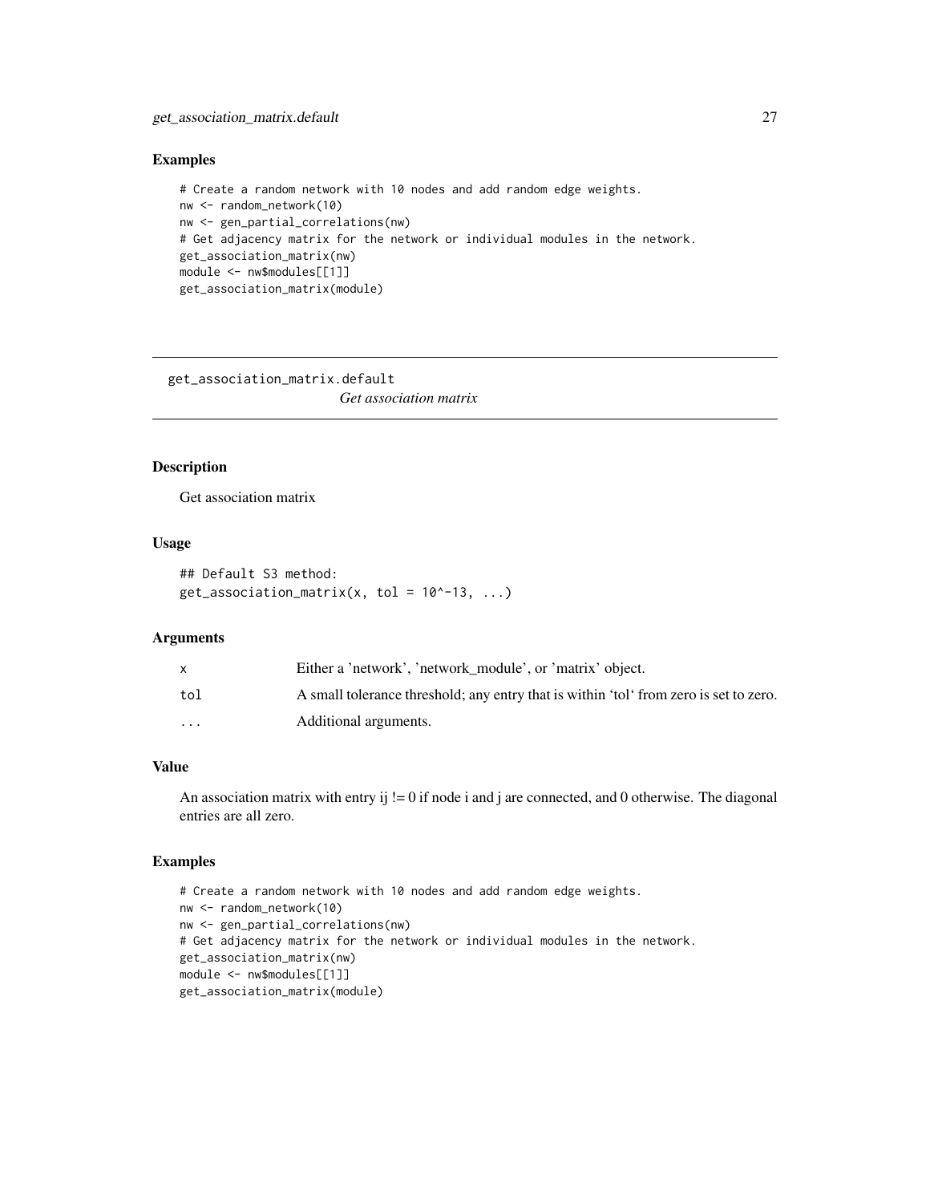## Examples

```
# Create a random network with 10 nodes and add random edge weights.
nw <- random_network(10)
nw <- gen_partial_correlations(nw)
# Get adjacency matrix for the network or individual modules in the network.
get_association_matrix(nw)
module <- nw$modules[[1]]
get_association_matrix(module)
```

---

# get_association_matrix.default

*Get association matrix*

---

## Description

Get association matrix

## Usage

```
## Default S3 method:
get_association_matrix(x, tol = 10^-13, ...)
```

## Arguments

| | |
|---|---|
| x | Either a 'network', 'network_module', or 'matrix' object. |
| tol | A small tolerance threshold; any entry that is within 'tol' from zero is set to zero. |
| ... | Additional arguments. |

## Value

An association matrix with entry ij != 0 if node i and j are connected, and 0 otherwise. The diagonal entries are all zero.

## Examples

```
# Create a random network with 10 nodes and add random edge weights.
nw <- random_network(10)
nw <- gen_partial_correlations(nw)
# Get adjacency matrix for the network or individual modules in the network.
get_association_matrix(nw)
module <- nw$modules[[1]]
get_association_matrix(module)
```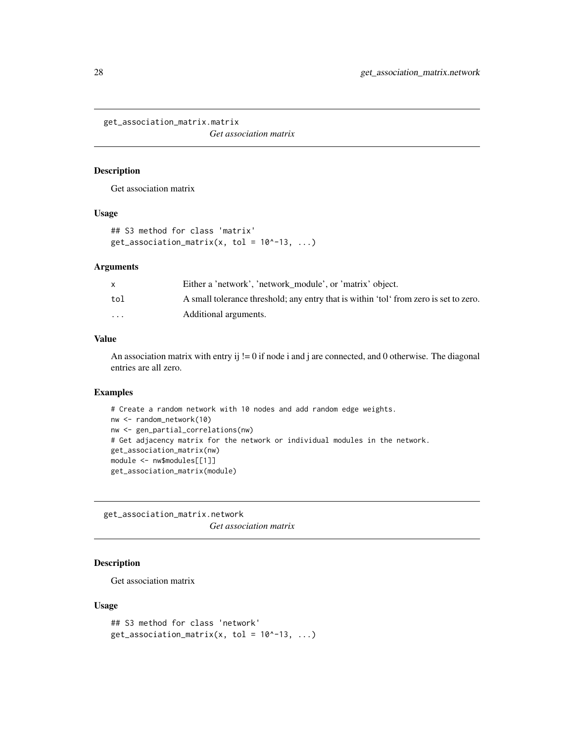## get_association_matrix.matrix

*Get association matrix*

### Description

Get association matrix

### Usage

```
## S3 method for class 'matrix'
get_association_matrix(x, tol = 10^-13, ...)
```

### Arguments

| | |
|---|---|
| x | Either a 'network', 'network_module', or 'matrix' object. |
| tol | A small tolerance threshold; any entry that is within 'tol' from zero is set to zero. |
| ... | Additional arguments. |

### Value

An association matrix with entry ij != 0 if node i and j are connected, and 0 otherwise. The diagonal entries are all zero.

### Examples

```
# Create a random network with 10 nodes and add random edge weights.
nw <- random_network(10)
nw <- gen_partial_correlations(nw)
# Get adjacency matrix for the network or individual modules in the network.
get_association_matrix(nw)
module <- nw$modules[[1]]
get_association_matrix(module)
```

## get_association_matrix.network

*Get association matrix*

### Description

Get association matrix

### Usage

```
## S3 method for class 'network'
get_association_matrix(x, tol = 10^-13, ...)
```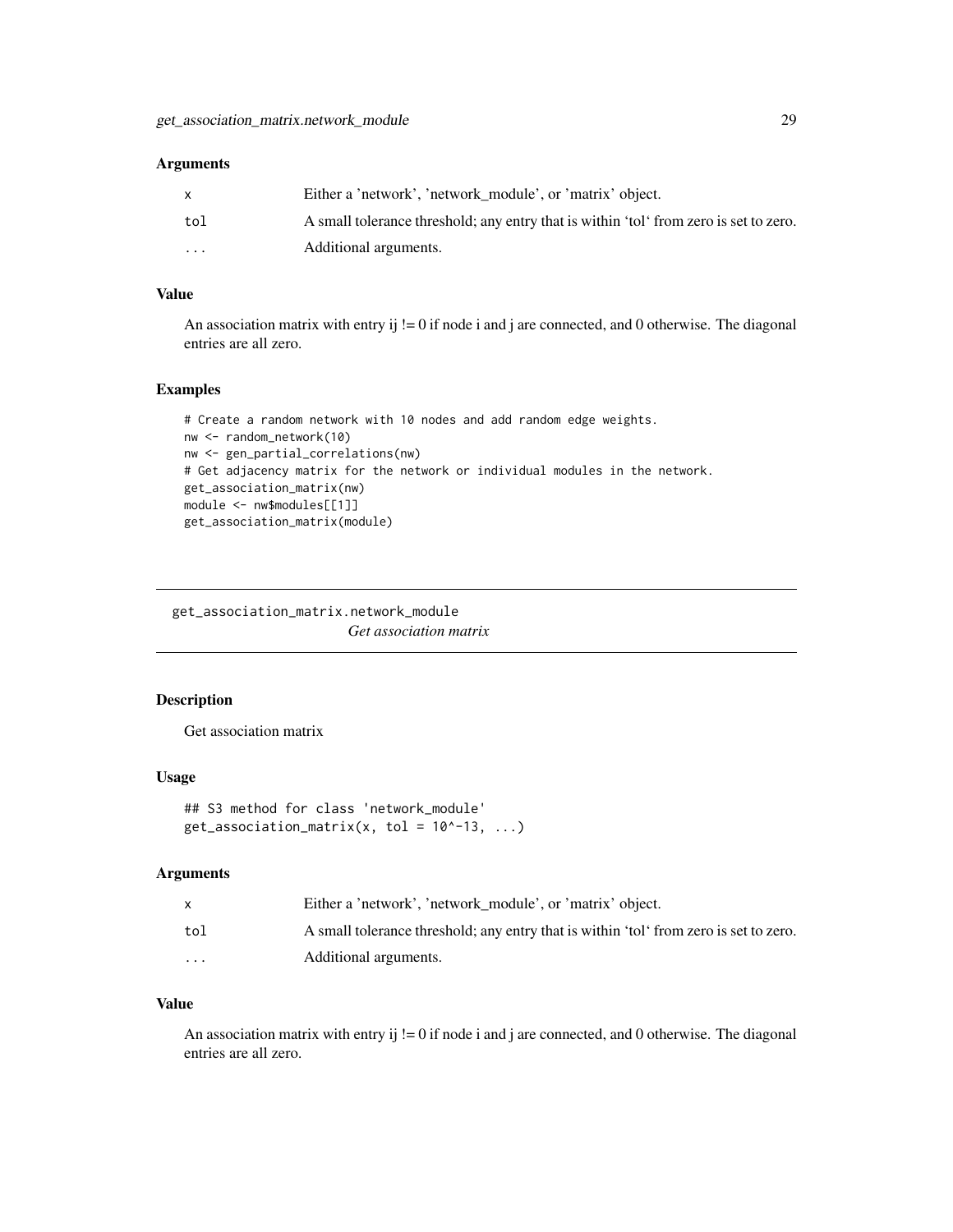### Arguments

| | |
|---|---|
| x | Either a 'network', 'network_module', or 'matrix' object. |
| tol | A small tolerance threshold; any entry that is within 'tol' from zero is set to zero. |
| ... | Additional arguments. |

### Value

An association matrix with entry ij != 0 if node i and j are connected, and 0 otherwise. The diagonal entries are all zero.

### Examples

```
# Create a random network with 10 nodes and add random edge weights.
nw <- random_network(10)
nw <- gen_partial_correlations(nw)
# Get adjacency matrix for the network or individual modules in the network.
get_association_matrix(nw)
module <- nw$modules[[1]]
get_association_matrix(module)
```

---

## get_association_matrix.network_module
*Get association matrix*

---

### Description

Get association matrix

### Usage

```
## S3 method for class 'network_module'
get_association_matrix(x, tol = 10^-13, ...)
```

### Arguments

| | |
|---|---|
| x | Either a 'network', 'network_module', or 'matrix' object. |
| tol | A small tolerance threshold; any entry that is within 'tol' from zero is set to zero. |
| ... | Additional arguments. |

### Value

An association matrix with entry ij != 0 if node i and j are connected, and 0 otherwise. The diagonal entries are all zero.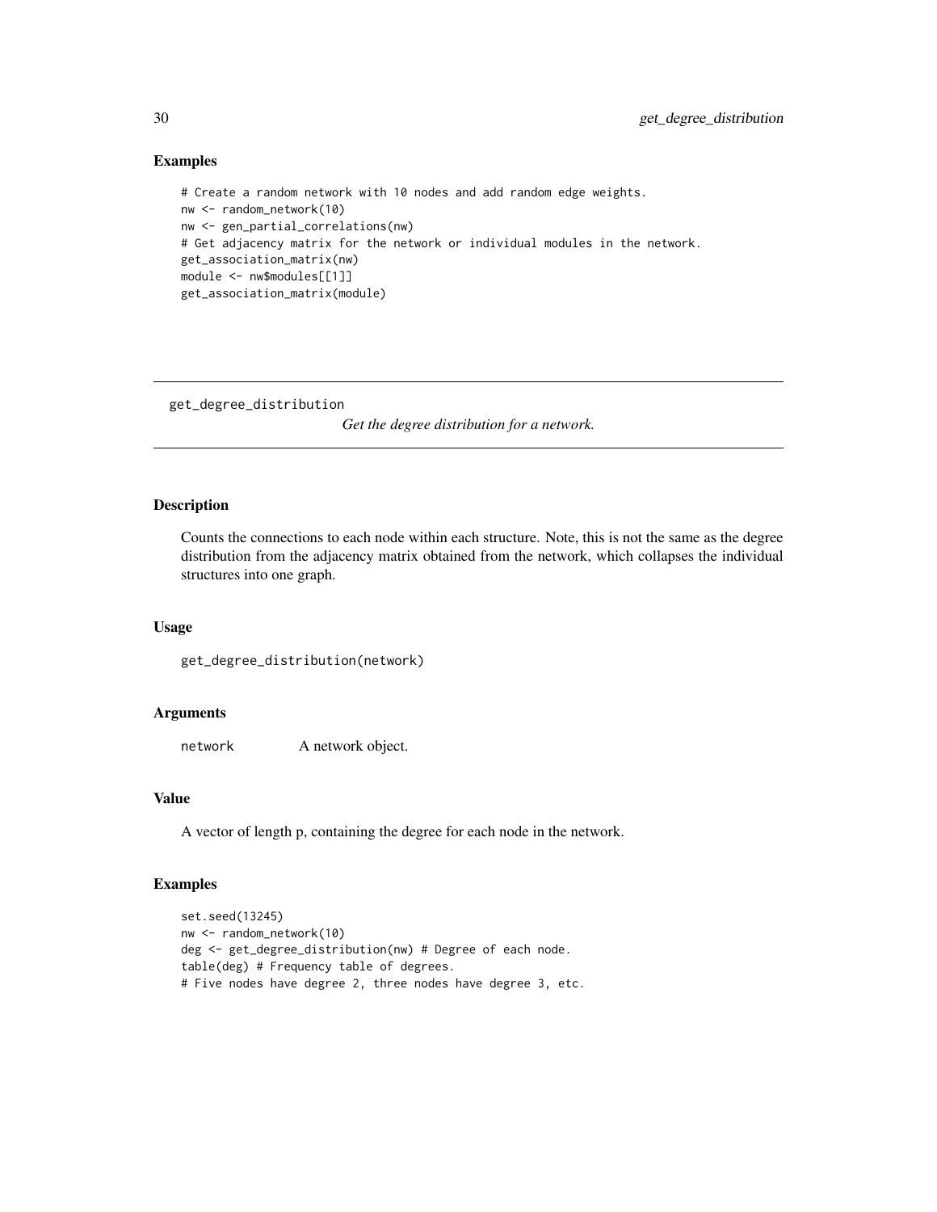### Examples

```
# Create a random network with 10 nodes and add random edge weights.
nw <- random_network(10)
nw <- gen_partial_correlations(nw)
# Get adjacency matrix for the network or individual modules in the network.
get_association_matrix(nw)
module <- nw$modules[[1]]
get_association_matrix(module)
```

---

## get_degree_distribution

*Get the degree distribution for a network.*

---

### Description

Counts the connections to each node within each structure. Note, this is not the same as the degree distribution from the adjacency matrix obtained from the network, which collapses the individual structures into one graph.

### Usage

```
get_degree_distribution(network)
```

### Arguments

| | |
|---|---|
| `network` | A network object. |

### Value

A vector of length p, containing the degree for each node in the network.

### Examples

```
set.seed(13245)
nw <- random_network(10)
deg <- get_degree_distribution(nw) # Degree of each node.
table(deg) # Frequency table of degrees.
# Five nodes have degree 2, three nodes have degree 3, etc.
```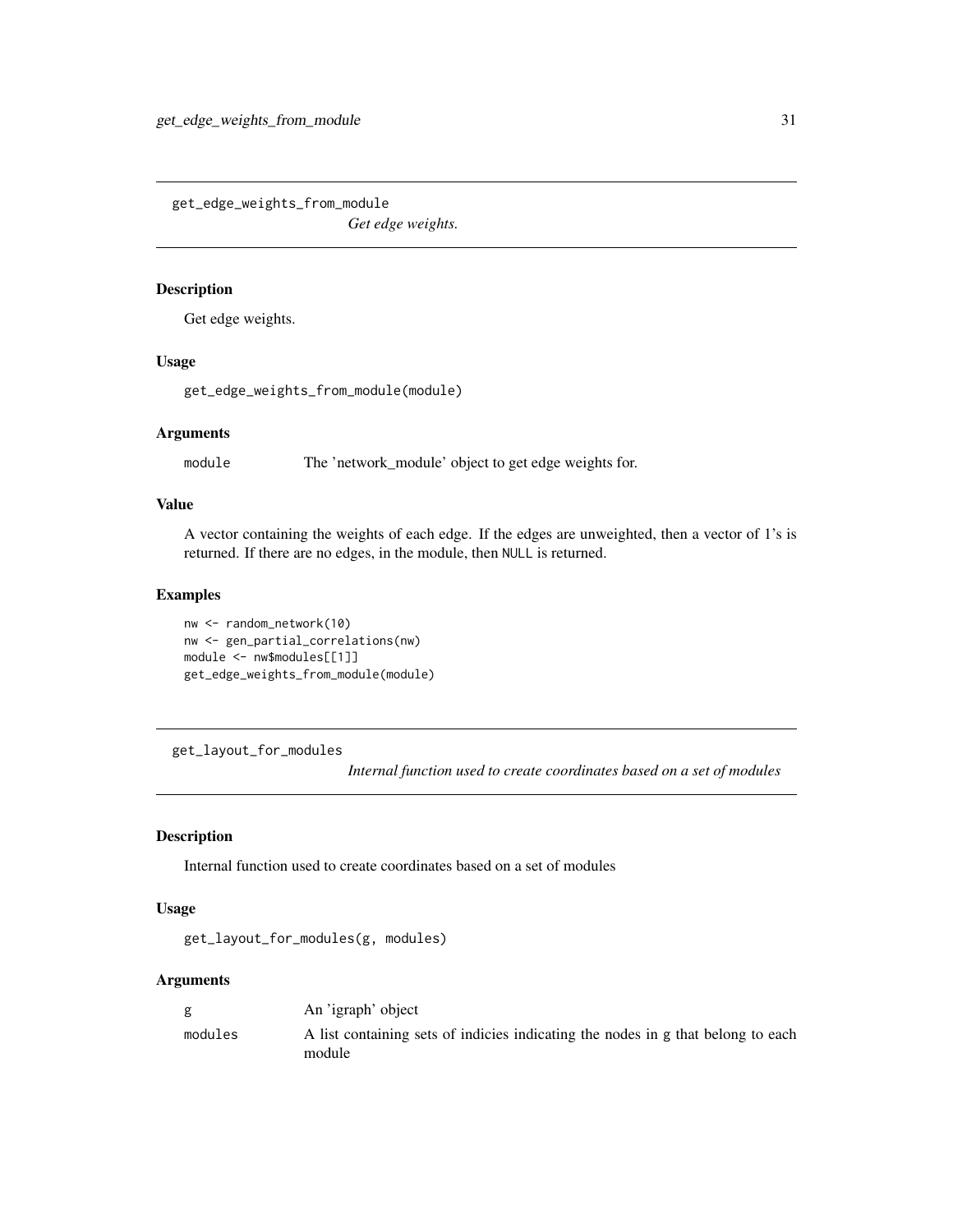## get_edge_weights_from_module

*Get edge weights.*

### Description

Get edge weights.

### Usage

```
get_edge_weights_from_module(module)
```

### Arguments

| | |
|---|---|
| module | The 'network_module' object to get edge weights for. |

### Value

A vector containing the weights of each edge. If the edges are unweighted, then a vector of 1's is returned. If there are no edges, in the module, then NULL is returned.

### Examples

```
nw <- random_network(10)
nw <- gen_partial_correlations(nw)
module <- nw$modules[[1]]
get_edge_weights_from_module(module)
```

## get_layout_for_modules

*Internal function used to create coordinates based on a set of modules*

### Description

Internal function used to create coordinates based on a set of modules

### Usage

```
get_layout_for_modules(g, modules)
```

### Arguments

| | |
|---|---|
| g | An 'igraph' object |
| modules | A list containing sets of indicies indicating the nodes in g that belong to each module |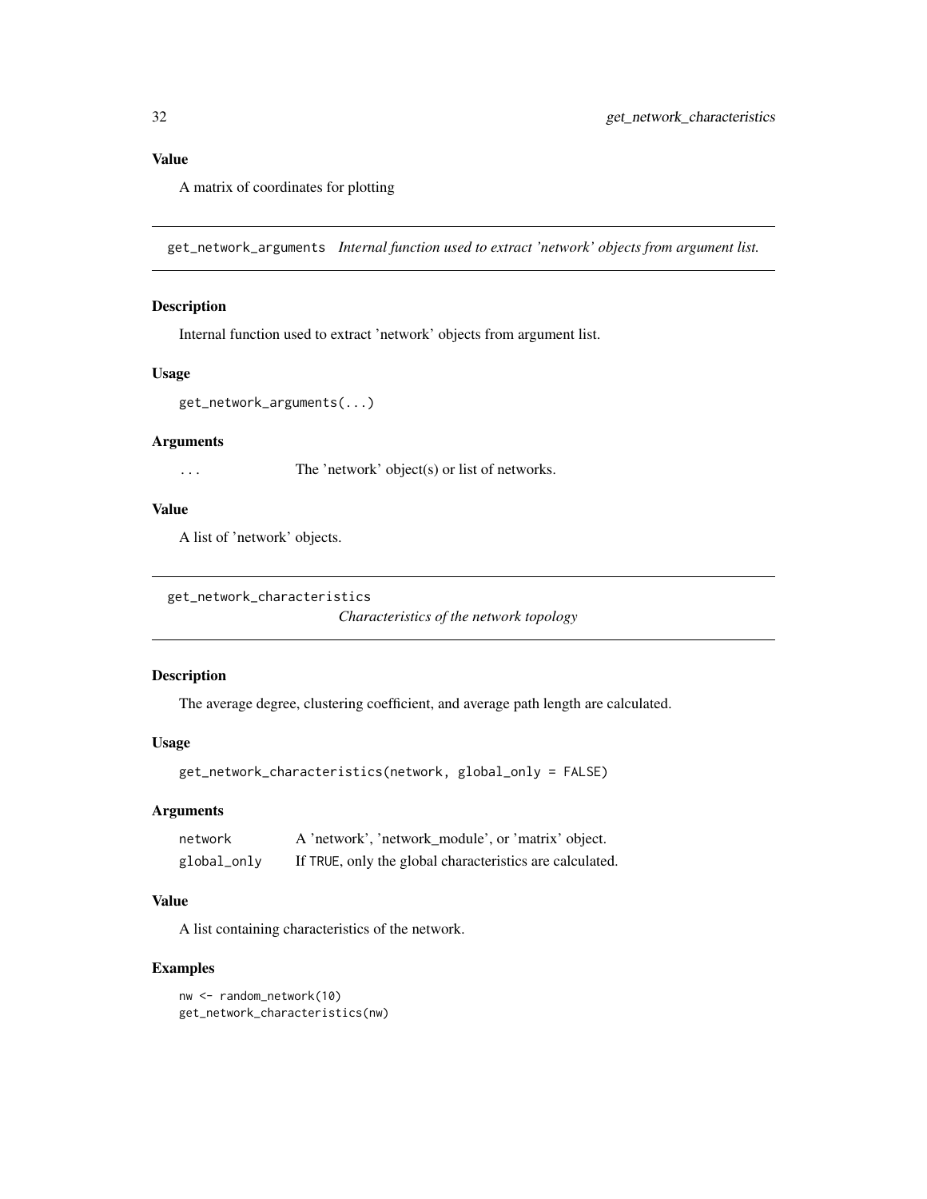### Value

A matrix of coordinates for plotting

---

## get_network_arguments *Internal function used to extract 'network' objects from argument list.*

### Description

Internal function used to extract 'network' objects from argument list.

### Usage

```
get_network_arguments(...)
```

### Arguments

| | |
|---|---|
| ... | The 'network' object(s) or list of networks. |

### Value

A list of 'network' objects.

---

## get_network_characteristics *Characteristics of the network topology*

### Description

The average degree, clustering coefficient, and average path length are calculated.

### Usage

```
get_network_characteristics(network, global_only = FALSE)
```

### Arguments

| | |
|---|---|
| network | A 'network', 'network_module', or 'matrix' object. |
| global_only | If TRUE, only the global characteristics are calculated. |

### Value

A list containing characteristics of the network.

### Examples

```
nw <- random_network(10)
get_network_characteristics(nw)
```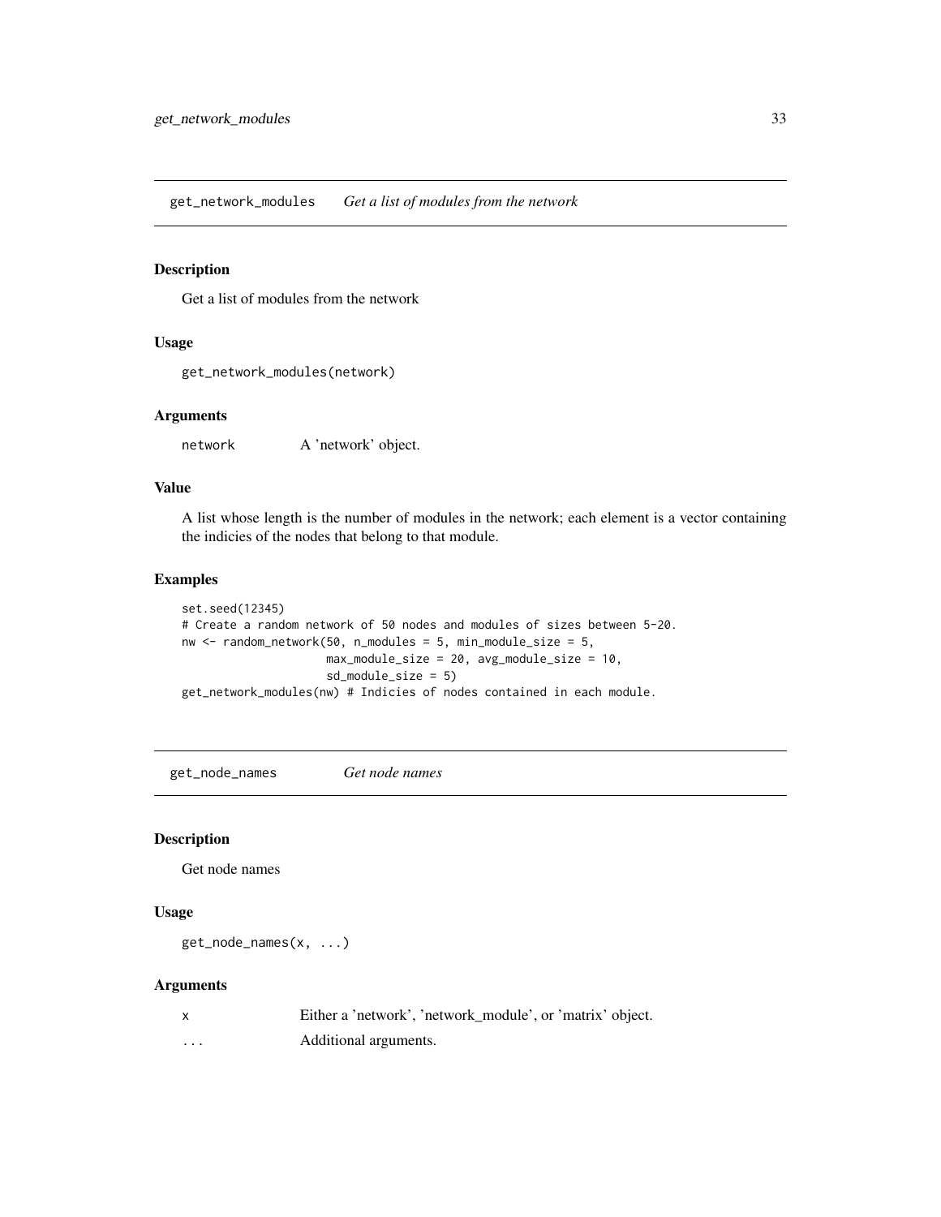## get_network_modules — *Get a list of modules from the network*

### Description

Get a list of modules from the network

### Usage

```
get_network_modules(network)
```

### Arguments

| | |
|---|---|
| network | A 'network' object. |

### Value

A list whose length is the number of modules in the network; each element is a vector containing the indicies of the nodes that belong to that module.

### Examples

```
set.seed(12345)
# Create a random network of 50 nodes and modules of sizes between 5-20.
nw <- random_network(50, n_modules = 5, min_module_size = 5,
                     max_module_size = 20, avg_module_size = 10,
                     sd_module_size = 5)
get_network_modules(nw) # Indicies of nodes contained in each module.
```

## get_node_names — *Get node names*

### Description

Get node names

### Usage

```
get_node_names(x, ...)
```

### Arguments

| | |
|---|---|
| x | Either a 'network', 'network_module', or 'matrix' object. |
| ... | Additional arguments. |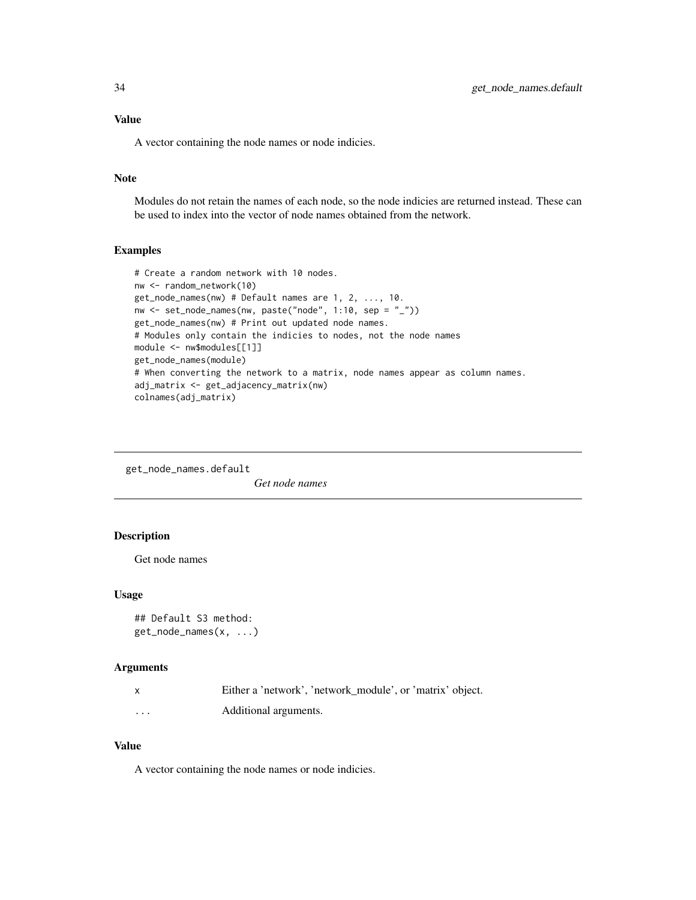### Value

A vector containing the node names or node indicies.

### Note

Modules do not retain the names of each node, so the node indicies are returned instead. These can be used to index into the vector of node names obtained from the network.

### Examples

```
# Create a random network with 10 nodes.
nw <- random_network(10)
get_node_names(nw) # Default names are 1, 2, ..., 10.
nw <- set_node_names(nw, paste("node", 1:10, sep = "_"))
get_node_names(nw) # Print out updated node names.
# Modules only contain the indicies to nodes, not the node names
module <- nw$modules[[1]]
get_node_names(module)
# When converting the network to a matrix, node names appear as column names.
adj_matrix <- get_adjacency_matrix(nw)
colnames(adj_matrix)
```

---

## get_node_names.default    *Get node names*

---

### Description

Get node names

### Usage

```
## Default S3 method:
get_node_names(x, ...)
```

### Arguments

| | |
|---|---|
| x | Either a 'network', 'network_module', or 'matrix' object. |
| ... | Additional arguments. |

### Value

A vector containing the node names or node indicies.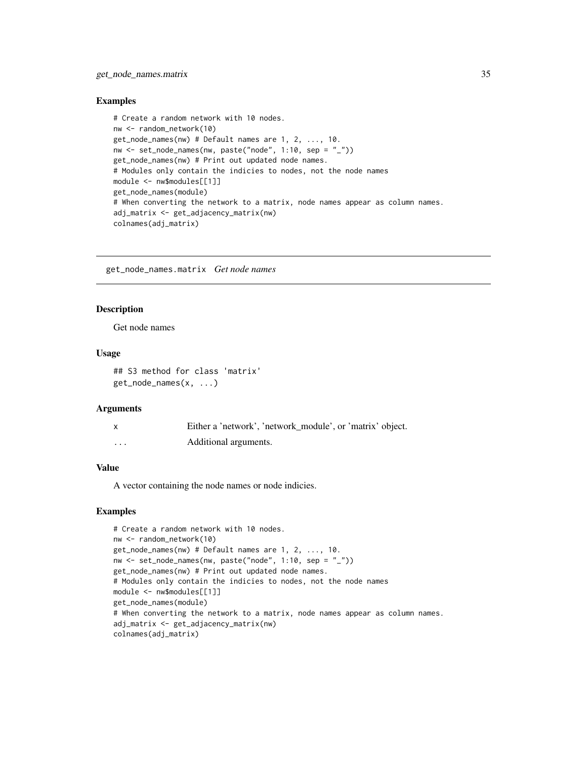## Examples

```
# Create a random network with 10 nodes.
nw <- random_network(10)
get_node_names(nw) # Default names are 1, 2, ..., 10.
nw <- set_node_names(nw, paste("node", 1:10, sep = "_"))
get_node_names(nw) # Print out updated node names.
# Modules only contain the indicies to nodes, not the node names
module <- nw$modules[[1]]
get_node_names(module)
# When converting the network to a matrix, node names appear as column names.
adj_matrix <- get_adjacency_matrix(nw)
colnames(adj_matrix)
```

---

# get_node_names.matrix *Get node names*

## Description

Get node names

## Usage

```
## S3 method for class 'matrix'
get_node_names(x, ...)
```

## Arguments

| | |
|---|---|
| x | Either a 'network', 'network_module', or 'matrix' object. |
| ... | Additional arguments. |

## Value

A vector containing the node names or node indicies.

## Examples

```
# Create a random network with 10 nodes.
nw <- random_network(10)
get_node_names(nw) # Default names are 1, 2, ..., 10.
nw <- set_node_names(nw, paste("node", 1:10, sep = "_"))
get_node_names(nw) # Print out updated node names.
# Modules only contain the indicies to nodes, not the node names
module <- nw$modules[[1]]
get_node_names(module)
# When converting the network to a matrix, node names appear as column names.
adj_matrix <- get_adjacency_matrix(nw)
colnames(adj_matrix)
```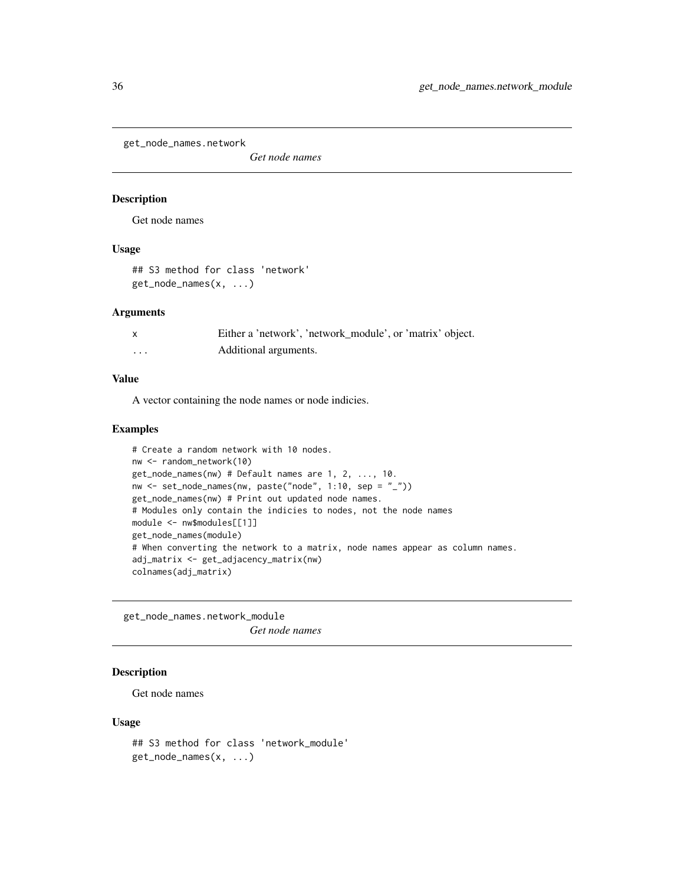## get_node_names.network

*Get node names*

### Description

Get node names

### Usage

```
## S3 method for class 'network'
get_node_names(x, ...)
```

### Arguments

| | |
|---|---|
| x | Either a 'network', 'network_module', or 'matrix' object. |
| ... | Additional arguments. |

### Value

A vector containing the node names or node indicies.

### Examples

```
# Create a random network with 10 nodes.
nw <- random_network(10)
get_node_names(nw) # Default names are 1, 2, ..., 10.
nw <- set_node_names(nw, paste("node", 1:10, sep = "_"))
get_node_names(nw) # Print out updated node names.
# Modules only contain the indicies to nodes, not the node names
module <- nw$modules[[1]]
get_node_names(module)
# When converting the network to a matrix, node names appear as column names.
adj_matrix <- get_adjacency_matrix(nw)
colnames(adj_matrix)
```

## get_node_names.network_module

*Get node names*

### Description

Get node names

### Usage

```
## S3 method for class 'network_module'
get_node_names(x, ...)
```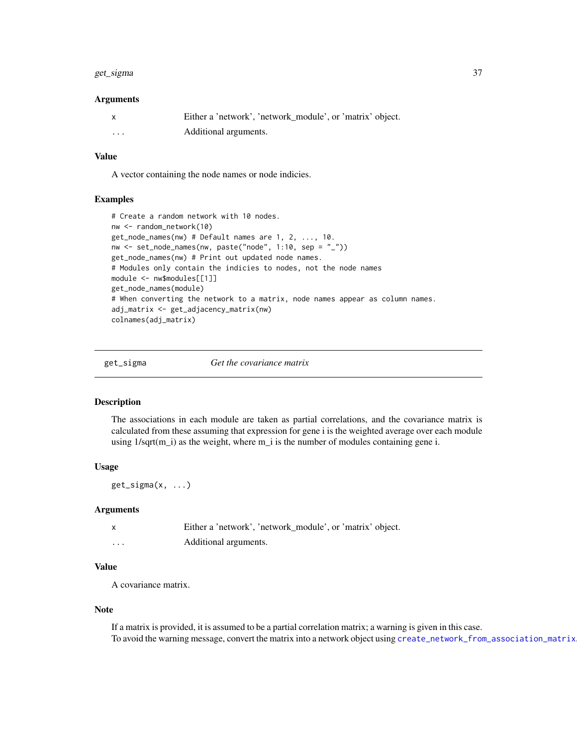### Arguments

| | |
|---|---|
| x | Either a 'network', 'network_module', or 'matrix' object. |
| ... | Additional arguments. |

### Value

A vector containing the node names or node indicies.

### Examples

```
# Create a random network with 10 nodes.
nw <- random_network(10)
get_node_names(nw) # Default names are 1, 2, ..., 10.
nw <- set_node_names(nw, paste("node", 1:10, sep = "_"))
get_node_names(nw) # Print out updated node names.
# Modules only contain the indicies to nodes, not the node names
module <- nw$modules[[1]]
get_node_names(module)
# When converting the network to a matrix, node names appear as column names.
adj_matrix <- get_adjacency_matrix(nw)
colnames(adj_matrix)
```

---

## get_sigma    *Get the covariance matrix*

---

### Description

The associations in each module are taken as partial correlations, and the covariance matrix is calculated from these assuming that expression for gene i is the weighted average over each module using 1/sqrt(m_i) as the weight, where m_i is the number of modules containing gene i.

### Usage

```
get_sigma(x, ...)
```

### Arguments

| | |
|---|---|
| x | Either a 'network', 'network_module', or 'matrix' object. |
| ... | Additional arguments. |

### Value

A covariance matrix.

### Note

If a matrix is provided, it is assumed to be a partial correlation matrix; a warning is given in this case. To avoid the warning message, convert the matrix into a network object using `create_network_from_association_matrix`.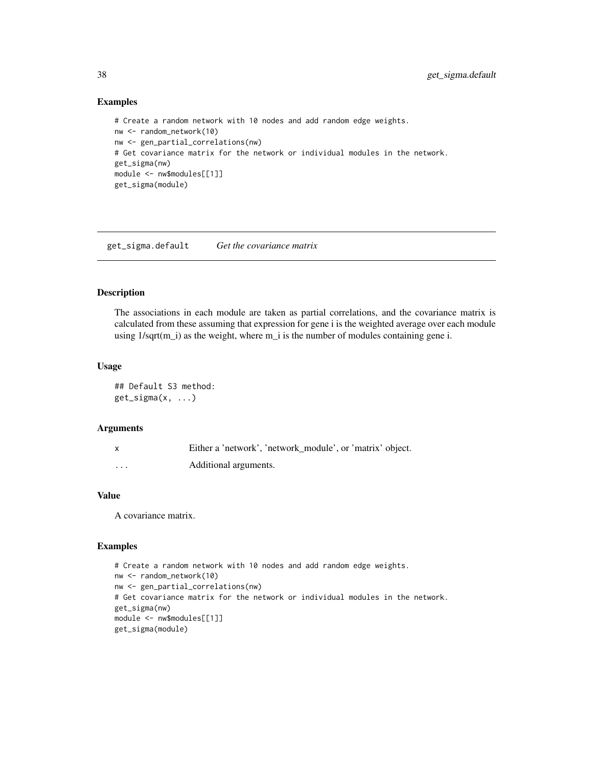## Examples

```
# Create a random network with 10 nodes and add random edge weights.
nw <- random_network(10)
nw <- gen_partial_correlations(nw)
# Get covariance matrix for the network or individual modules in the network.
get_sigma(nw)
module <- nw$modules[[1]]
get_sigma(module)
```

---

# get_sigma.default *Get the covariance matrix*

## Description

The associations in each module are taken as partial correlations, and the covariance matrix is calculated from these assuming that expression for gene i is the weighted average over each module using 1/sqrt(m_i) as the weight, where m_i is the number of modules containing gene i.

## Usage

```
## Default S3 method:
get_sigma(x, ...)
```

## Arguments

| | |
|---|---|
| x | Either a 'network', 'network_module', or 'matrix' object. |
| ... | Additional arguments. |

## Value

A covariance matrix.

## Examples

```
# Create a random network with 10 nodes and add random edge weights.
nw <- random_network(10)
nw <- gen_partial_correlations(nw)
# Get covariance matrix for the network or individual modules in the network.
get_sigma(nw)
module <- nw$modules[[1]]
get_sigma(module)
```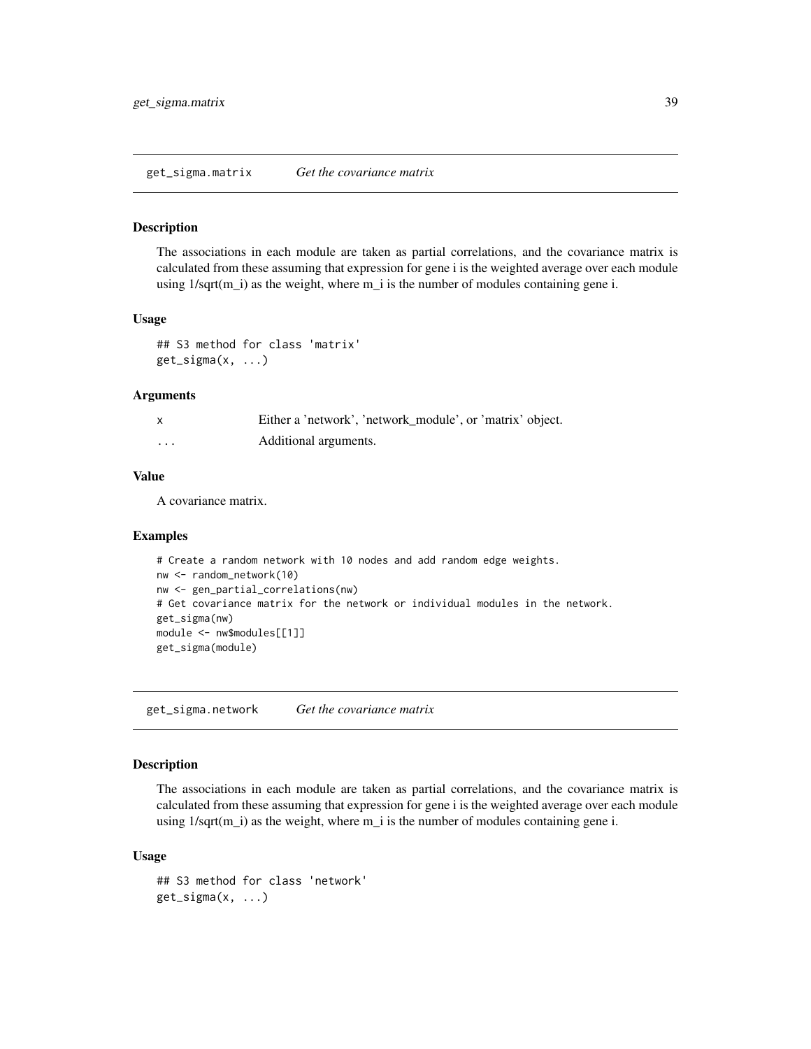## get_sigma.matrix *Get the covariance matrix*

### Description

The associations in each module are taken as partial correlations, and the covariance matrix is calculated from these assuming that expression for gene i is the weighted average over each module using 1/sqrt(m_i) as the weight, where m_i is the number of modules containing gene i.

### Usage

```
## S3 method for class 'matrix'
get_sigma(x, ...)
```

### Arguments

| | |
|---|---|
| x | Either a 'network', 'network_module', or 'matrix' object. |
| ... | Additional arguments. |

### Value

A covariance matrix.

### Examples

```
# Create a random network with 10 nodes and add random edge weights.
nw <- random_network(10)
nw <- gen_partial_correlations(nw)
# Get covariance matrix for the network or individual modules in the network.
get_sigma(nw)
module <- nw$modules[[1]]
get_sigma(module)
```

## get_sigma.network *Get the covariance matrix*

### Description

The associations in each module are taken as partial correlations, and the covariance matrix is calculated from these assuming that expression for gene i is the weighted average over each module using 1/sqrt(m_i) as the weight, where m_i is the number of modules containing gene i.

### Usage

```
## S3 method for class 'network'
get_sigma(x, ...)
```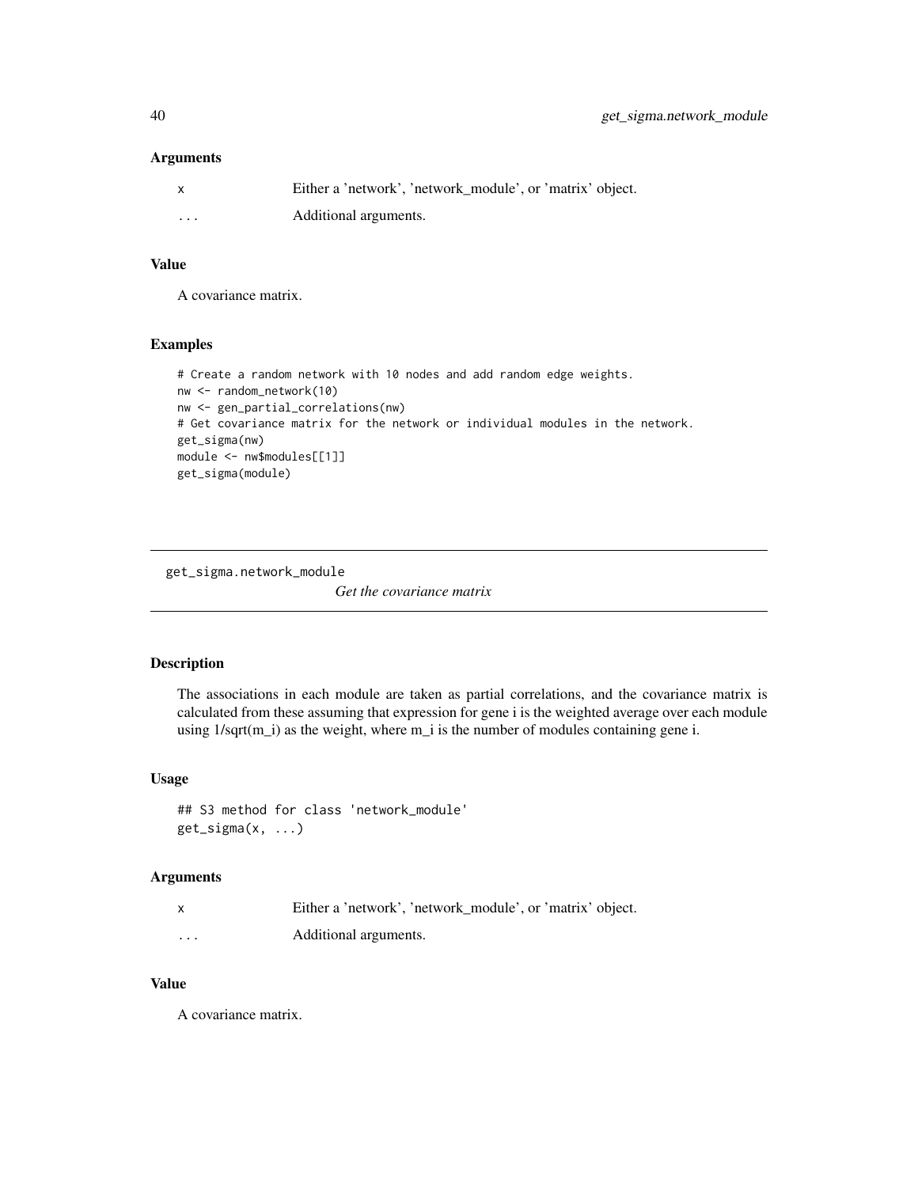### Arguments

| | |
|---|---|
| x | Either a 'network', 'network_module', or 'matrix' object. |
| ... | Additional arguments. |

### Value

A covariance matrix.

### Examples

```
# Create a random network with 10 nodes and add random edge weights.
nw <- random_network(10)
nw <- gen_partial_correlations(nw)
# Get covariance matrix for the network or individual modules in the network.
get_sigma(nw)
module <- nw$modules[[1]]
get_sigma(module)
```

---

## get_sigma.network_module *Get the covariance matrix*

### Description

The associations in each module are taken as partial correlations, and the covariance matrix is calculated from these assuming that expression for gene i is the weighted average over each module using 1/sqrt(m_i) as the weight, where m_i is the number of modules containing gene i.

### Usage

```
## S3 method for class 'network_module'
get_sigma(x, ...)
```

### Arguments

| | |
|---|---|
| x | Either a 'network', 'network_module', or 'matrix' object. |
| ... | Additional arguments. |

### Value

A covariance matrix.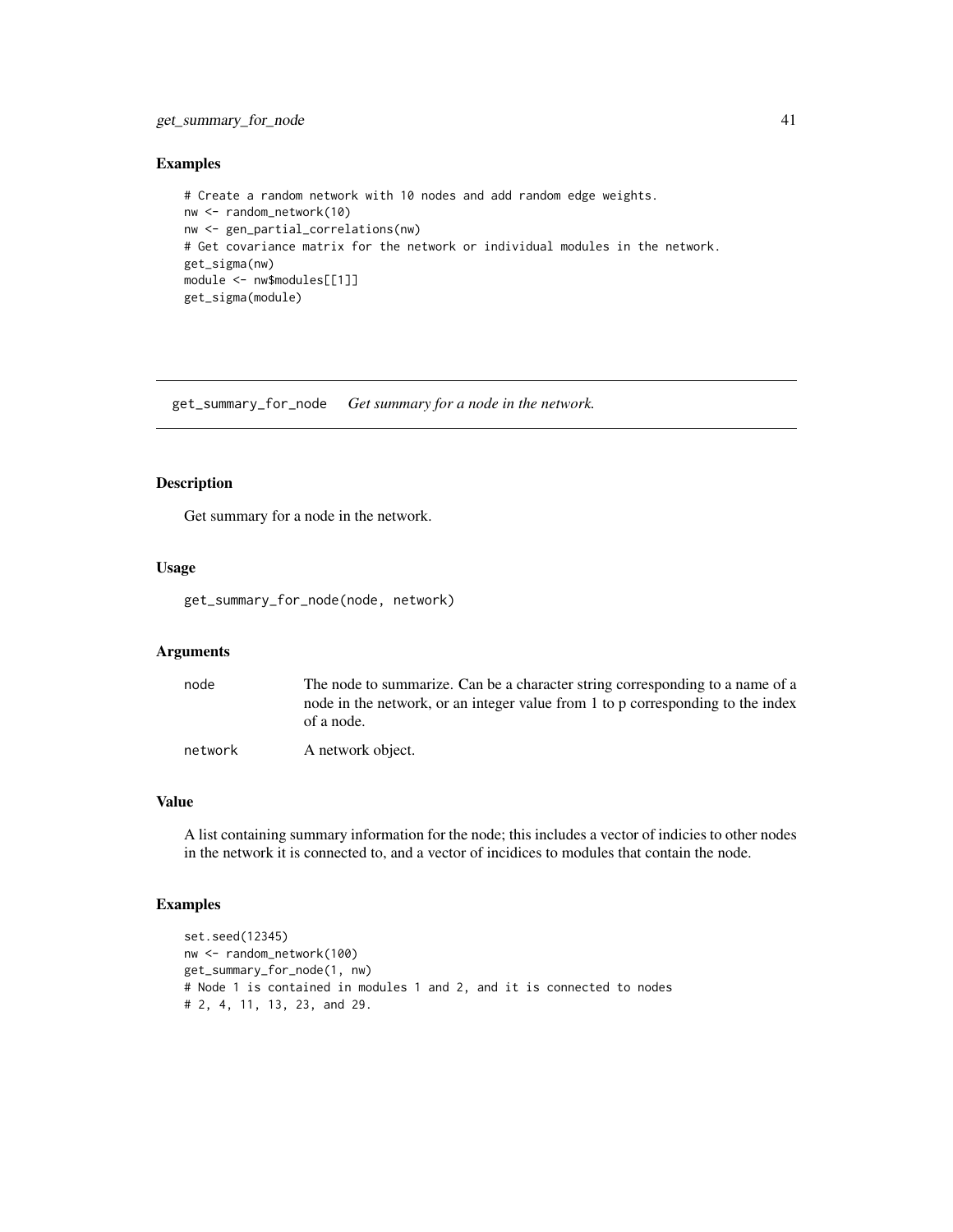### Examples

```
# Create a random network with 10 nodes and add random edge weights.
nw <- random_network(10)
nw <- gen_partial_correlations(nw)
# Get covariance matrix for the network or individual modules in the network.
get_sigma(nw)
module <- nw$modules[[1]]
get_sigma(module)
```

## get_summary_for_node    *Get summary for a node in the network.*

### Description

Get summary for a node in the network.

### Usage

```
get_summary_for_node(node, network)
```

### Arguments

| | |
|---|---|
| node | The node to summarize. Can be a character string corresponding to a name of a node in the network, or an integer value from 1 to p corresponding to the index of a node. |
| network | A network object. |

### Value

A list containing summary information for the node; this includes a vector of indicies to other nodes in the network it is connected to, and a vector of incidices to modules that contain the node.

### Examples

```
set.seed(12345)
nw <- random_network(100)
get_summary_for_node(1, nw)
# Node 1 is contained in modules 1 and 2, and it is connected to nodes
# 2, 4, 11, 13, 23, and 29.
```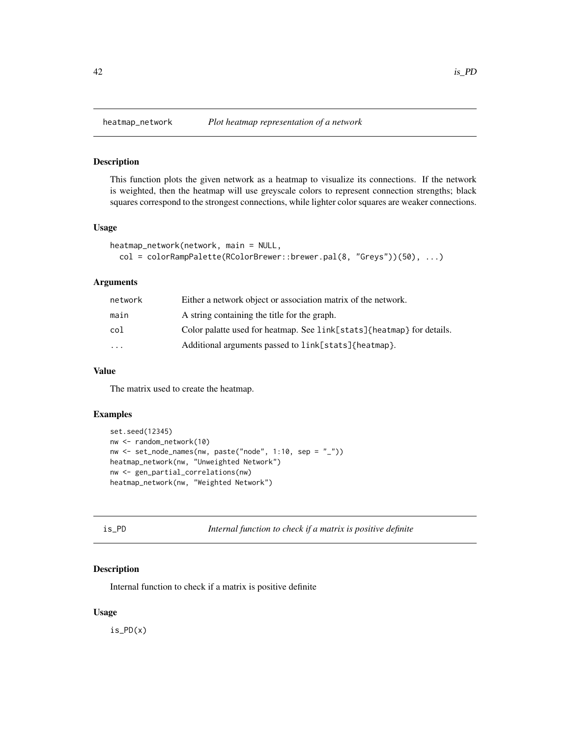## heatmap_network *Plot heatmap representation of a network*

### Description

This function plots the given network as a heatmap to visualize its connections. If the network is weighted, then the heatmap will use greyscale colors to represent connection strengths; black squares correspond to the strongest connections, while lighter color squares are weaker connections.

### Usage

```
heatmap_network(network, main = NULL,
  col = colorRampPalette(RColorBrewer::brewer.pal(8, "Greys"))(50), ...)
```

### Arguments

| | |
|---|---|
| network | Either a network object or association matrix of the network. |
| main | A string containing the title for the graph. |
| col | Color palatte used for heatmap. See link[stats]{heatmap} for details. |
| ... | Additional arguments passed to link[stats]{heatmap}. |

### Value

The matrix used to create the heatmap.

### Examples

```
set.seed(12345)
nw <- random_network(10)
nw <- set_node_names(nw, paste("node", 1:10, sep = "_"))
heatmap_network(nw, "Unweighted Network")
nw <- gen_partial_correlations(nw)
heatmap_network(nw, "Weighted Network")
```

## is_PD *Internal function to check if a matrix is positive definite*

### Description

Internal function to check if a matrix is positive definite

### Usage

```
is_PD(x)
```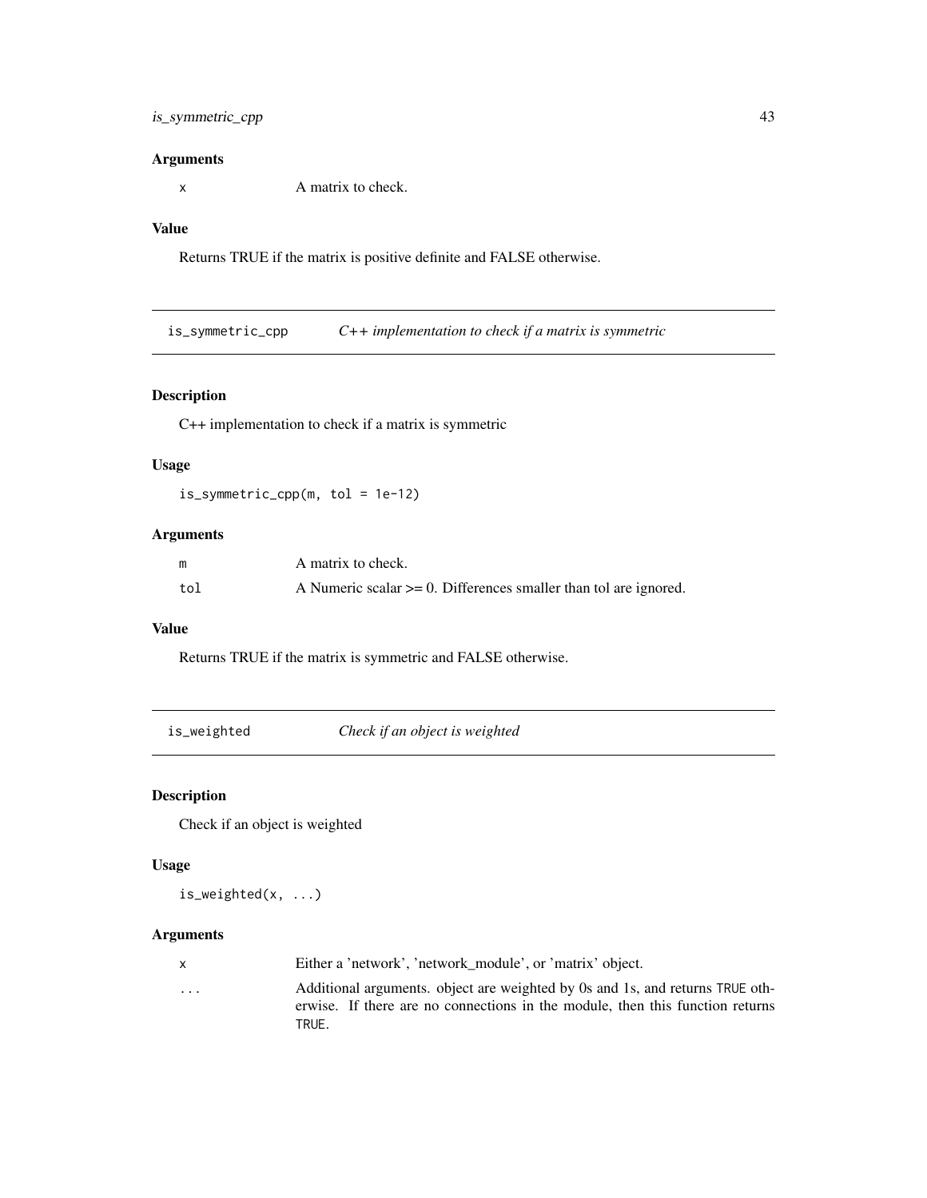### Arguments

| | |
|---|---|
| x | A matrix to check. |

### Value

Returns TRUE if the matrix is positive definite and FALSE otherwise.

## is_symmetric_cpp — *C++ implementation to check if a matrix is symmetric*

### Description

C++ implementation to check if a matrix is symmetric

### Usage

```
is_symmetric_cpp(m, tol = 1e-12)
```

### Arguments

| | |
|---|---|
| m | A matrix to check. |
| tol | A Numeric scalar >= 0. Differences smaller than tol are ignored. |

### Value

Returns TRUE if the matrix is symmetric and FALSE otherwise.

## is_weighted — *Check if an object is weighted*

### Description

Check if an object is weighted

### Usage

```
is_weighted(x, ...)
```

### Arguments

| | |
|---|---|
| x | Either a 'network', 'network_module', or 'matrix' object. |
| ... | Additional arguments. object are weighted by 0s and 1s, and returns TRUE otherwise. If there are no connections in the module, then this function returns TRUE. |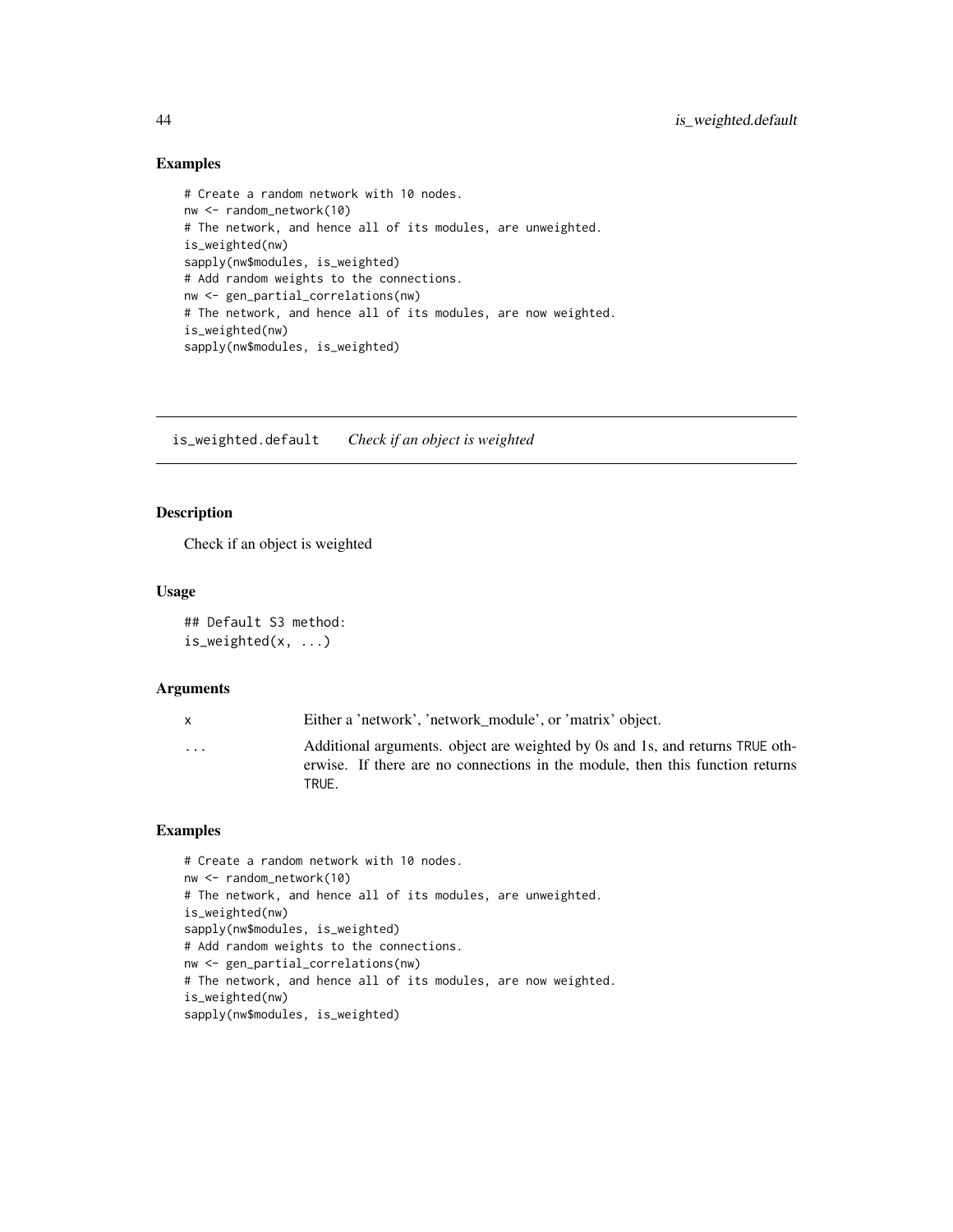## Examples

```
# Create a random network with 10 nodes.
nw <- random_network(10)
# The network, and hence all of its modules, are unweighted.
is_weighted(nw)
sapply(nw$modules, is_weighted)
# Add random weights to the connections.
nw <- gen_partial_correlations(nw)
# The network, and hence all of its modules, are now weighted.
is_weighted(nw)
sapply(nw$modules, is_weighted)
```

---

## is_weighted.default *Check if an object is weighted*

### Description

Check if an object is weighted

### Usage

```
## Default S3 method:
is_weighted(x, ...)
```

### Arguments

| | |
|---|---|
| x | Either a 'network', 'network_module', or 'matrix' object. |
| ... | Additional arguments. object are weighted by 0s and 1s, and returns TRUE otherwise. If there are no connections in the module, then this function returns TRUE. |

### Examples

```
# Create a random network with 10 nodes.
nw <- random_network(10)
# The network, and hence all of its modules, are unweighted.
is_weighted(nw)
sapply(nw$modules, is_weighted)
# Add random weights to the connections.
nw <- gen_partial_correlations(nw)
# The network, and hence all of its modules, are now weighted.
is_weighted(nw)
sapply(nw$modules, is_weighted)
```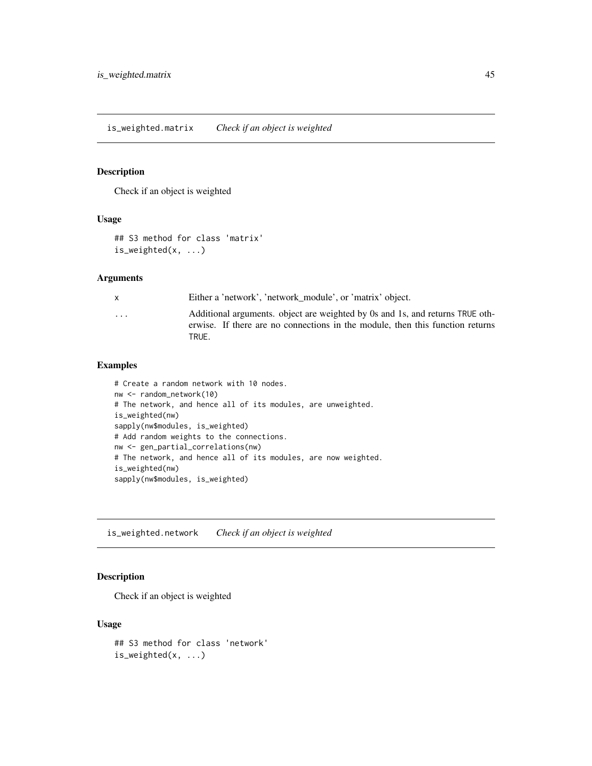## is_weighted.matrix *Check if an object is weighted*

### Description

Check if an object is weighted

### Usage

```
## S3 method for class 'matrix'
is_weighted(x, ...)
```

### Arguments

| | |
|---|---|
| x | Either a 'network', 'network_module', or 'matrix' object. |
| ... | Additional arguments. object are weighted by 0s and 1s, and returns TRUE otherwise. If there are no connections in the module, then this function returns TRUE. |

### Examples

```
# Create a random network with 10 nodes.
nw <- random_network(10)
# The network, and hence all of its modules, are unweighted.
is_weighted(nw)
sapply(nw$modules, is_weighted)
# Add random weights to the connections.
nw <- gen_partial_correlations(nw)
# The network, and hence all of its modules, are now weighted.
is_weighted(nw)
sapply(nw$modules, is_weighted)
```

## is_weighted.network *Check if an object is weighted*

### Description

Check if an object is weighted

### Usage

```
## S3 method for class 'network'
is_weighted(x, ...)
```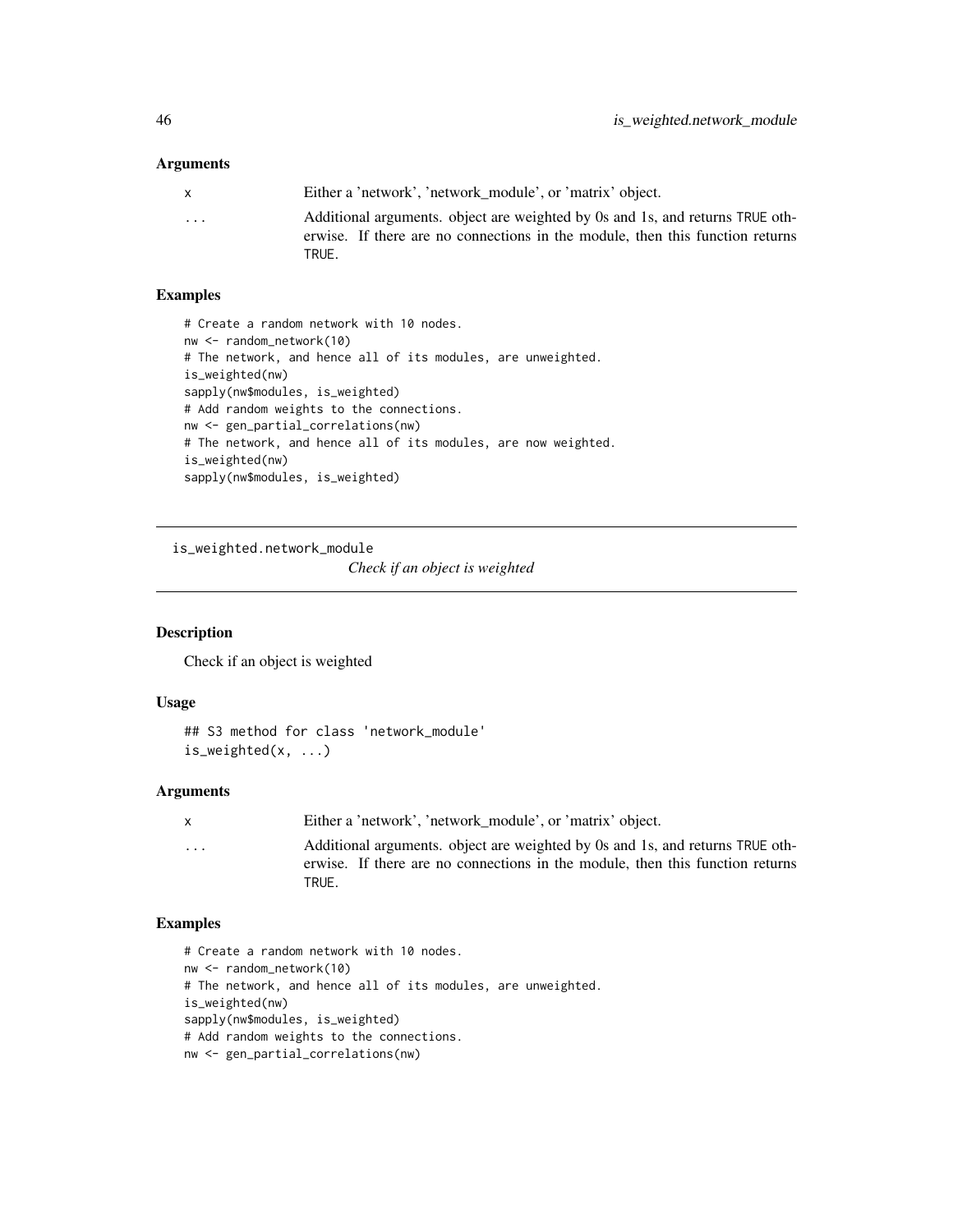### Arguments

| | |
|---|---|
| x | Either a 'network', 'network_module', or 'matrix' object. |
| ... | Additional arguments. object are weighted by 0s and 1s, and returns TRUE otherwise. If there are no connections in the module, then this function returns TRUE. |

### Examples

```
# Create a random network with 10 nodes.
nw <- random_network(10)
# The network, and hence all of its modules, are unweighted.
is_weighted(nw)
sapply(nw$modules, is_weighted)
# Add random weights to the connections.
nw <- gen_partial_correlations(nw)
# The network, and hence all of its modules, are now weighted.
is_weighted(nw)
sapply(nw$modules, is_weighted)
```

---

## is_weighted.network_module

*Check if an object is weighted*

### Description

Check if an object is weighted

### Usage

```
## S3 method for class 'network_module'
is_weighted(x, ...)
```

### Arguments

| | |
|---|---|
| x | Either a 'network', 'network_module', or 'matrix' object. |
| ... | Additional arguments. object are weighted by 0s and 1s, and returns TRUE otherwise. If there are no connections in the module, then this function returns TRUE. |

### Examples

```
# Create a random network with 10 nodes.
nw <- random_network(10)
# The network, and hence all of its modules, are unweighted.
is_weighted(nw)
sapply(nw$modules, is_weighted)
# Add random weights to the connections.
nw <- gen_partial_correlations(nw)
```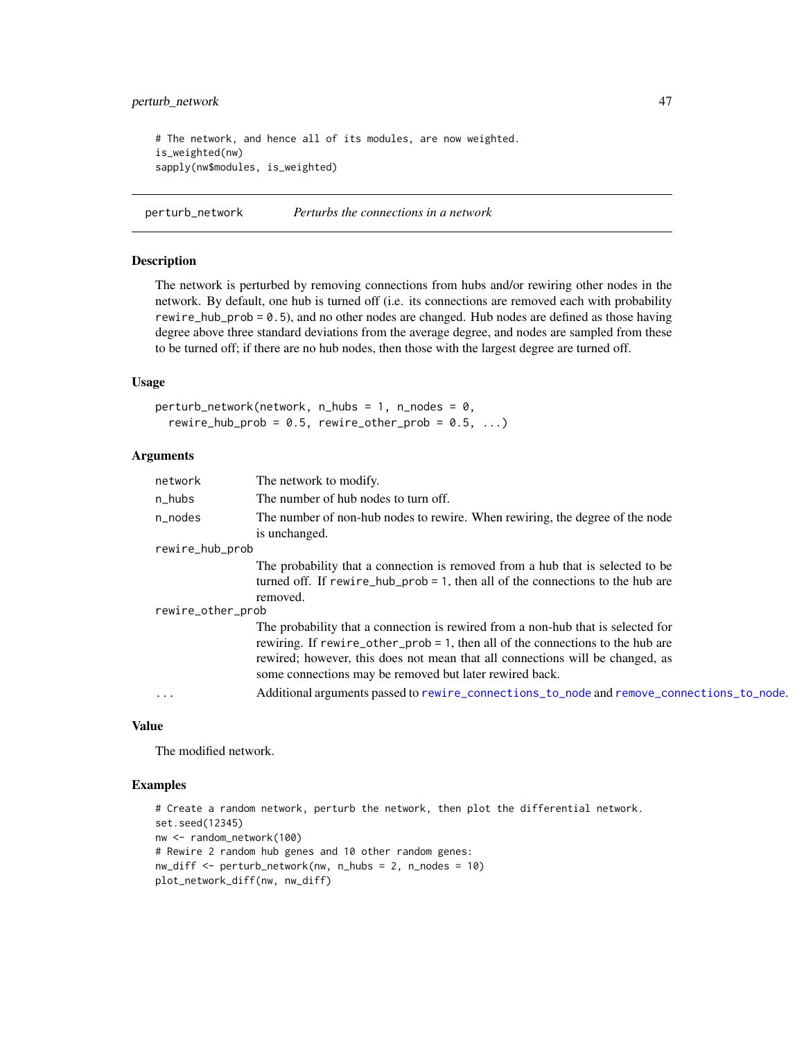```
# The network, and hence all of its modules, are now weighted.
is_weighted(nw)
sapply(nw$modules, is_weighted)
```

---

## perturb_network — *Perturbs the connections in a network*

### Description

The network is perturbed by removing connections from hubs and/or rewiring other nodes in the network. By default, one hub is turned off (i.e. its connections are removed each with probability `rewire_hub_prob = 0.5`), and no other nodes are changed. Hub nodes are defined as those having degree above three standard deviations from the average degree, and nodes are sampled from these to be turned off; if there are no hub nodes, then those with the largest degree are turned off.

### Usage

```
perturb_network(network, n_hubs = 1, n_nodes = 0,
  rewire_hub_prob = 0.5, rewire_other_prob = 0.5, ...)
```

### Arguments

| | |
|---|---|
| `network` | The network to modify. |
| `n_hubs` | The number of hub nodes to turn off. |
| `n_nodes` | The number of non-hub nodes to rewire. When rewiring, the degree of the node is unchanged. |
| `rewire_hub_prob` | The probability that a connection is removed from a hub that is selected to be turned off. If `rewire_hub_prob = 1`, then all of the connections to the hub are removed. |
| `rewire_other_prob` | The probability that a connection is rewired from a non-hub that is selected for rewiring. If `rewire_other_prob = 1`, then all of the connections to the hub are rewired; however, this does not mean that all connections will be changed, as some connections may be removed but later rewired back. |
| `...` | Additional arguments passed to `rewire_connections_to_node` and `remove_connections_to_node`. |

### Value

The modified network.

### Examples

```
# Create a random network, perturb the network, then plot the differential network.
set.seed(12345)
nw <- random_network(100)
# Rewire 2 random hub genes and 10 other random genes:
nw_diff <- perturb_network(nw, n_hubs = 2, n_nodes = 10)
plot_network_diff(nw, nw_diff)
```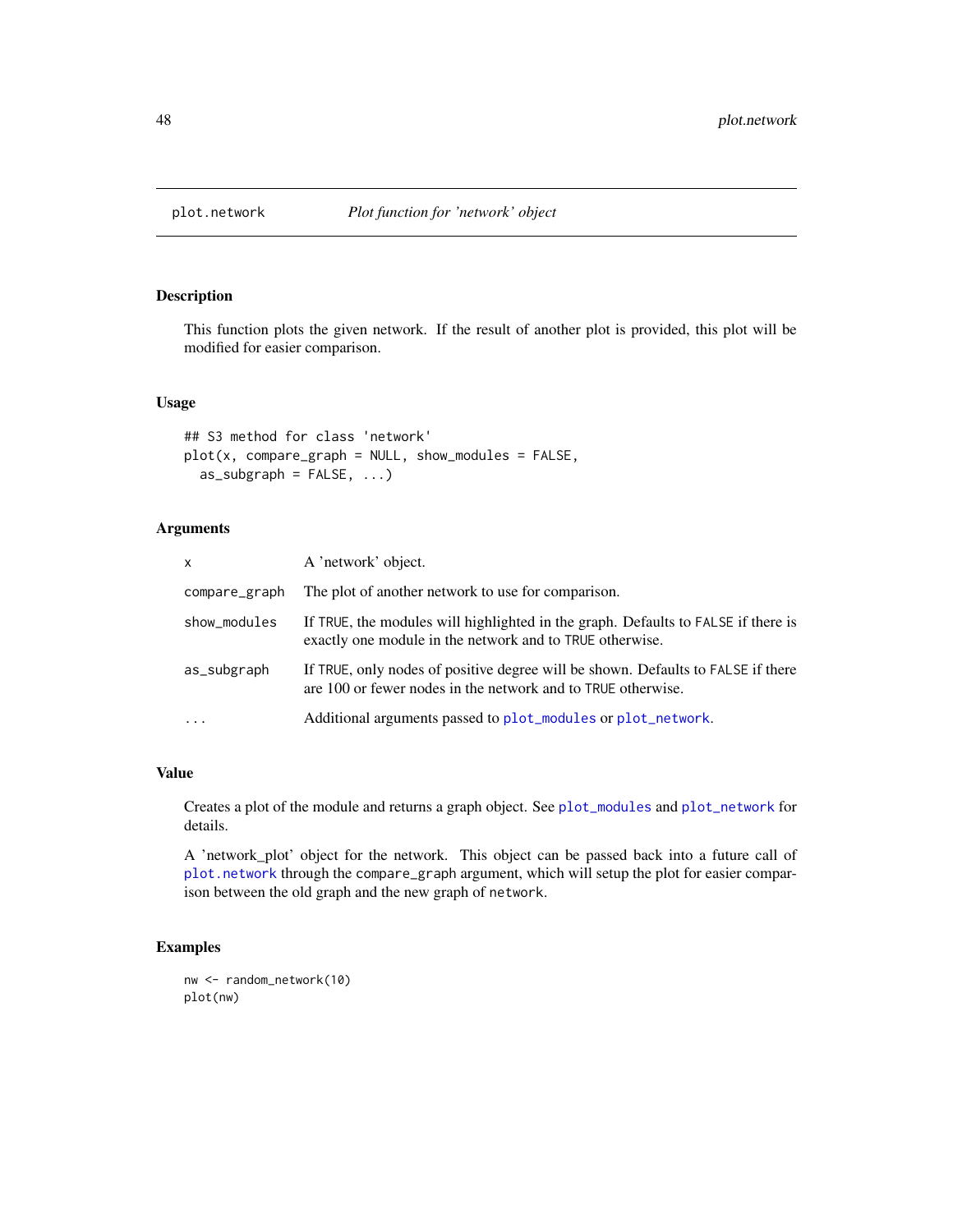# plot.network — *Plot function for 'network' object*

## Description

This function plots the given network. If the result of another plot is provided, this plot will be modified for easier comparison.

## Usage

```
## S3 method for class 'network'
plot(x, compare_graph = NULL, show_modules = FALSE,
  as_subgraph = FALSE, ...)
```

## Arguments

| | |
|---|---|
| `x` | A 'network' object. |
| `compare_graph` | The plot of another network to use for comparison. |
| `show_modules` | If `TRUE`, the modules will highlighted in the graph. Defaults to `FALSE` if there is exactly one module in the network and to `TRUE` otherwise. |
| `as_subgraph` | If `TRUE`, only nodes of positive degree will be shown. Defaults to `FALSE` if there are 100 or fewer nodes in the network and to `TRUE` otherwise. |
| `...` | Additional arguments passed to `plot_modules` or `plot_network`. |

## Value

Creates a plot of the module and returns a graph object. See `plot_modules` and `plot_network` for details.

A 'network_plot' object for the network. This object can be passed back into a future call of `plot.network` through the `compare_graph` argument, which will setup the plot for easier comparison between the old graph and the new graph of `network`.

## Examples

```
nw <- random_network(10)
plot(nw)
```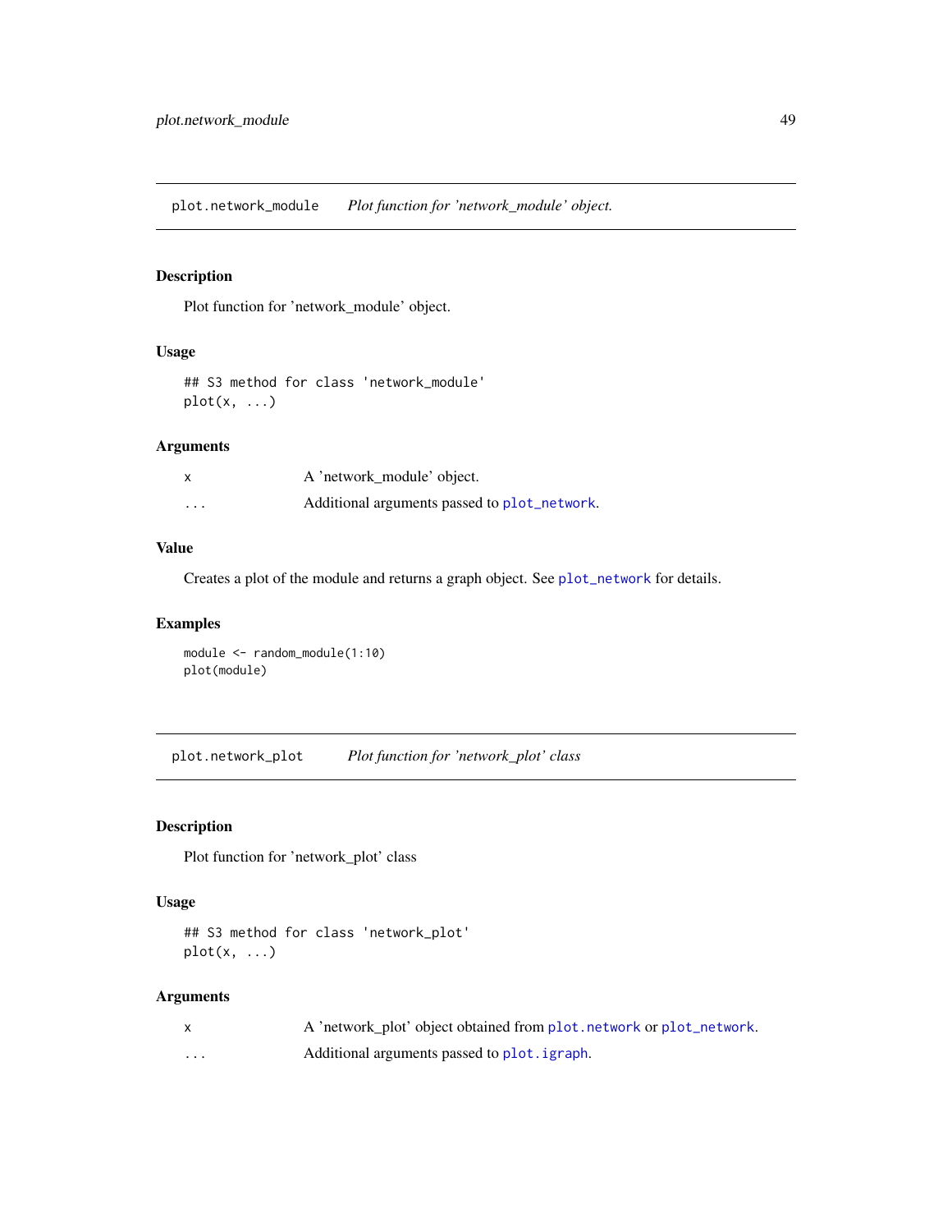## plot.network_module — *Plot function for 'network_module' object.*

### Description

Plot function for 'network_module' object.

### Usage

```
## S3 method for class 'network_module'
plot(x, ...)
```

### Arguments

| | |
|---|---|
| x | A 'network_module' object. |
| ... | Additional arguments passed to plot_network. |

### Value

Creates a plot of the module and returns a graph object. See plot_network for details.

### Examples

```
module <- random_module(1:10)
plot(module)
```

## plot.network_plot — *Plot function for 'network_plot' class*

### Description

Plot function for 'network_plot' class

### Usage

```
## S3 method for class 'network_plot'
plot(x, ...)
```

### Arguments

| | |
|---|---|
| x | A 'network_plot' object obtained from plot.network or plot_network. |
| ... | Additional arguments passed to plot.igraph. |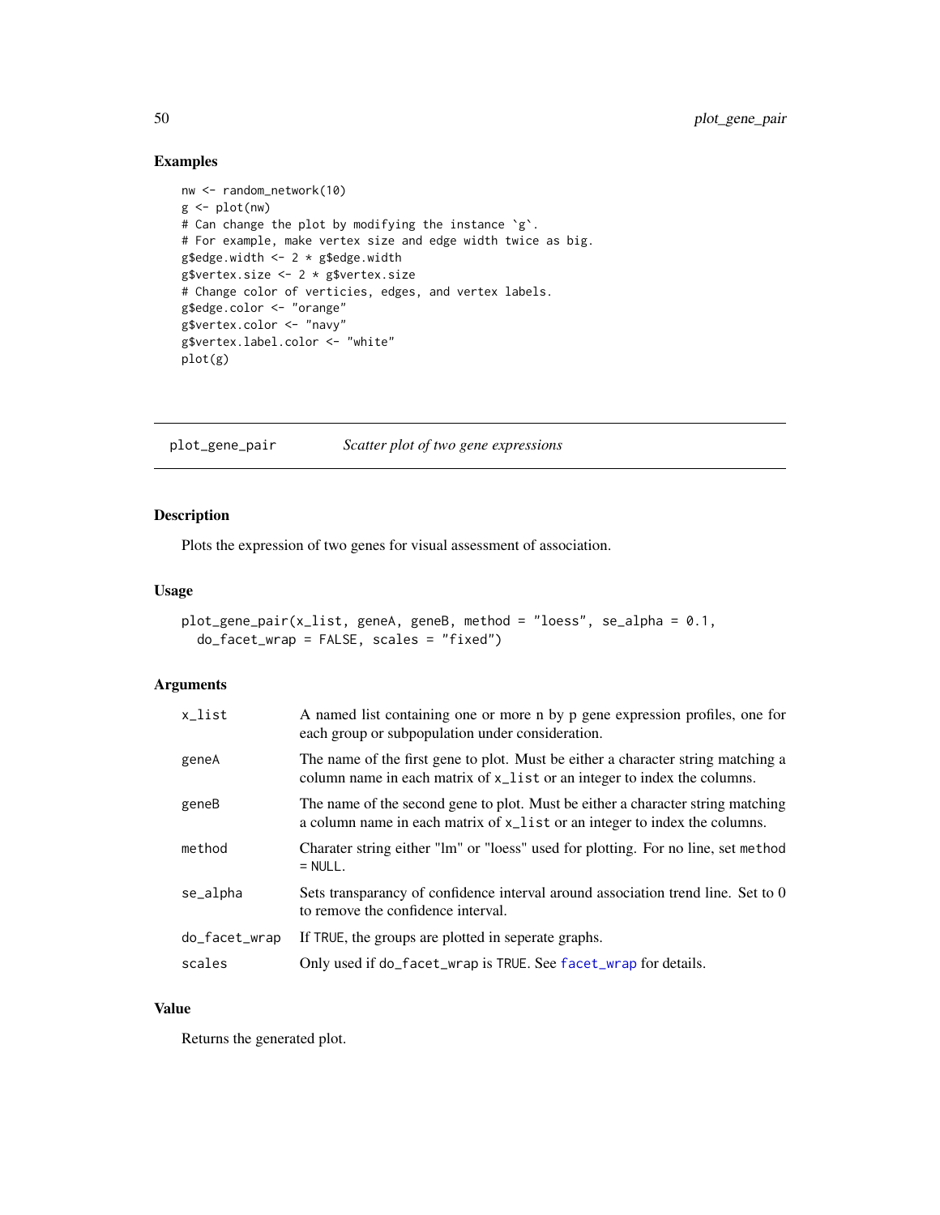## Examples

```
nw <- random_network(10)
g <- plot(nw)
# Can change the plot by modifying the instance `g`.
# For example, make vertex size and edge width twice as big.
g$edge.width <- 2 * g$edge.width
g$vertex.size <- 2 * g$vertex.size
# Change color of verticies, edges, and vertex labels.
g$edge.color <- "orange"
g$vertex.color <- "navy"
g$vertex.label.color <- "white"
plot(g)
```

---

# plot_gene_pair — *Scatter plot of two gene expressions*

---

## Description

Plots the expression of two genes for visual assessment of association.

## Usage

```
plot_gene_pair(x_list, geneA, geneB, method = "loess", se_alpha = 0.1,
  do_facet_wrap = FALSE, scales = "fixed")
```

## Arguments

| | |
|---|---|
| x_list | A named list containing one or more n by p gene expression profiles, one for each group or subpopulation under consideration. |
| geneA | The name of the first gene to plot. Must be either a character string matching a column name in each matrix of `x_list` or an integer to index the columns. |
| geneB | The name of the second gene to plot. Must be either a character string matching a column name in each matrix of `x_list` or an integer to index the columns. |
| method | Charater string either "lm" or "loess" used for plotting. For no line, set `method = NULL`. |
| se_alpha | Sets transparancy of confidence interval around association trend line. Set to 0 to remove the confidence interval. |
| do_facet_wrap | If `TRUE`, the groups are plotted in seperate graphs. |
| scales | Only used if `do_facet_wrap` is `TRUE`. See `facet_wrap` for details. |

## Value

Returns the generated plot.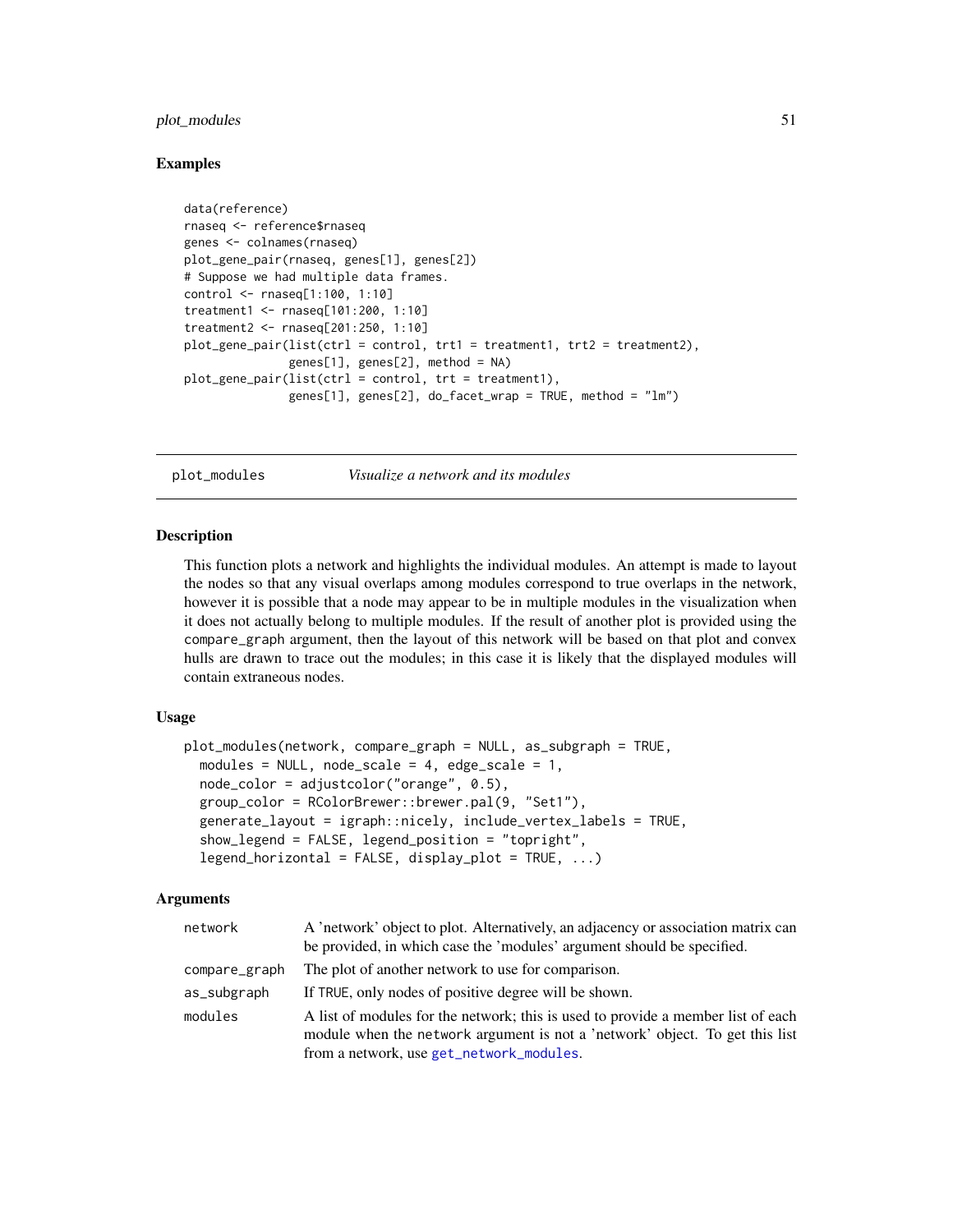## Examples

```
data(reference)
rnaseq <- reference$rnaseq
genes <- colnames(rnaseq)
plot_gene_pair(rnaseq, genes[1], genes[2])
# Suppose we had multiple data frames.
control <- rnaseq[1:100, 1:10]
treatment1 <- rnaseq[101:200, 1:10]
treatment2 <- rnaseq[201:250, 1:10]
plot_gene_pair(list(ctrl = control, trt1 = treatment1, trt2 = treatment2),
               genes[1], genes[2], method = NA)
plot_gene_pair(list(ctrl = control, trt = treatment1),
               genes[1], genes[2], do_facet_wrap = TRUE, method = "lm")
```

---

# plot_modules — *Visualize a network and its modules*

## Description

This function plots a network and highlights the individual modules. An attempt is made to layout the nodes so that any visual overlaps among modules correspond to true overlaps in the network, however it is possible that a node may appear to be in multiple modules in the visualization when it does not actually belong to multiple modules. If the result of another plot is provided using the `compare_graph` argument, then the layout of this network will be based on that plot and convex hulls are drawn to trace out the modules; in this case it is likely that the displayed modules will contain extraneous nodes.

## Usage

```
plot_modules(network, compare_graph = NULL, as_subgraph = TRUE,
  modules = NULL, node_scale = 4, edge_scale = 1,
  node_color = adjustcolor("orange", 0.5),
  group_color = RColorBrewer::brewer.pal(9, "Set1"),
  generate_layout = igraph::nicely, include_vertex_labels = TRUE,
  show_legend = FALSE, legend_position = "topright",
  legend_horizontal = FALSE, display_plot = TRUE, ...)
```

## Arguments

| | |
|---|---|
| `network` | A 'network' object to plot. Alternatively, an adjacency or association matrix can be provided, in which case the 'modules' argument should be specified. |
| `compare_graph` | The plot of another network to use for comparison. |
| `as_subgraph` | If TRUE, only nodes of positive degree will be shown. |
| `modules` | A list of modules for the network; this is used to provide a member list of each module when the `network` argument is not a 'network' object. To get this list from a network, use `get_network_modules`. |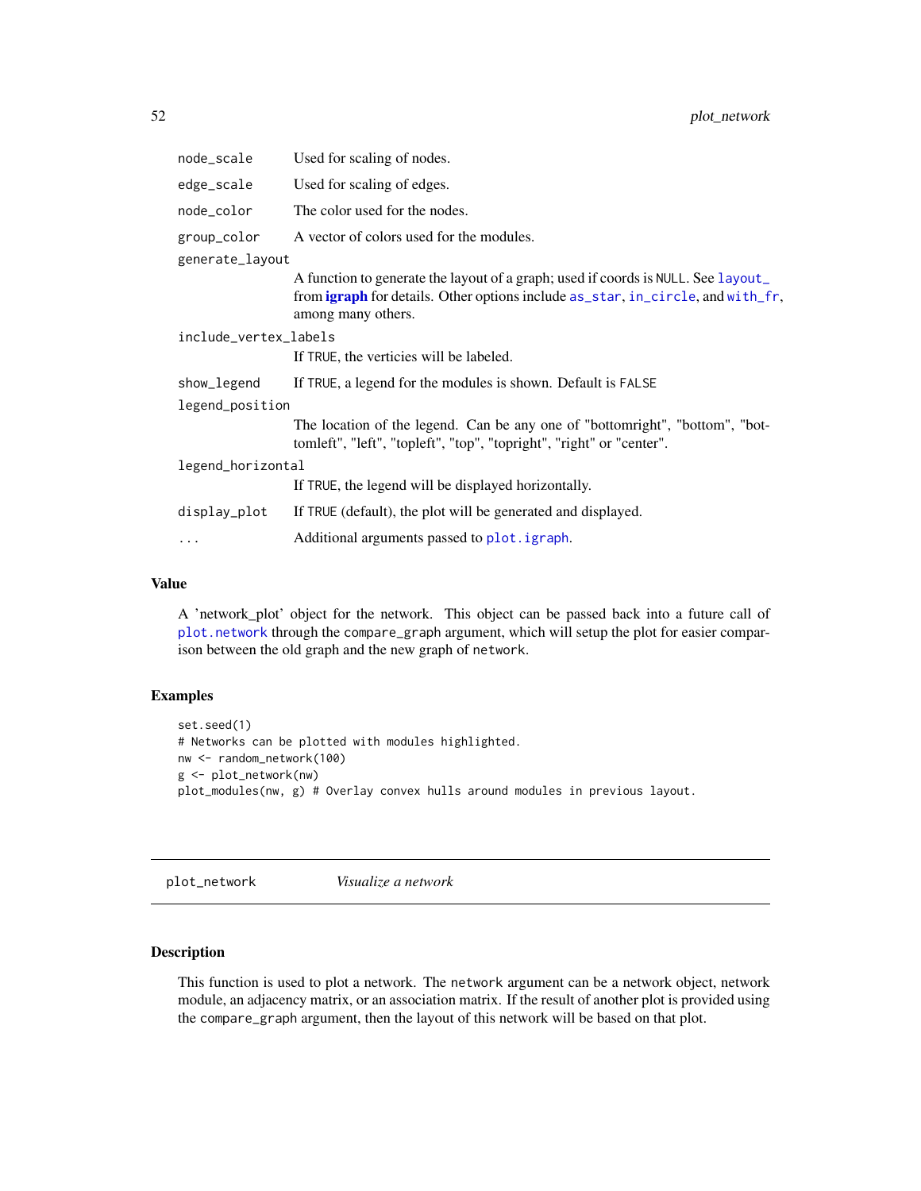| | |
|---|---|
| node_scale | Used for scaling of nodes. |
| edge_scale | Used for scaling of edges. |
| node_color | The color used for the nodes. |
| group_color | A vector of colors used for the modules. |
| generate_layout | A function to generate the layout of a graph; used if coords is NULL. See layout_ from **igraph** for details. Other options include as_star, in_circle, and with_fr, among many others. |
| include_vertex_labels | If TRUE, the verticies will be labeled. |
| show_legend | If TRUE, a legend for the modules is shown. Default is FALSE |
| legend_position | The location of the legend. Can be any one of "bottomright", "bottom", "bottomleft", "left", "topleft", "top", "topright", "right" or "center". |
| legend_horizontal | If TRUE, the legend will be displayed horizontally. |
| display_plot | If TRUE (default), the plot will be generated and displayed. |
| ... | Additional arguments passed to plot.igraph. |

### Value

A 'network_plot' object for the network. This object can be passed back into a future call of plot.network through the compare_graph argument, which will setup the plot for easier comparison between the old graph and the new graph of network.

### Examples

```
set.seed(1)
# Networks can be plotted with modules highlighted.
nw <- random_network(100)
g <- plot_network(nw)
plot_modules(nw, g) # Overlay convex hulls around modules in previous layout.
```

---

## plot_network &nbsp;&nbsp;&nbsp; *Visualize a network*

---

### Description

This function is used to plot a network. The network argument can be a network object, network module, an adjacency matrix, or an association matrix. If the result of another plot is provided using the compare_graph argument, then the layout of this network will be based on that plot.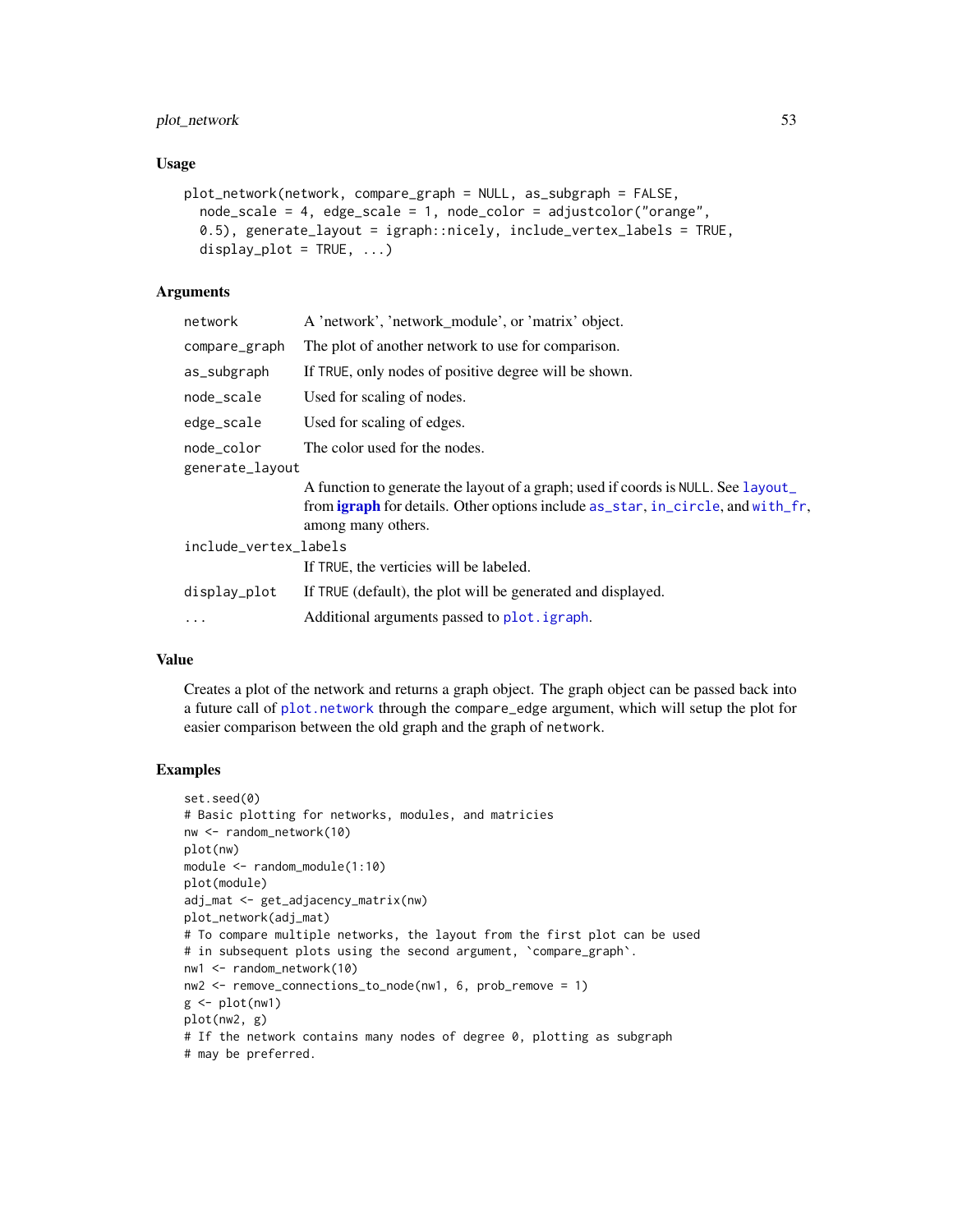### Usage

```
plot_network(network, compare_graph = NULL, as_subgraph = FALSE,
  node_scale = 4, edge_scale = 1, node_color = adjustcolor("orange",
  0.5), generate_layout = igraph::nicely, include_vertex_labels = TRUE,
  display_plot = TRUE, ...)
```

### Arguments

| Argument | Description |
|---|---|
| network | A 'network', 'network_module', or 'matrix' object. |
| compare_graph | The plot of another network to use for comparison. |
| as_subgraph | If TRUE, only nodes of positive degree will be shown. |
| node_scale | Used for scaling of nodes. |
| edge_scale | Used for scaling of edges. |
| node_color | The color used for the nodes. |
| generate_layout | A function to generate the layout of a graph; used if coords is NULL. See layout_ from **igraph** for details. Other options include as_star, in_circle, and with_fr, among many others. |
| include_vertex_labels | If TRUE, the verticies will be labeled. |
| display_plot | If TRUE (default), the plot will be generated and displayed. |
| ... | Additional arguments passed to plot.igraph. |

### Value

Creates a plot of the network and returns a graph object. The graph object can be passed back into a future call of plot.network through the compare_edge argument, which will setup the plot for easier comparison between the old graph and the graph of network.

### Examples

```
set.seed(0)
# Basic plotting for networks, modules, and matricies
nw <- random_network(10)
plot(nw)
module <- random_module(1:10)
plot(module)
adj_mat <- get_adjacency_matrix(nw)
plot_network(adj_mat)
# To compare multiple networks, the layout from the first plot can be used
# in subsequent plots using the second argument, `compare_graph`.
nw1 <- random_network(10)
nw2 <- remove_connections_to_node(nw1, 6, prob_remove = 1)
g <- plot(nw1)
plot(nw2, g)
# If the network contains many nodes of degree 0, plotting as subgraph
# may be preferred.
```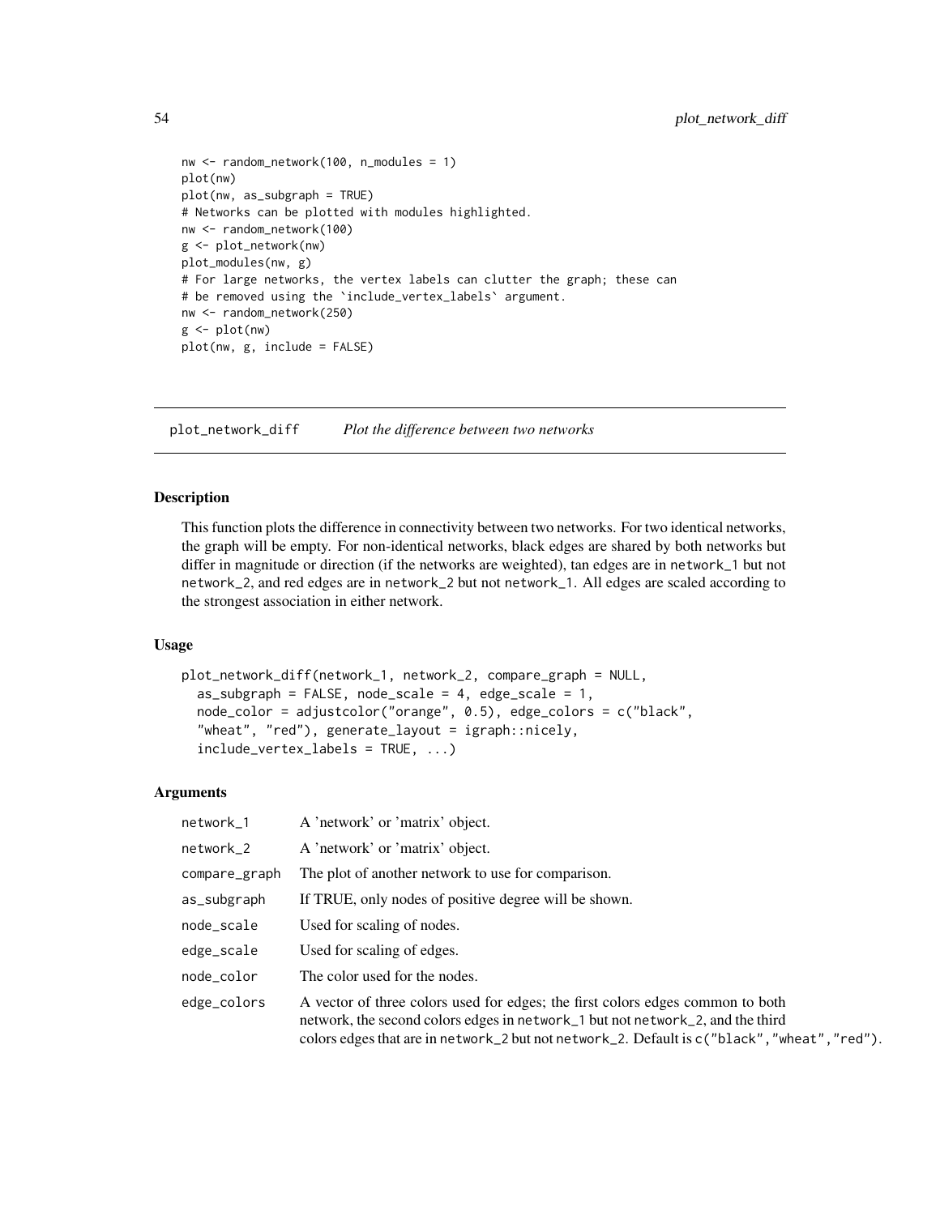```
nw <- random_network(100, n_modules = 1)
plot(nw)
plot(nw, as_subgraph = TRUE)
# Networks can be plotted with modules highlighted.
nw <- random_network(100)
g <- plot_network(nw)
plot_modules(nw, g)
# For large networks, the vertex labels can clutter the graph; these can
# be removed using the `include_vertex_labels` argument.
nw <- random_network(250)
g <- plot(nw)
plot(nw, g, include = FALSE)
```

## plot_network_diff    *Plot the difference between two networks*

### Description

This function plots the difference in connectivity between two networks. For two identical networks, the graph will be empty. For non-identical networks, black edges are shared by both networks but differ in magnitude or direction (if the networks are weighted), tan edges are in `network_1` but not `network_2`, and red edges are in `network_2` but not `network_1`. All edges are scaled according to the strongest association in either network.

### Usage

```
plot_network_diff(network_1, network_2, compare_graph = NULL,
  as_subgraph = FALSE, node_scale = 4, edge_scale = 1,
  node_color = adjustcolor("orange", 0.5), edge_colors = c("black",
  "wheat", "red"), generate_layout = igraph::nicely,
  include_vertex_labels = TRUE, ...)
```

### Arguments

| | |
|---|---|
| `network_1` | A 'network' or 'matrix' object. |
| `network_2` | A 'network' or 'matrix' object. |
| `compare_graph` | The plot of another network to use for comparison. |
| `as_subgraph` | If TRUE, only nodes of positive degree will be shown. |
| `node_scale` | Used for scaling of nodes. |
| `edge_scale` | Used for scaling of edges. |
| `node_color` | The color used for the nodes. |
| `edge_colors` | A vector of three colors used for edges; the first colors edges common to both network, the second colors edges in `network_1` but not `network_2`, and the third colors edges that are in `network_2` but not `network_2`. Default is `c("black","wheat","red")`. |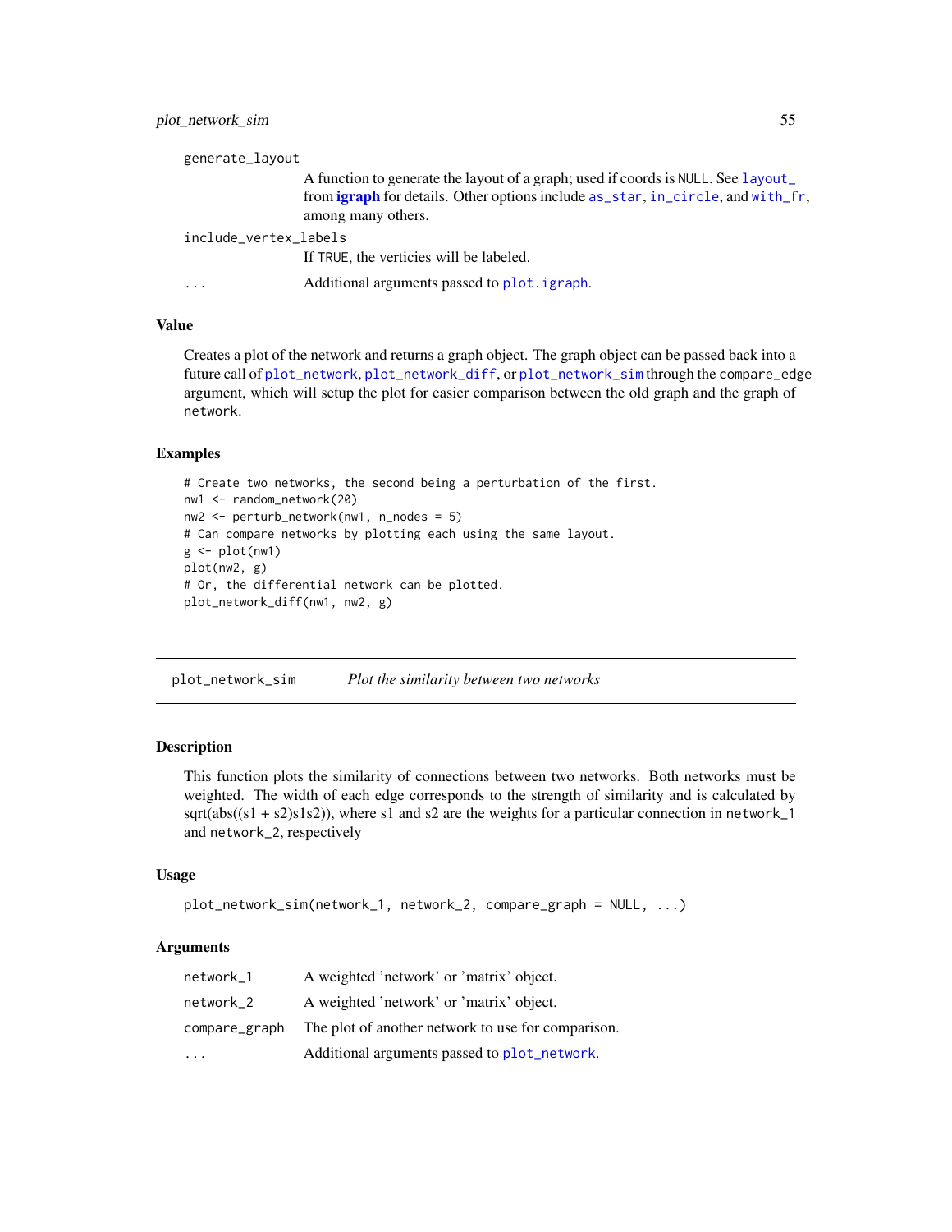generate_layout
: A function to generate the layout of a graph; used if coords is NULL. See layout_ from **igraph** for details. Other options include as_star, in_circle, and with_fr, among many others.

include_vertex_labels
: If TRUE, the verticies will be labeled.

...
: Additional arguments passed to plot.igraph.

### Value

Creates a plot of the network and returns a graph object. The graph object can be passed back into a future call of plot_network, plot_network_diff, or plot_network_sim through the compare_edge argument, which will setup the plot for easier comparison between the old graph and the graph of network.

### Examples

```
# Create two networks, the second being a perturbation of the first.
nw1 <- random_network(20)
nw2 <- perturb_network(nw1, n_nodes = 5)
# Can compare networks by plotting each using the same layout.
g <- plot(nw1)
plot(nw2, g)
# Or, the differential network can be plotted.
plot_network_diff(nw1, nw2, g)
```

---

## plot_network_sim — *Plot the similarity between two networks*

### Description

This function plots the similarity of connections between two networks. Both networks must be weighted. The width of each edge corresponds to the strength of similarity and is calculated by sqrt(abs((s1 + s2)s1s2)), where s1 and s2 are the weights for a particular connection in network_1 and network_2, respectively

### Usage

```
plot_network_sim(network_1, network_2, compare_graph = NULL, ...)
```

### Arguments

| | |
|---|---|
| network_1 | A weighted 'network' or 'matrix' object. |
| network_2 | A weighted 'network' or 'matrix' object. |
| compare_graph | The plot of another network to use for comparison. |
| ... | Additional arguments passed to plot_network. |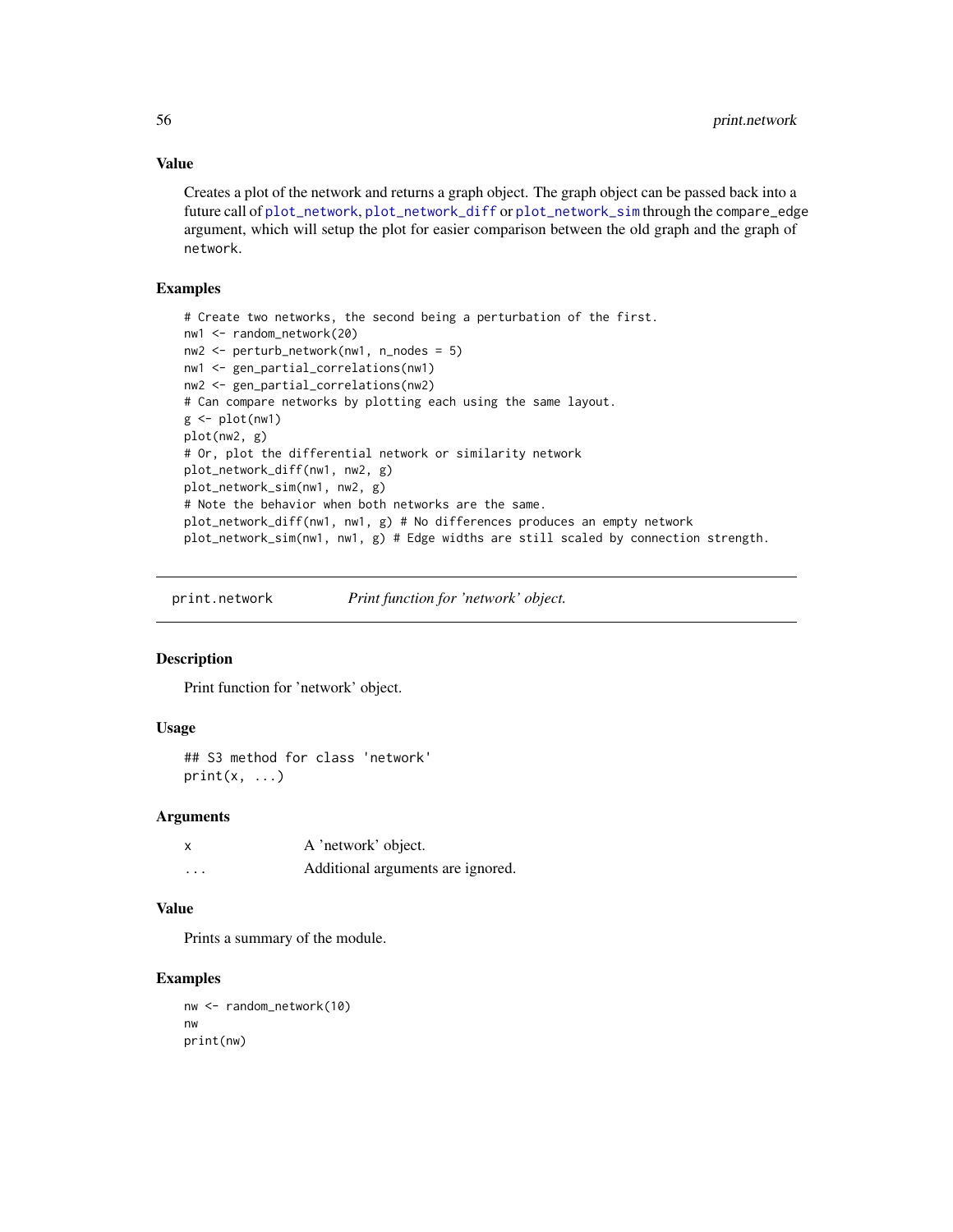### Value

Creates a plot of the network and returns a graph object. The graph object can be passed back into a future call of plot_network, plot_network_diff or plot_network_sim through the compare_edge argument, which will setup the plot for easier comparison between the old graph and the graph of network.

### Examples

```
# Create two networks, the second being a perturbation of the first.
nw1 <- random_network(20)
nw2 <- perturb_network(nw1, n_nodes = 5)
nw1 <- gen_partial_correlations(nw1)
nw2 <- gen_partial_correlations(nw2)
# Can compare networks by plotting each using the same layout.
g <- plot(nw1)
plot(nw2, g)
# Or, plot the differential network or similarity network
plot_network_diff(nw1, nw2, g)
plot_network_sim(nw1, nw2, g)
# Note the behavior when both networks are the same.
plot_network_diff(nw1, nw1, g) # No differences produces an empty network
plot_network_sim(nw1, nw1, g) # Edge widths are still scaled by connection strength.
```

---

## print.network — *Print function for 'network' object.*

### Description

Print function for 'network' object.

### Usage

```
## S3 method for class 'network'
print(x, ...)
```

### Arguments

| | |
|---|---|
| x | A 'network' object. |
| ... | Additional arguments are ignored. |

### Value

Prints a summary of the module.

### Examples

```
nw <- random_network(10)
nw
print(nw)
```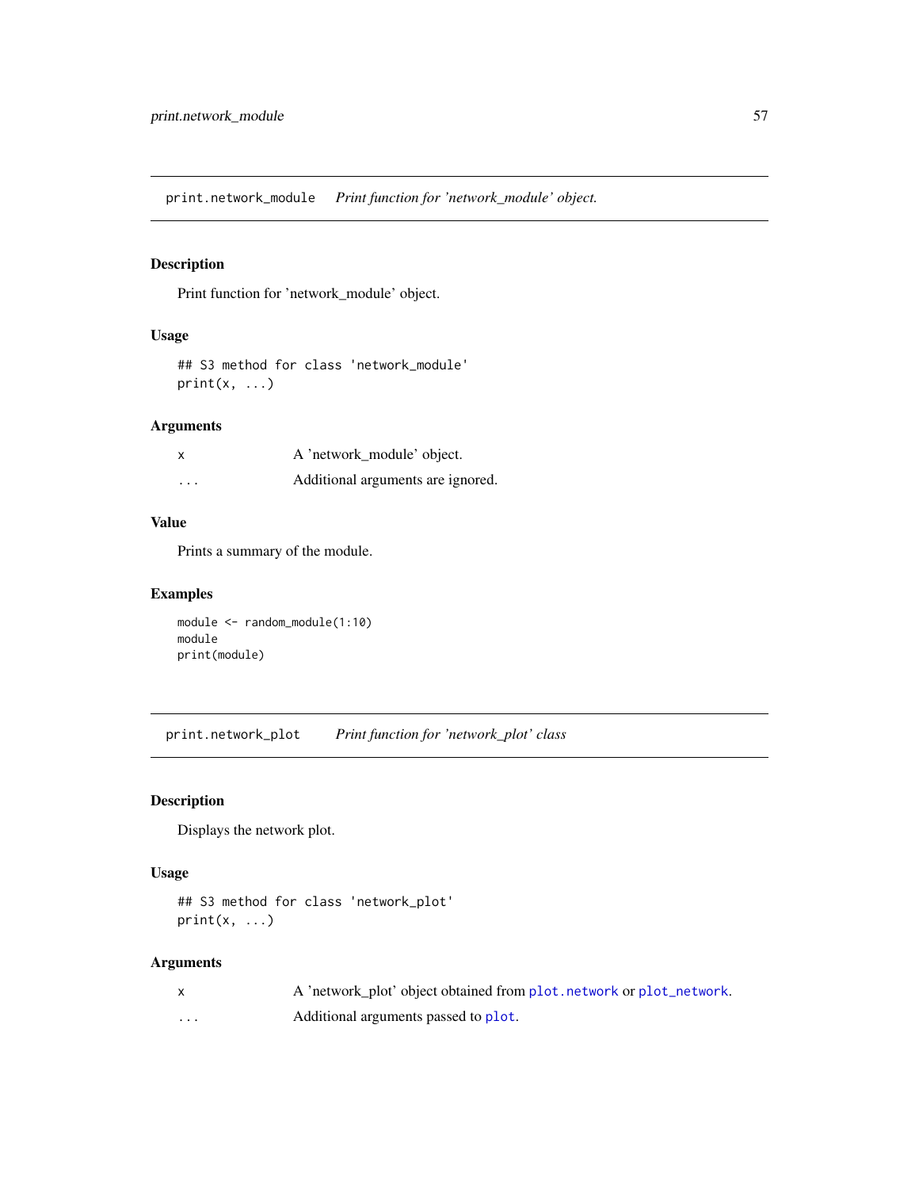## print.network_module — *Print function for 'network_module' object.*

### Description

Print function for 'network_module' object.

### Usage

```
## S3 method for class 'network_module'
print(x, ...)
```

### Arguments

| | |
|---|---|
| x | A 'network_module' object. |
| ... | Additional arguments are ignored. |

### Value

Prints a summary of the module.

### Examples

```
module <- random_module(1:10)
module
print(module)
```

## print.network_plot — *Print function for 'network_plot' class*

### Description

Displays the network plot.

### Usage

```
## S3 method for class 'network_plot'
print(x, ...)
```

### Arguments

| | |
|---|---|
| x | A 'network_plot' object obtained from `plot.network` or `plot_network`. |
| ... | Additional arguments passed to `plot`. |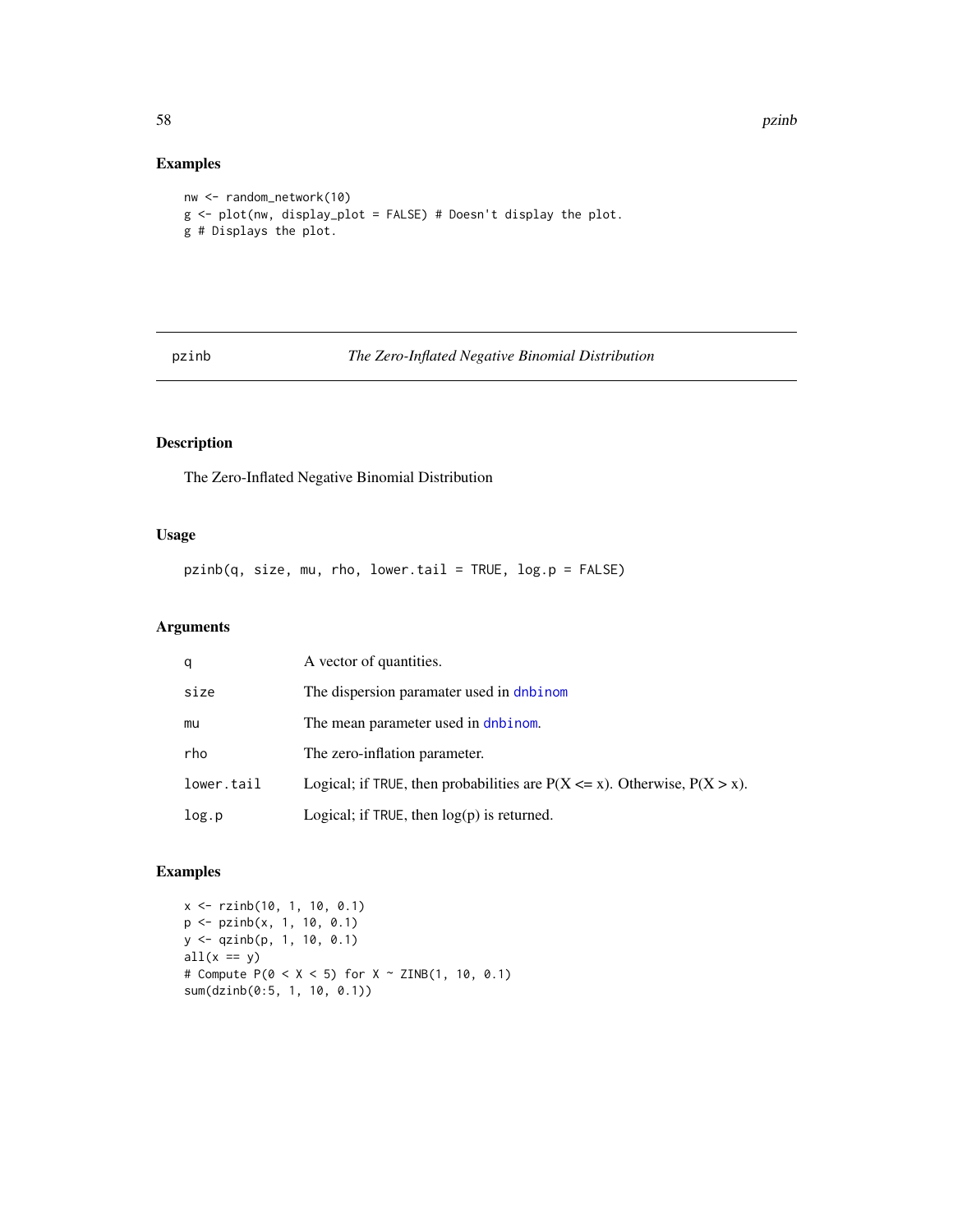## Examples

```
nw <- random_network(10)
g <- plot(nw, display_plot = FALSE) # Doesn't display the plot.
g # Displays the plot.
```

---

# pzinb — *The Zero-Inflated Negative Binomial Distribution*

## Description

The Zero-Inflated Negative Binomial Distribution

## Usage

```
pzinb(q, size, mu, rho, lower.tail = TRUE, log.p = FALSE)
```

## Arguments

| | |
|---|---|
| q | A vector of quantities. |
| size | The dispersion paramater used in dnbinom |
| mu | The mean parameter used in dnbinom. |
| rho | The zero-inflation parameter. |
| lower.tail | Logical; if TRUE, then probabilities are P(X <= x). Otherwise, P(X > x). |
| log.p | Logical; if TRUE, then log(p) is returned. |

## Examples

```
x <- rzinb(10, 1, 10, 0.1)
p <- pzinb(x, 1, 10, 0.1)
y <- qzinb(p, 1, 10, 0.1)
all(x == y)
# Compute P(0 < X < 5) for X ~ ZINB(1, 10, 0.1)
sum(dzinb(0:5, 1, 10, 0.1))
```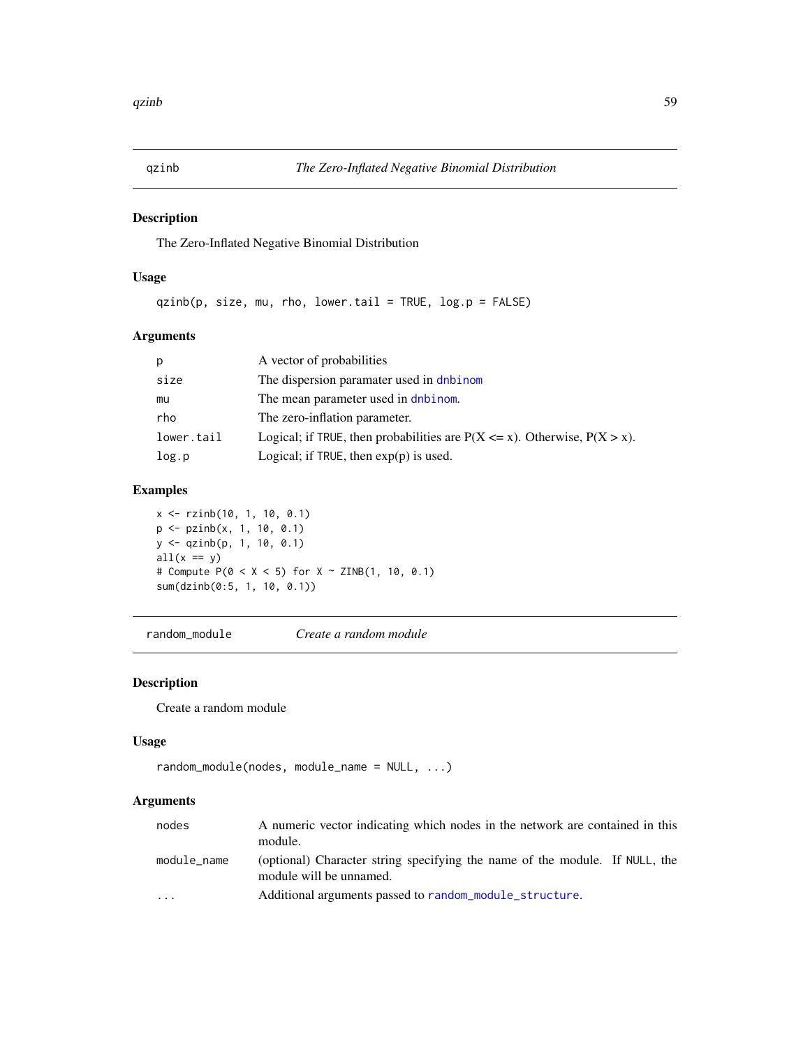## qzinb — *The Zero-Inflated Negative Binomial Distribution*

### Description

The Zero-Inflated Negative Binomial Distribution

### Usage

```
qzinb(p, size, mu, rho, lower.tail = TRUE, log.p = FALSE)
```

### Arguments

| | |
|---|---|
| `p` | A vector of probabilities |
| `size` | The dispersion paramater used in `dnbinom` |
| `mu` | The mean parameter used in `dnbinom`. |
| `rho` | The zero-inflation parameter. |
| `lower.tail` | Logical; if `TRUE`, then probabilities are P(X <= x). Otherwise, P(X > x). |
| `log.p` | Logical; if `TRUE`, then exp(p) is used. |

### Examples

```
x <- rzinb(10, 1, 10, 0.1)
p <- pzinb(x, 1, 10, 0.1)
y <- qzinb(p, 1, 10, 0.1)
all(x == y)
# Compute P(0 < X < 5) for X ~ ZINB(1, 10, 0.1)
sum(dzinb(0:5, 1, 10, 0.1))
```

## random_module — *Create a random module*

### Description

Create a random module

### Usage

```
random_module(nodes, module_name = NULL, ...)
```

### Arguments

| | |
|---|---|
| `nodes` | A numeric vector indicating which nodes in the network are contained in this module. |
| `module_name` | (optional) Character string specifying the name of the module. If `NULL`, the module will be unnamed. |
| `...` | Additional arguments passed to `random_module_structure`. |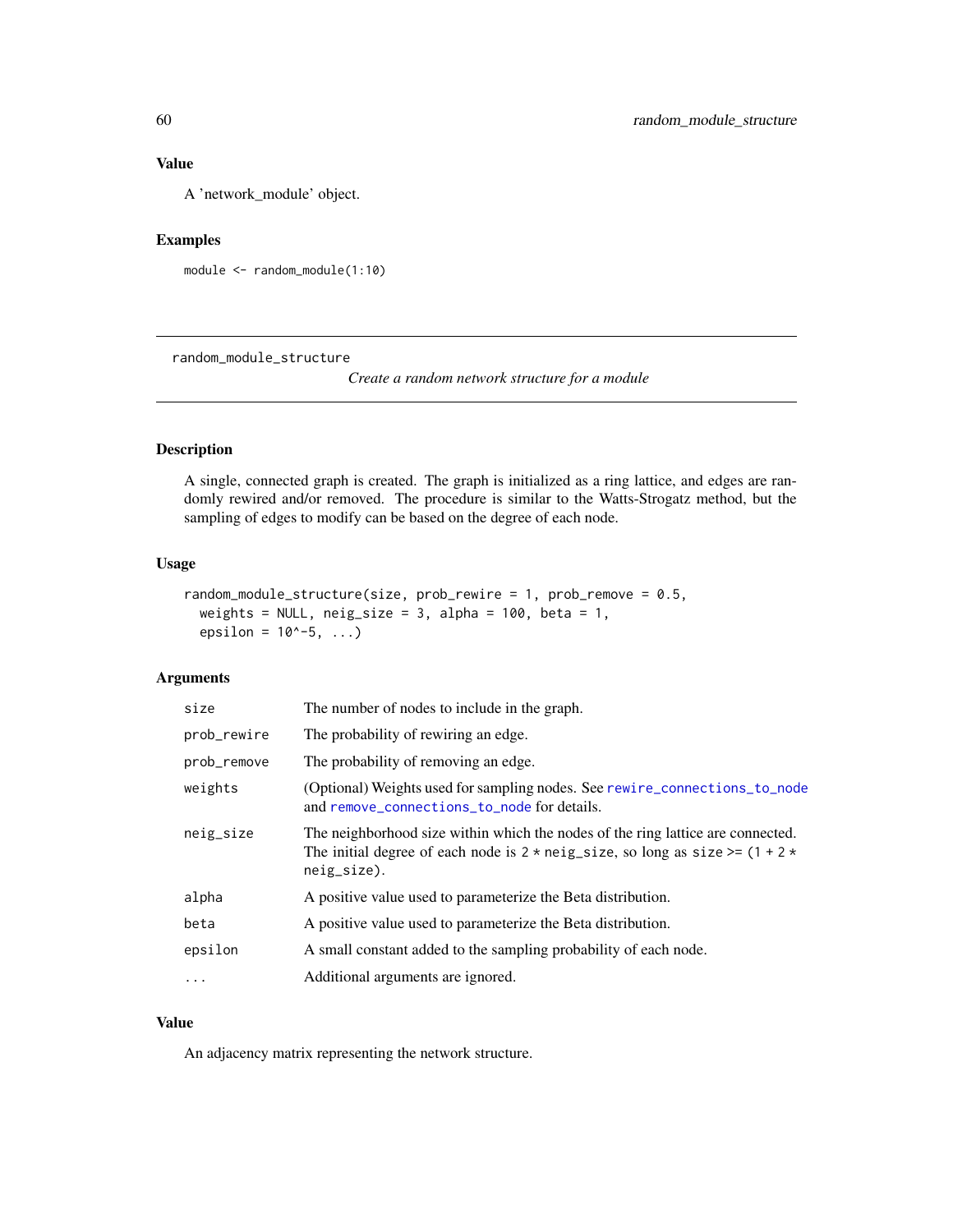### Value

A 'network_module' object.

### Examples

```
module <- random_module(1:10)
```

---

## random_module_structure

*Create a random network structure for a module*

---

### Description

A single, connected graph is created. The graph is initialized as a ring lattice, and edges are randomly rewired and/or removed. The procedure is similar to the Watts-Strogatz method, but the sampling of edges to modify can be based on the degree of each node.

### Usage

```
random_module_structure(size, prob_rewire = 1, prob_remove = 0.5,
  weights = NULL, neig_size = 3, alpha = 100, beta = 1,
  epsilon = 10^-5, ...)
```

### Arguments

| | |
|---|---|
| `size` | The number of nodes to include in the graph. |
| `prob_rewire` | The probability of rewiring an edge. |
| `prob_remove` | The probability of removing an edge. |
| `weights` | (Optional) Weights used for sampling nodes. See `rewire_connections_to_node` and `remove_connections_to_node` for details. |
| `neig_size` | The neighborhood size within which the nodes of the ring lattice are connected. The initial degree of each node is `2 * neig_size`, so long as `size >= (1 + 2 * neig_size)`. |
| `alpha` | A positive value used to parameterize the Beta distribution. |
| `beta` | A positive value used to parameterize the Beta distribution. |
| `epsilon` | A small constant added to the sampling probability of each node. |
| `...` | Additional arguments are ignored. |

### Value

An adjacency matrix representing the network structure.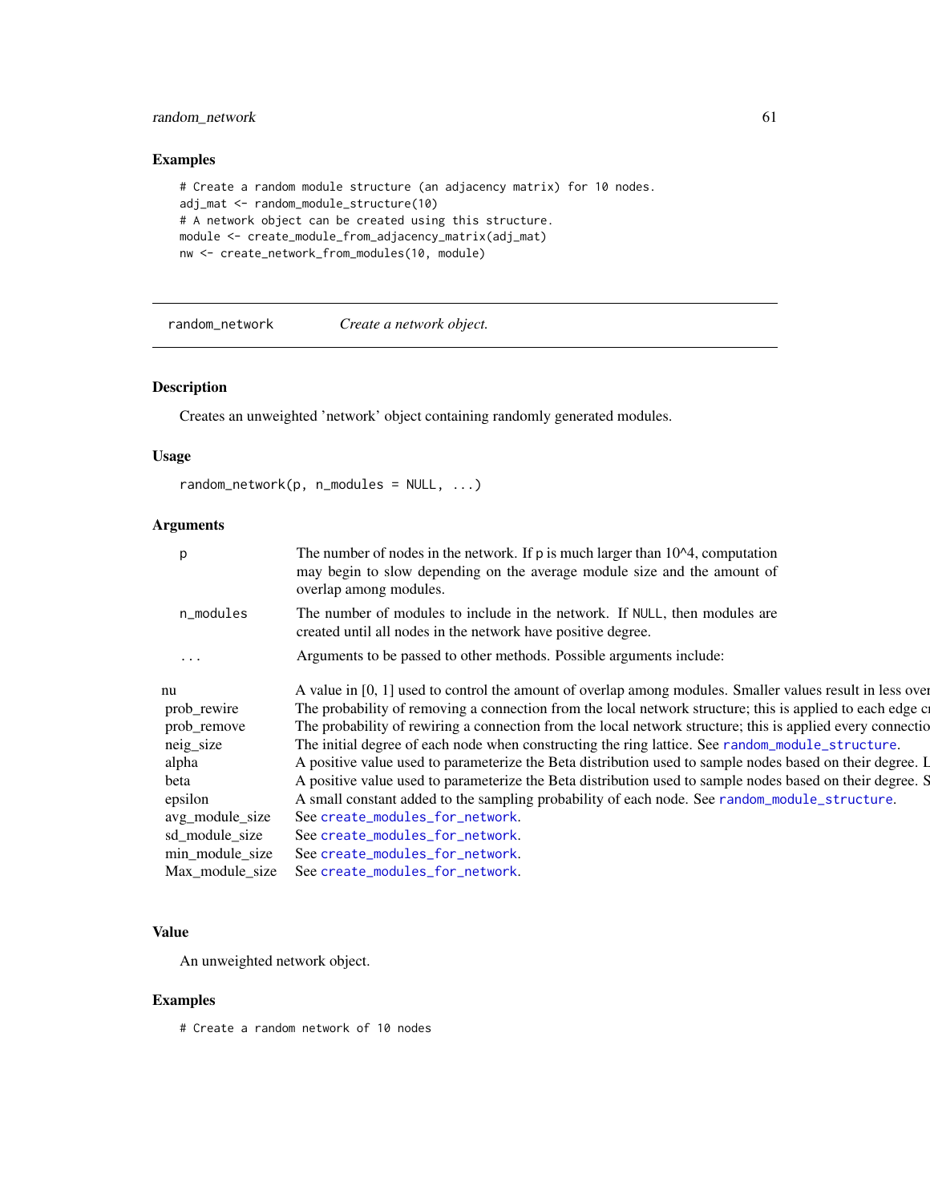## Examples

```
# Create a random module structure (an adjacency matrix) for 10 nodes.
adj_mat <- random_module_structure(10)
# A network object can be created using this structure.
module <- create_module_from_adjacency_matrix(adj_mat)
nw <- create_network_from_modules(10, module)
```

---

`random_network` *Create a network object.*

---

### Description

Creates an unweighted 'network' object containing randomly generated modules.

### Usage

```
random_network(p, n_modules = NULL, ...)
```

### Arguments

| | |
|---|---|
| p | The number of nodes in the network. If p is much larger than 10^4, computation may begin to slow depending on the average module size and the amount of overlap among modules. |
| n_modules | The number of modules to include in the network. If NULL, then modules are created until all nodes in the network have positive degree. |
| ... | Arguments to be passed to other methods. Possible arguments include: |

| | |
|---|---|
| nu | A value in [0, 1] used to control the amount of overlap among modules. Smaller values result in less over |
| prob_rewire | The probability of removing a connection from the local network structure; this is applied to each edge cr |
| prob_remove | The probability of rewiring a connection from the local network structure; this is applied every connectio |
| neig_size | The initial degree of each node when constructing the ring lattice. See random_module_structure. |
| alpha | A positive value used to parameterize the Beta distribution used to sample nodes based on their degree. L |
| beta | A positive value used to parameterize the Beta distribution used to sample nodes based on their degree. S |
| epsilon | A small constant added to the sampling probability of each node. See random_module_structure. |
| avg_module_size | See create_modules_for_network. |
| sd_module_size | See create_modules_for_network. |
| min_module_size | See create_modules_for_network. |
| Max_module_size | See create_modules_for_network. |

### Value

An unweighted network object.

### Examples

```
# Create a random network of 10 nodes
```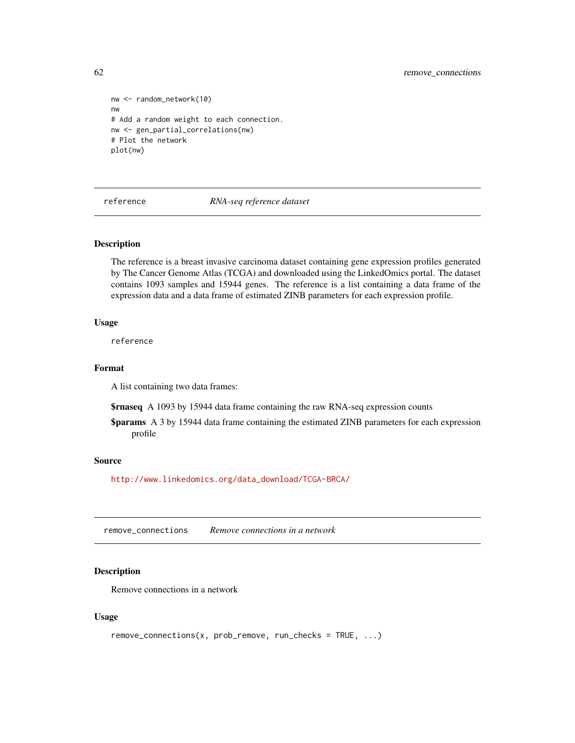```
nw <- random_network(10)
nw
# Add a random weight to each connection.
nw <- gen_partial_correlations(nw)
# Plot the network
plot(nw)
```

## reference *RNA-seq reference dataset*

### Description

The reference is a breast invasive carcinoma dataset containing gene expression profiles generated by The Cancer Genome Atlas (TCGA) and downloaded using the LinkedOmics portal. The dataset contains 1093 samples and 15944 genes. The reference is a list containing a data frame of the expression data and a data frame of estimated ZINB parameters for each expression profile.

### Usage

```
reference
```

### Format

A list containing two data frames:

**$rnaseq** A 1093 by 15944 data frame containing the raw RNA-seq expression counts

**$params** A 3 by 15944 data frame containing the estimated ZINB parameters for each expression profile

### Source

http://www.linkedomics.org/data_download/TCGA-BRCA/

## remove_connections *Remove connections in a network*

### Description

Remove connections in a network

### Usage

```
remove_connections(x, prob_remove, run_checks = TRUE, ...)
```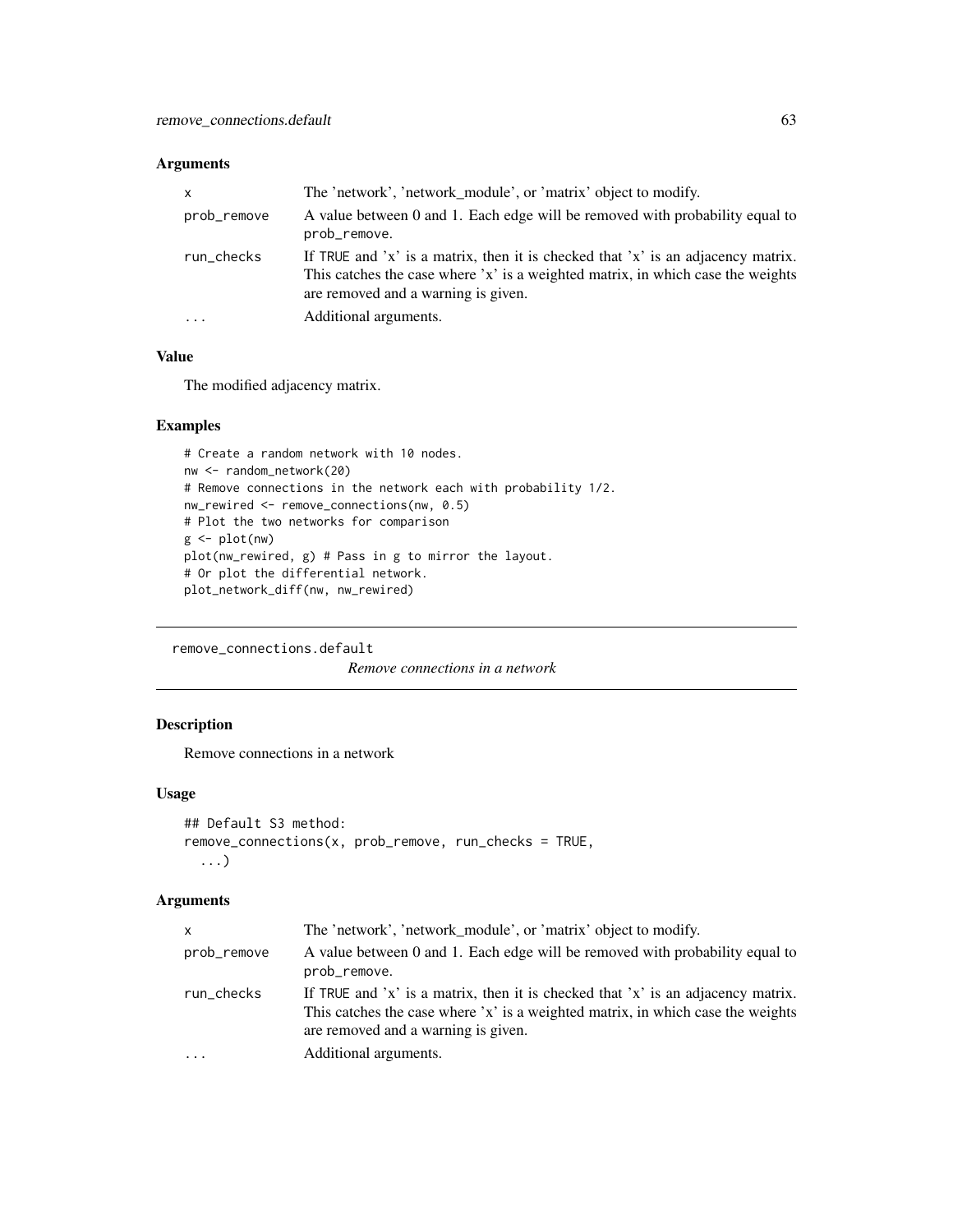### Arguments

| | |
|---|---|
| x | The 'network', 'network_module', or 'matrix' object to modify. |
| prob_remove | A value between 0 and 1. Each edge will be removed with probability equal to prob_remove. |
| run_checks | If TRUE and 'x' is a matrix, then it is checked that 'x' is an adjacency matrix. This catches the case where 'x' is a weighted matrix, in which case the weights are removed and a warning is given. |
| ... | Additional arguments. |

### Value

The modified adjacency matrix.

### Examples

```
# Create a random network with 10 nodes.
nw <- random_network(20)
# Remove connections in the network each with probability 1/2.
nw_rewired <- remove_connections(nw, 0.5)
# Plot the two networks for comparison
g <- plot(nw)
plot(nw_rewired, g) # Pass in g to mirror the layout.
# Or plot the differential network.
plot_network_diff(nw, nw_rewired)
```

---

## remove_connections.default

*Remove connections in a network*

### Description

Remove connections in a network

### Usage

```
## Default S3 method:
remove_connections(x, prob_remove, run_checks = TRUE,
  ...)
```

### Arguments

| | |
|---|---|
| x | The 'network', 'network_module', or 'matrix' object to modify. |
| prob_remove | A value between 0 and 1. Each edge will be removed with probability equal to prob_remove. |
| run_checks | If TRUE and 'x' is a matrix, then it is checked that 'x' is an adjacency matrix. This catches the case where 'x' is a weighted matrix, in which case the weights are removed and a warning is given. |
| ... | Additional arguments. |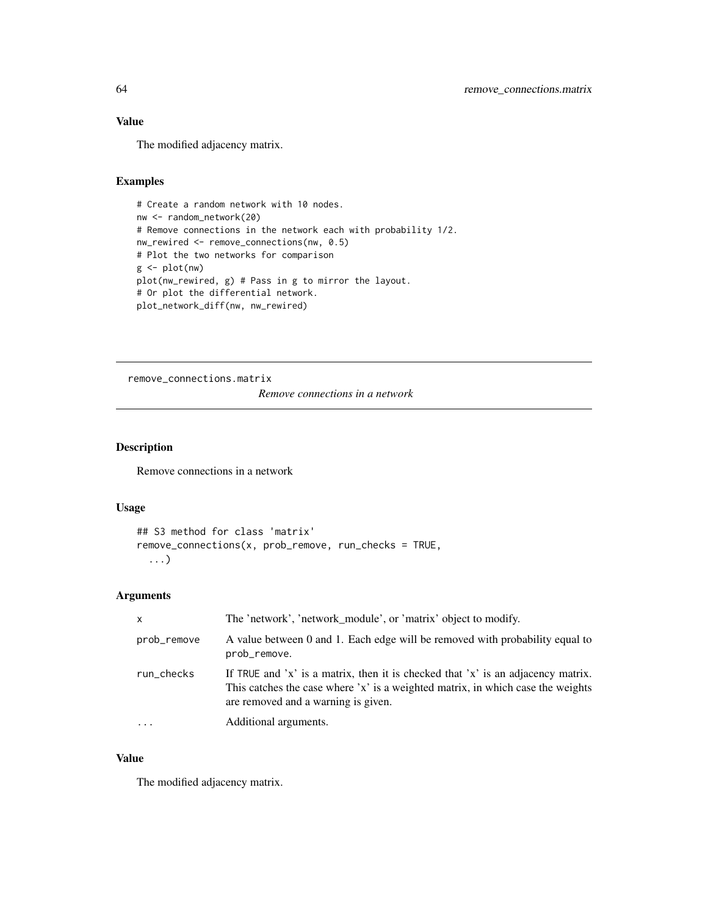## Value

The modified adjacency matrix.

## Examples

```
# Create a random network with 10 nodes.
nw <- random_network(20)
# Remove connections in the network each with probability 1/2.
nw_rewired <- remove_connections(nw, 0.5)
# Plot the two networks for comparison
g <- plot(nw)
plot(nw_rewired, g) # Pass in g to mirror the layout.
# Or plot the differential network.
plot_network_diff(nw, nw_rewired)
```

---

# remove_connections.matrix

*Remove connections in a network*

## Description

Remove connections in a network

## Usage

```
## S3 method for class 'matrix'
remove_connections(x, prob_remove, run_checks = TRUE,
  ...)
```

## Arguments

| | |
|---|---|
| x | The 'network', 'network_module', or 'matrix' object to modify. |
| prob_remove | A value between 0 and 1. Each edge will be removed with probability equal to prob_remove. |
| run_checks | If TRUE and 'x' is a matrix, then it is checked that 'x' is an adjacency matrix. This catches the case where 'x' is a weighted matrix, in which case the weights are removed and a warning is given. |
| ... | Additional arguments. |

## Value

The modified adjacency matrix.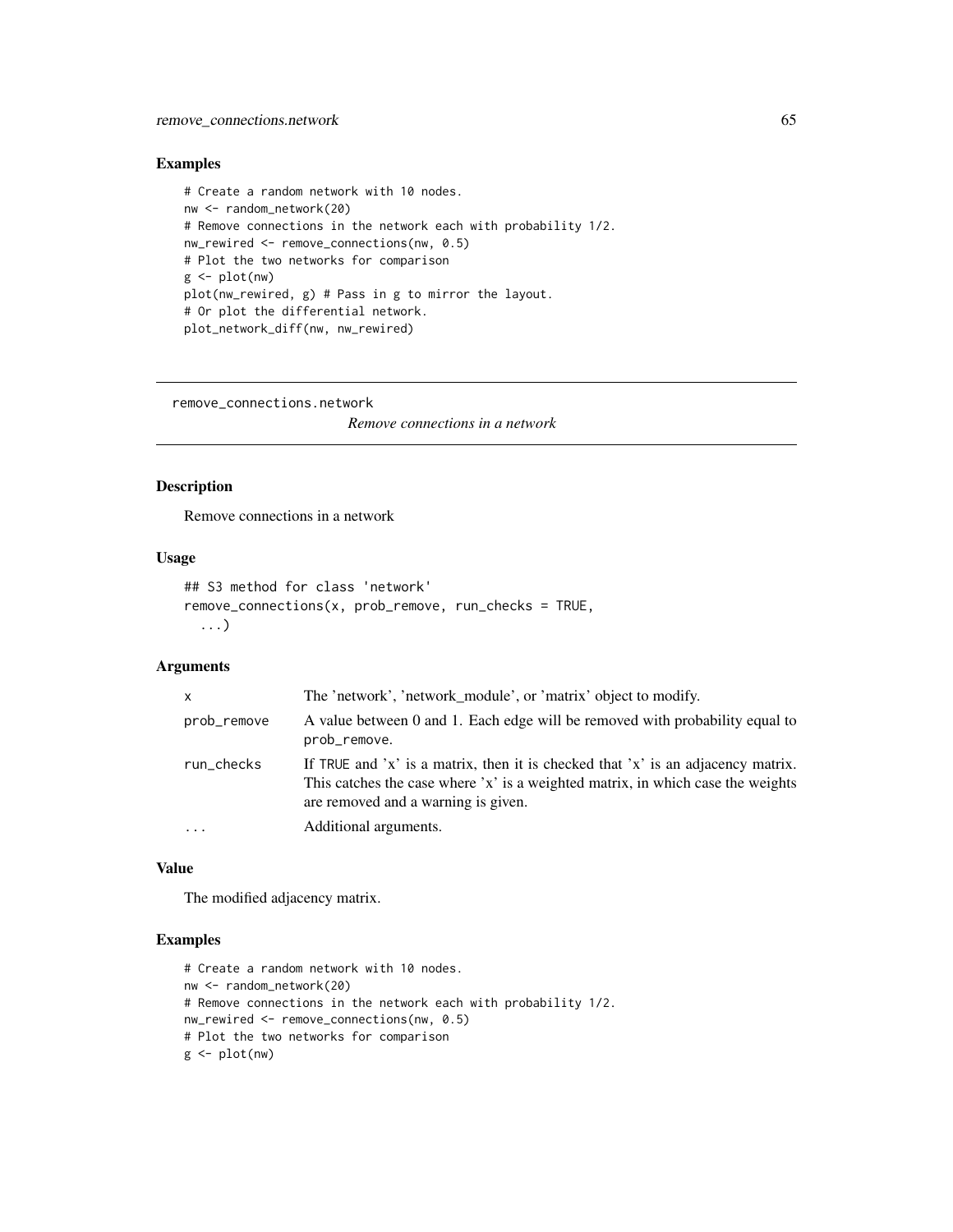## Examples

```
# Create a random network with 10 nodes.
nw <- random_network(20)
# Remove connections in the network each with probability 1/2.
nw_rewired <- remove_connections(nw, 0.5)
# Plot the two networks for comparison
g <- plot(nw)
plot(nw_rewired, g) # Pass in g to mirror the layout.
# Or plot the differential network.
plot_network_diff(nw, nw_rewired)
```

---

remove_connections.network

*Remove connections in a network*

---

## Description

Remove connections in a network

## Usage

```
## S3 method for class 'network'
remove_connections(x, prob_remove, run_checks = TRUE,
  ...)
```

## Arguments

| | |
|---|---|
| x | The 'network', 'network_module', or 'matrix' object to modify. |
| prob_remove | A value between 0 and 1. Each edge will be removed with probability equal to prob_remove. |
| run_checks | If TRUE and 'x' is a matrix, then it is checked that 'x' is an adjacency matrix. This catches the case where 'x' is a weighted matrix, in which case the weights are removed and a warning is given. |
| ... | Additional arguments. |

## Value

The modified adjacency matrix.

## Examples

```
# Create a random network with 10 nodes.
nw <- random_network(20)
# Remove connections in the network each with probability 1/2.
nw_rewired <- remove_connections(nw, 0.5)
# Plot the two networks for comparison
g <- plot(nw)
```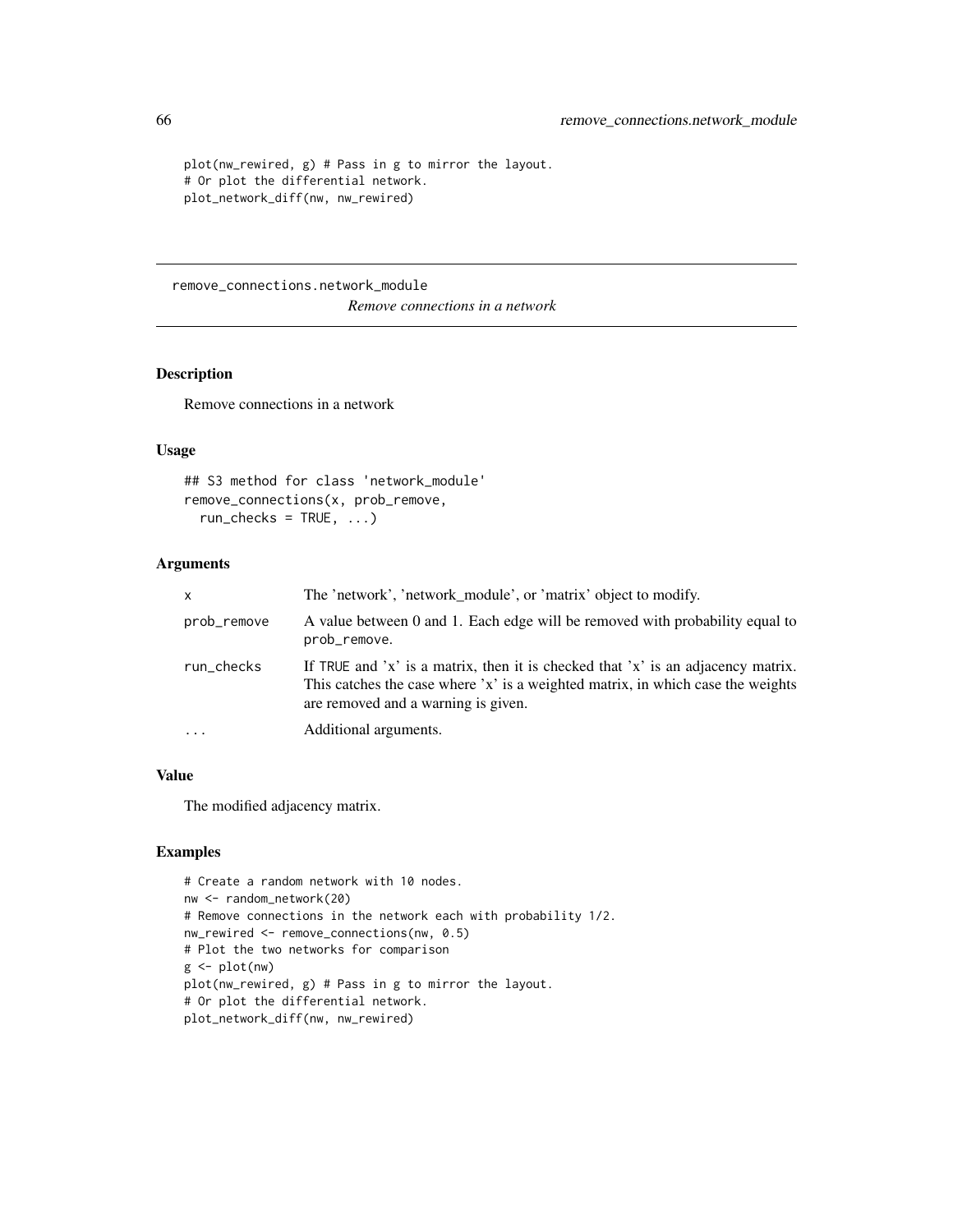```
plot(nw_rewired, g) # Pass in g to mirror the layout.
# Or plot the differential network.
plot_network_diff(nw, nw_rewired)
```

## remove_connections.network_module

*Remove connections in a network*

### Description

Remove connections in a network

### Usage

```
## S3 method for class 'network_module'
remove_connections(x, prob_remove,
  run_checks = TRUE, ...)
```

### Arguments

| | |
|---|---|
| x | The 'network', 'network_module', or 'matrix' object to modify. |
| prob_remove | A value between 0 and 1. Each edge will be removed with probability equal to prob_remove. |
| run_checks | If TRUE and 'x' is a matrix, then it is checked that 'x' is an adjacency matrix. This catches the case where 'x' is a weighted matrix, in which case the weights are removed and a warning is given. |
| ... | Additional arguments. |

### Value

The modified adjacency matrix.

### Examples

```
# Create a random network with 10 nodes.
nw <- random_network(20)
# Remove connections in the network each with probability 1/2.
nw_rewired <- remove_connections(nw, 0.5)
# Plot the two networks for comparison
g <- plot(nw)
plot(nw_rewired, g) # Pass in g to mirror the layout.
# Or plot the differential network.
plot_network_diff(nw, nw_rewired)
```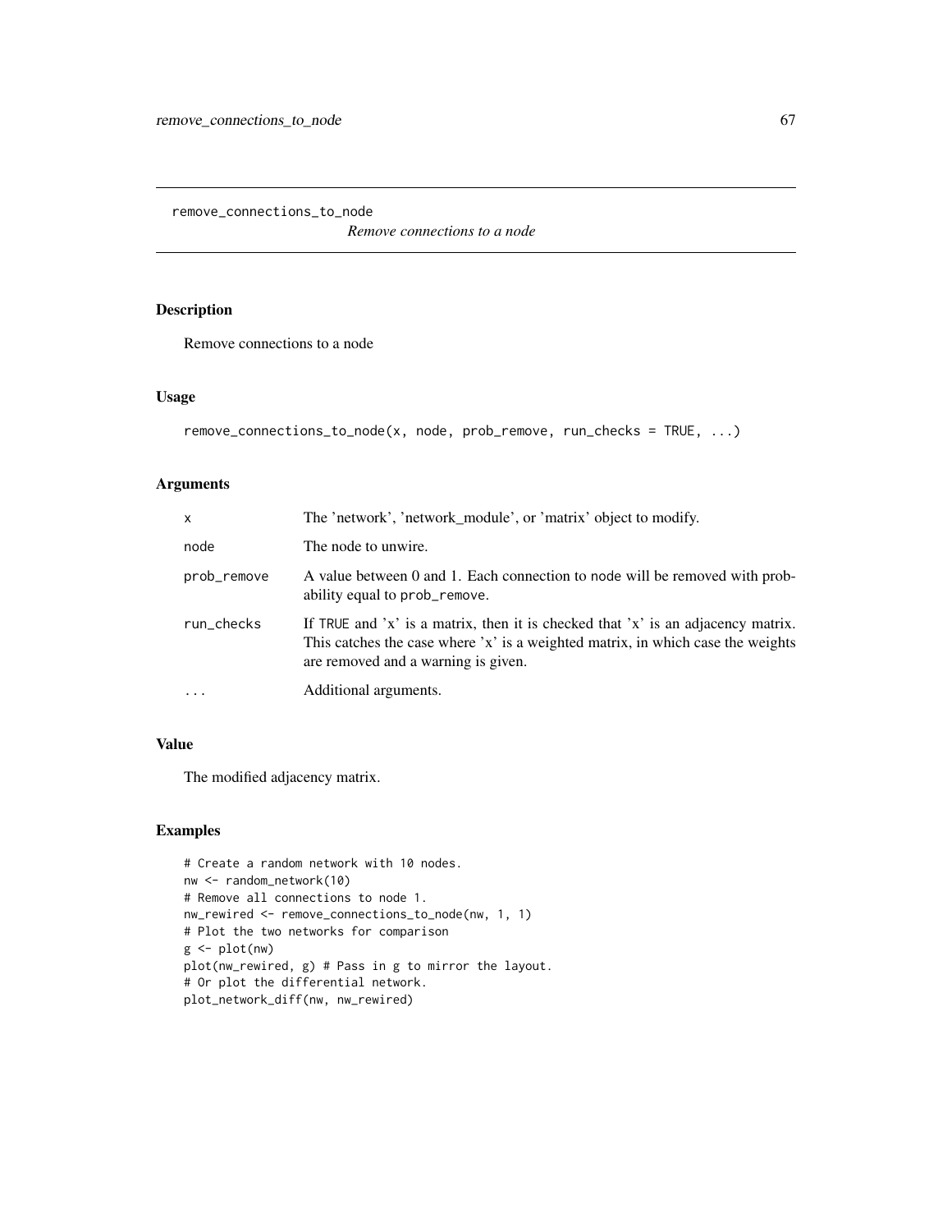remove_connections_to_node

*Remove connections to a node*

## Description

Remove connections to a node

## Usage

```
remove_connections_to_node(x, node, prob_remove, run_checks = TRUE, ...)
```

## Arguments

| | |
|---|---|
| x | The 'network', 'network_module', or 'matrix' object to modify. |
| node | The node to unwire. |
| prob_remove | A value between 0 and 1. Each connection to node will be removed with probability equal to prob_remove. |
| run_checks | If TRUE and 'x' is a matrix, then it is checked that 'x' is an adjacency matrix. This catches the case where 'x' is a weighted matrix, in which case the weights are removed and a warning is given. |
| ... | Additional arguments. |

## Value

The modified adjacency matrix.

## Examples

```
# Create a random network with 10 nodes.
nw <- random_network(10)
# Remove all connections to node 1.
nw_rewired <- remove_connections_to_node(nw, 1, 1)
# Plot the two networks for comparison
g <- plot(nw)
plot(nw_rewired, g) # Pass in g to mirror the layout.
# Or plot the differential network.
plot_network_diff(nw, nw_rewired)
```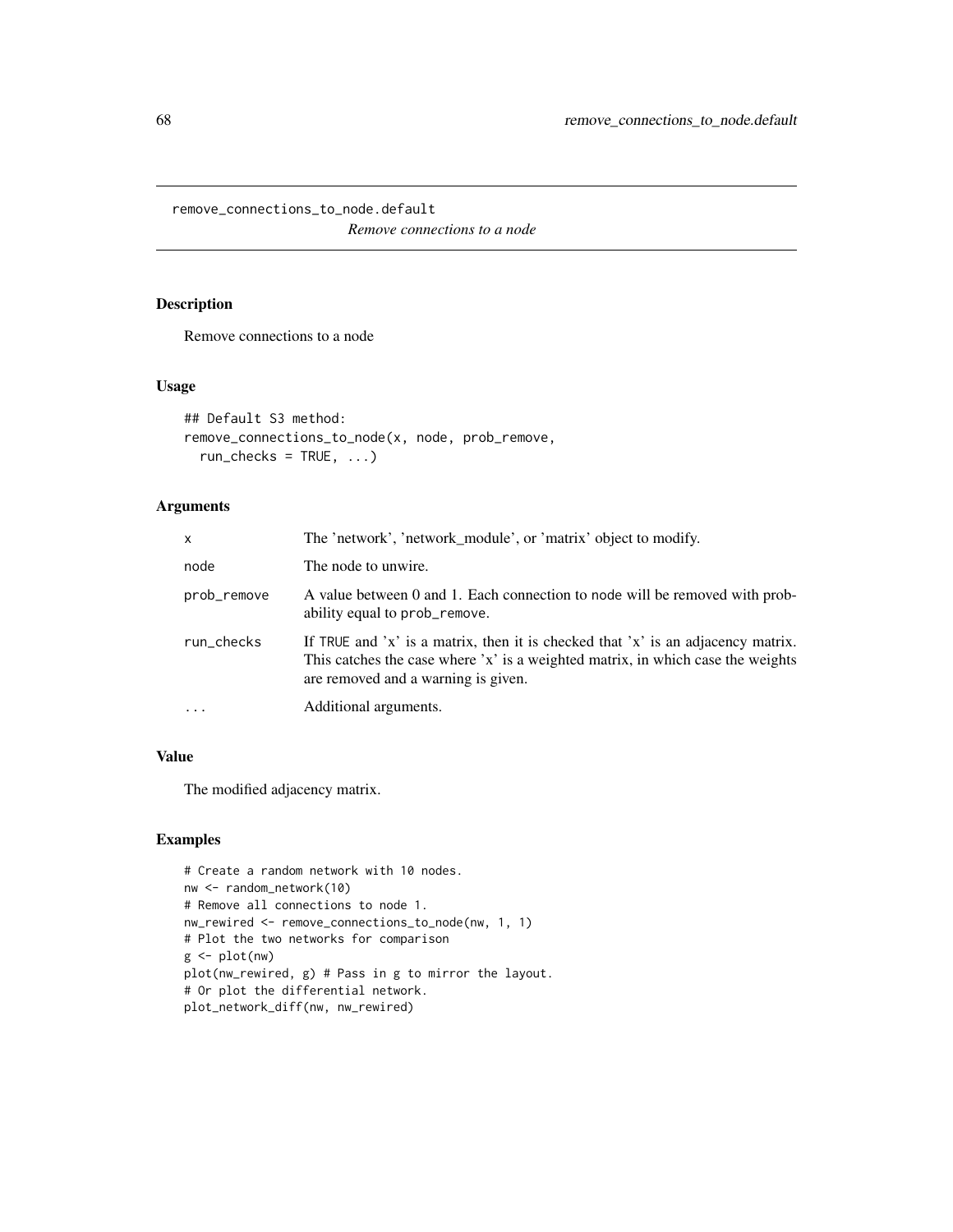`remove_connections_to_node.default`
*Remove connections to a node*

### Description

Remove connections to a node

### Usage

```
## Default S3 method:
remove_connections_to_node(x, node, prob_remove,
  run_checks = TRUE, ...)
```

### Arguments

| | |
|---|---|
| x | The 'network', 'network_module', or 'matrix' object to modify. |
| node | The node to unwire. |
| prob_remove | A value between 0 and 1. Each connection to node will be removed with probability equal to prob_remove. |
| run_checks | If TRUE and 'x' is a matrix, then it is checked that 'x' is an adjacency matrix. This catches the case where 'x' is a weighted matrix, in which case the weights are removed and a warning is given. |
| ... | Additional arguments. |

### Value

The modified adjacency matrix.

### Examples

```
# Create a random network with 10 nodes.
nw <- random_network(10)
# Remove all connections to node 1.
nw_rewired <- remove_connections_to_node(nw, 1, 1)
# Plot the two networks for comparison
g <- plot(nw)
plot(nw_rewired, g) # Pass in g to mirror the layout.
# Or plot the differential network.
plot_network_diff(nw, nw_rewired)
```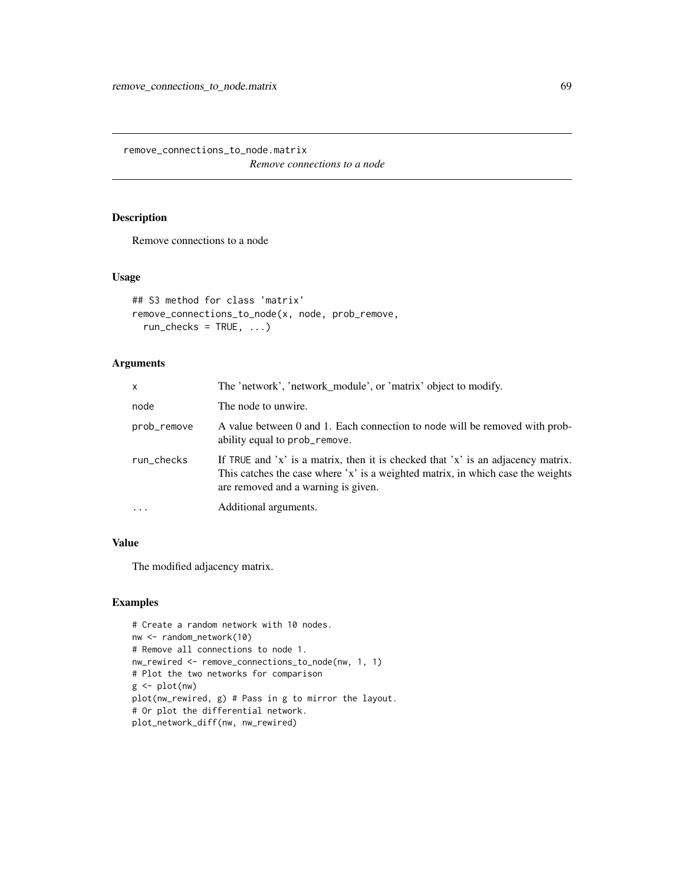# remove_connections_to_node.matrix

*Remove connections to a node*

## Description

Remove connections to a node

## Usage

```
## S3 method for class 'matrix'
remove_connections_to_node(x, node, prob_remove,
  run_checks = TRUE, ...)
```

## Arguments

| | |
|---|---|
| x | The 'network', 'network_module', or 'matrix' object to modify. |
| node | The node to unwire. |
| prob_remove | A value between 0 and 1. Each connection to node will be removed with probability equal to prob_remove. |
| run_checks | If TRUE and 'x' is a matrix, then it is checked that 'x' is an adjacency matrix. This catches the case where 'x' is a weighted matrix, in which case the weights are removed and a warning is given. |
| ... | Additional arguments. |

## Value

The modified adjacency matrix.

## Examples

```
# Create a random network with 10 nodes.
nw <- random_network(10)
# Remove all connections to node 1.
nw_rewired <- remove_connections_to_node(nw, 1, 1)
# Plot the two networks for comparison
g <- plot(nw)
plot(nw_rewired, g) # Pass in g to mirror the layout.
# Or plot the differential network.
plot_network_diff(nw, nw_rewired)
```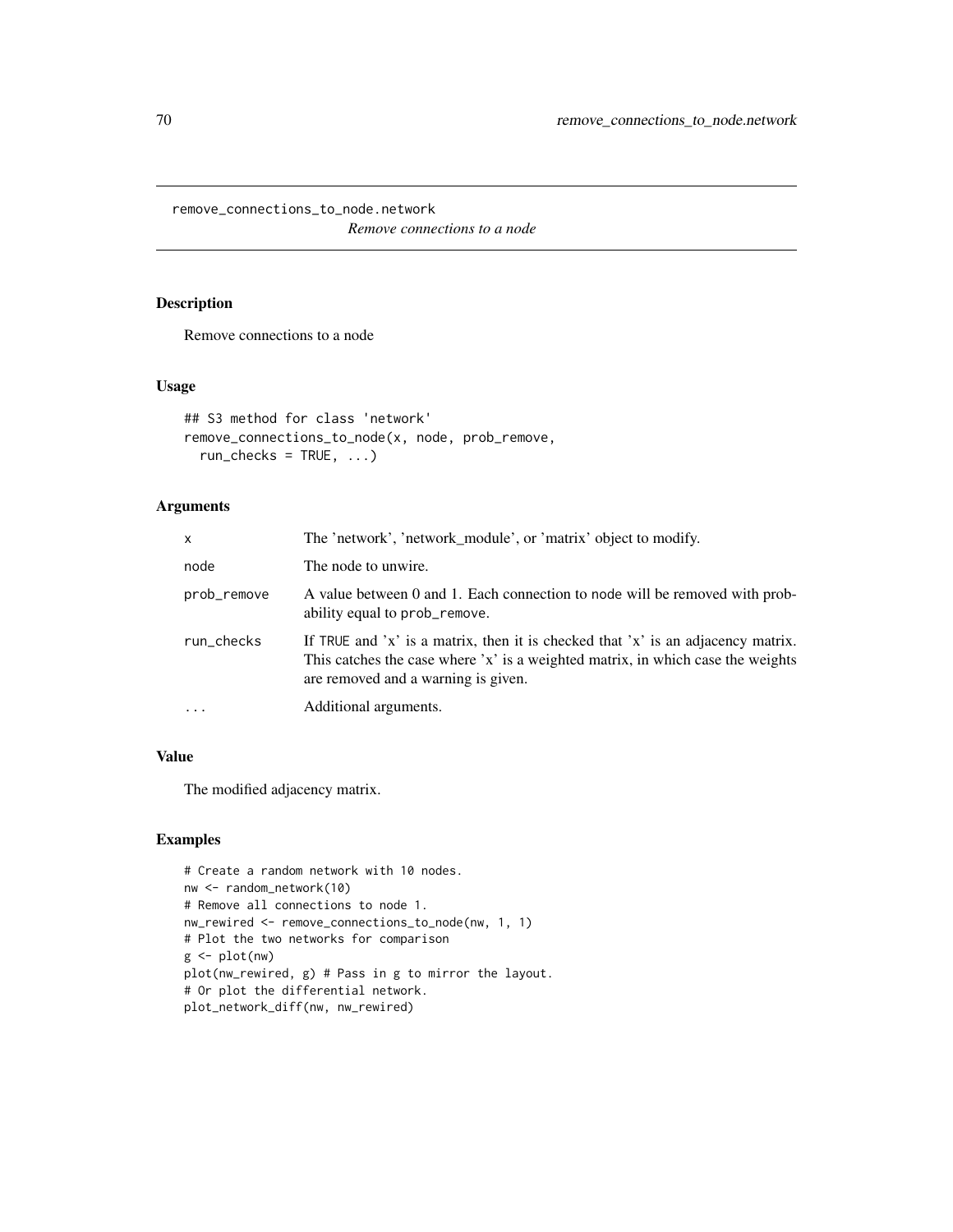# remove_connections_to_node.network

*Remove connections to a node*

## Description

Remove connections to a node

## Usage

```
## S3 method for class 'network'
remove_connections_to_node(x, node, prob_remove,
  run_checks = TRUE, ...)
```

## Arguments

| | |
|---|---|
| x | The 'network', 'network_module', or 'matrix' object to modify. |
| node | The node to unwire. |
| prob_remove | A value between 0 and 1. Each connection to node will be removed with probability equal to prob_remove. |
| run_checks | If TRUE and 'x' is a matrix, then it is checked that 'x' is an adjacency matrix. This catches the case where 'x' is a weighted matrix, in which case the weights are removed and a warning is given. |
| ... | Additional arguments. |

## Value

The modified adjacency matrix.

## Examples

```
# Create a random network with 10 nodes.
nw <- random_network(10)
# Remove all connections to node 1.
nw_rewired <- remove_connections_to_node(nw, 1, 1)
# Plot the two networks for comparison
g <- plot(nw)
plot(nw_rewired, g) # Pass in g to mirror the layout.
# Or plot the differential network.
plot_network_diff(nw, nw_rewired)
```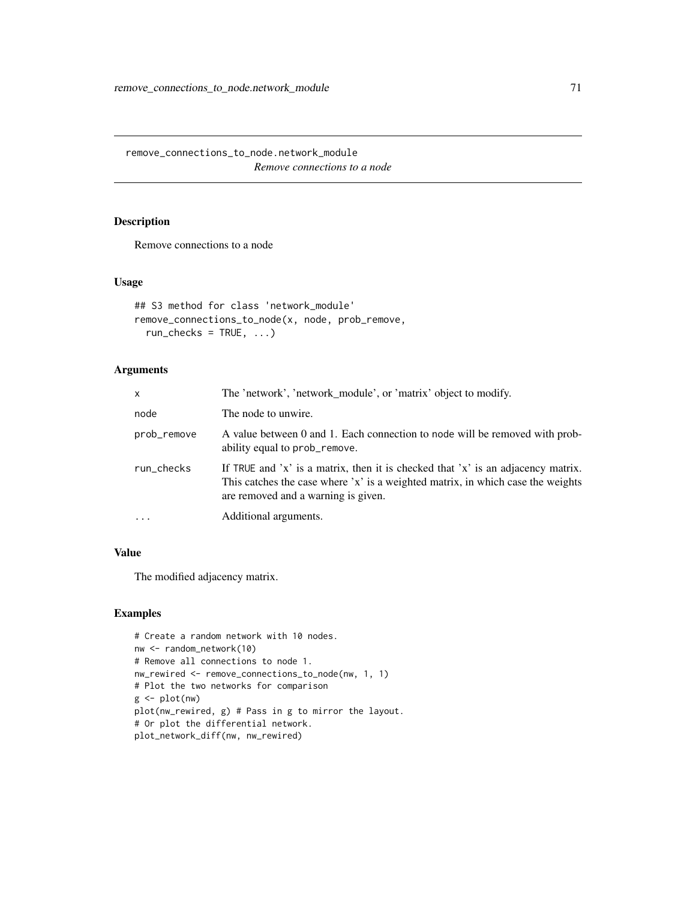## remove_connections_to_node.network_module

*Remove connections to a node*

### Description

Remove connections to a node

### Usage

```
## S3 method for class 'network_module'
remove_connections_to_node(x, node, prob_remove,
  run_checks = TRUE, ...)
```

### Arguments

| | |
|---|---|
| x | The 'network', 'network_module', or 'matrix' object to modify. |
| node | The node to unwire. |
| prob_remove | A value between 0 and 1. Each connection to node will be removed with probability equal to prob_remove. |
| run_checks | If TRUE and 'x' is a matrix, then it is checked that 'x' is an adjacency matrix. This catches the case where 'x' is a weighted matrix, in which case the weights are removed and a warning is given. |
| ... | Additional arguments. |

### Value

The modified adjacency matrix.

### Examples

```
# Create a random network with 10 nodes.
nw <- random_network(10)
# Remove all connections to node 1.
nw_rewired <- remove_connections_to_node(nw, 1, 1)
# Plot the two networks for comparison
g <- plot(nw)
plot(nw_rewired, g) # Pass in g to mirror the layout.
# Or plot the differential network.
plot_network_diff(nw, nw_rewired)
```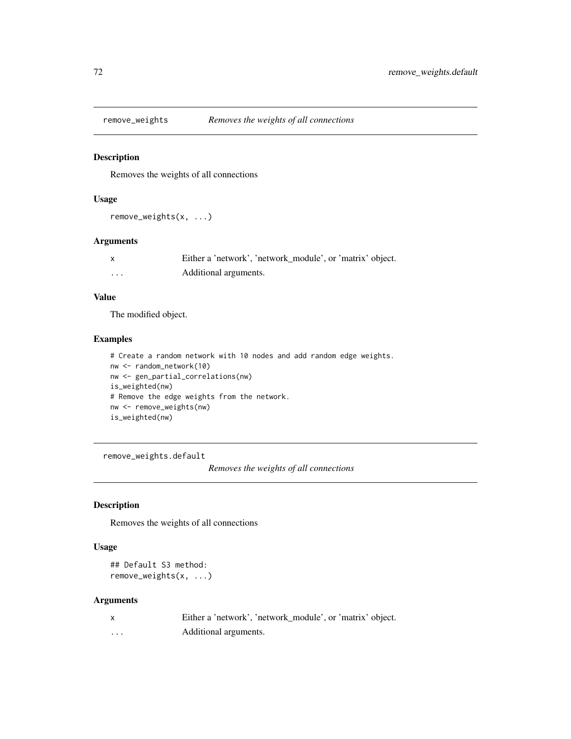## remove_weights — *Removes the weights of all connections*

### Description

Removes the weights of all connections

### Usage

```
remove_weights(x, ...)
```

### Arguments

| | |
|---|---|
| x | Either a 'network', 'network_module', or 'matrix' object. |
| ... | Additional arguments. |

### Value

The modified object.

### Examples

```
# Create a random network with 10 nodes and add random edge weights.
nw <- random_network(10)
nw <- gen_partial_correlations(nw)
is_weighted(nw)
# Remove the edge weights from the network.
nw <- remove_weights(nw)
is_weighted(nw)
```

## remove_weights.default — *Removes the weights of all connections*

### Description

Removes the weights of all connections

### Usage

```
## Default S3 method:
remove_weights(x, ...)
```

### Arguments

| | |
|---|---|
| x | Either a 'network', 'network_module', or 'matrix' object. |
| ... | Additional arguments. |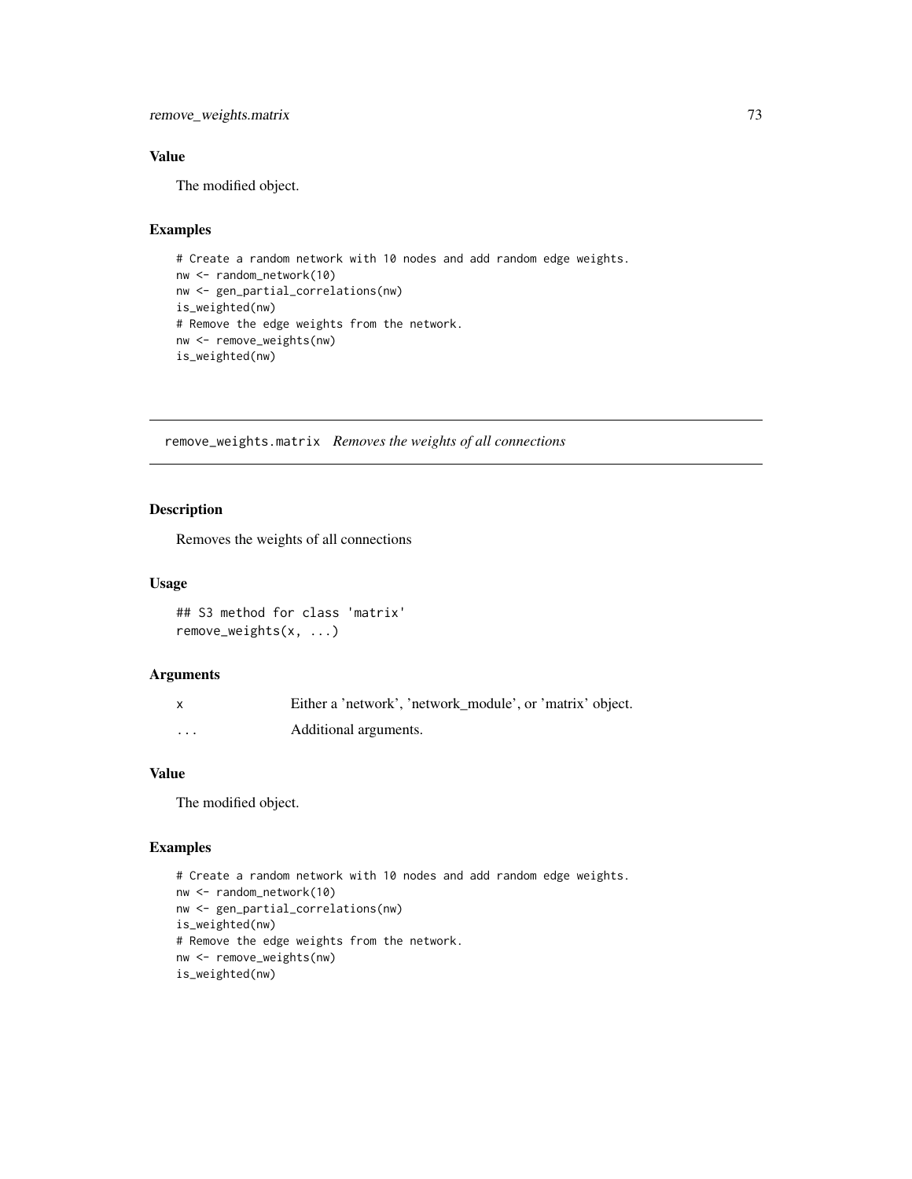## Value

The modified object.

## Examples

```
# Create a random network with 10 nodes and add random edge weights.
nw <- random_network(10)
nw <- gen_partial_correlations(nw)
is_weighted(nw)
# Remove the edge weights from the network.
nw <- remove_weights(nw)
is_weighted(nw)
```

---

# remove_weights.matrix *Removes the weights of all connections*

## Description

Removes the weights of all connections

## Usage

```
## S3 method for class 'matrix'
remove_weights(x, ...)
```

## Arguments

| | |
|---|---|
| x | Either a 'network', 'network_module', or 'matrix' object. |
| ... | Additional arguments. |

## Value

The modified object.

## Examples

```
# Create a random network with 10 nodes and add random edge weights.
nw <- random_network(10)
nw <- gen_partial_correlations(nw)
is_weighted(nw)
# Remove the edge weights from the network.
nw <- remove_weights(nw)
is_weighted(nw)
```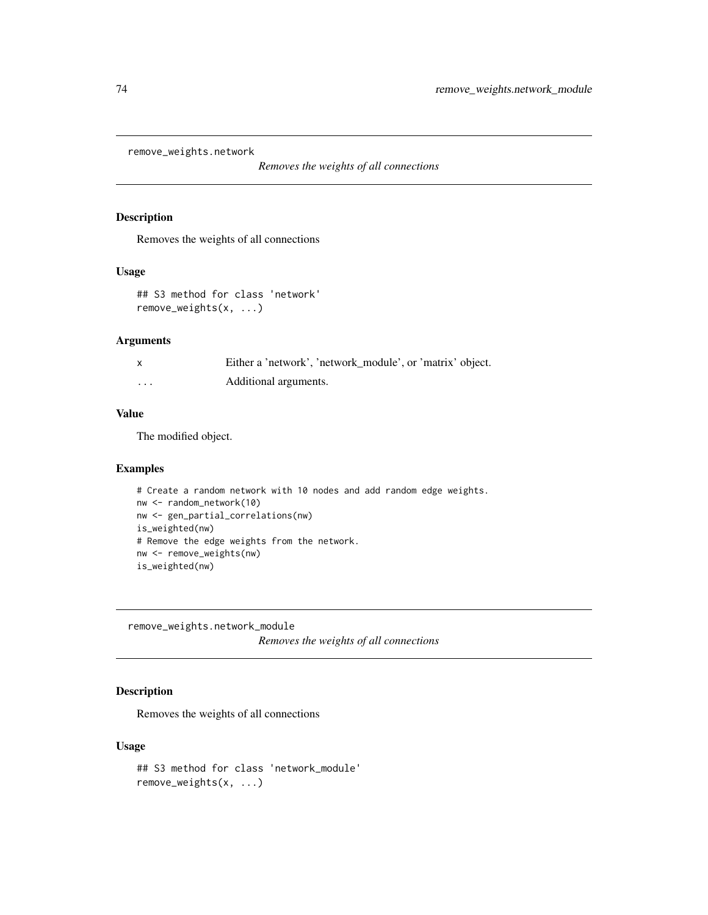## remove_weights.network

*Removes the weights of all connections*

### Description

Removes the weights of all connections

### Usage

```
## S3 method for class 'network'
remove_weights(x, ...)
```

### Arguments

| | |
|---|---|
| x | Either a 'network', 'network_module', or 'matrix' object. |
| ... | Additional arguments. |

### Value

The modified object.

### Examples

```
# Create a random network with 10 nodes and add random edge weights.
nw <- random_network(10)
nw <- gen_partial_correlations(nw)
is_weighted(nw)
# Remove the edge weights from the network.
nw <- remove_weights(nw)
is_weighted(nw)
```

## remove_weights.network_module

*Removes the weights of all connections*

### Description

Removes the weights of all connections

### Usage

```
## S3 method for class 'network_module'
remove_weights(x, ...)
```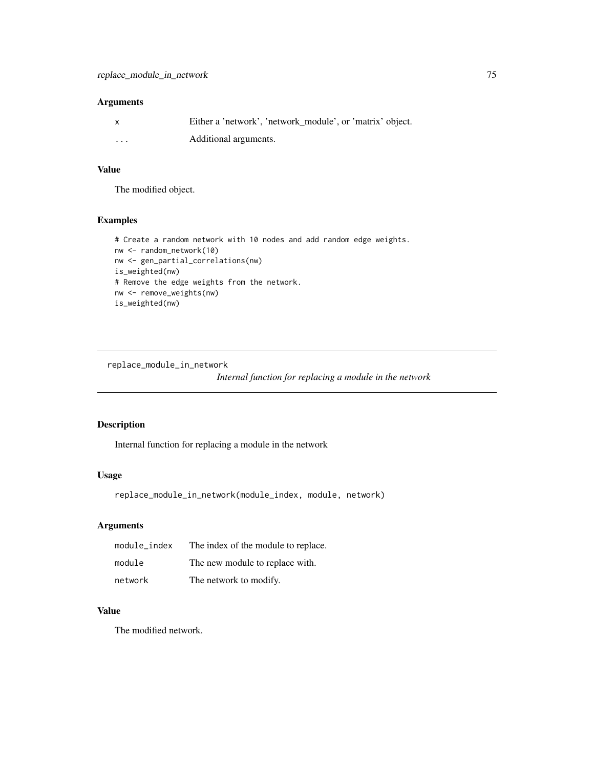## Arguments

| | |
|---|---|
| x | Either a 'network', 'network_module', or 'matrix' object. |
| ... | Additional arguments. |

## Value

The modified object.

## Examples

```
# Create a random network with 10 nodes and add random edge weights.
nw <- random_network(10)
nw <- gen_partial_correlations(nw)
is_weighted(nw)
# Remove the edge weights from the network.
nw <- remove_weights(nw)
is_weighted(nw)
```

---

# replace_module_in_network

*Internal function for replacing a module in the network*

---

## Description

Internal function for replacing a module in the network

## Usage

```
replace_module_in_network(module_index, module, network)
```

## Arguments

| | |
|---|---|
| module_index | The index of the module to replace. |
| module | The new module to replace with. |
| network | The network to modify. |

## Value

The modified network.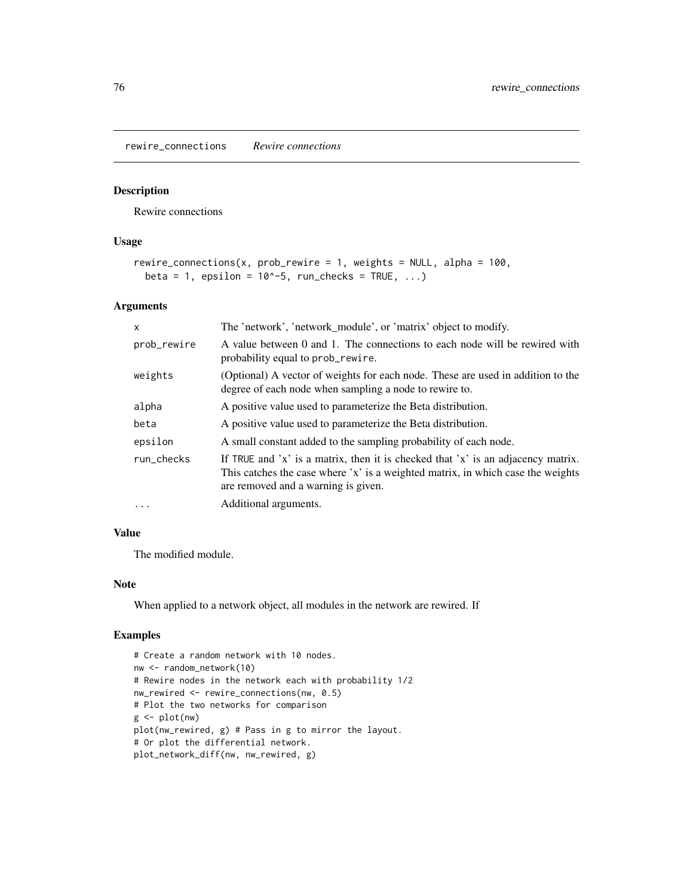## rewire_connections *Rewire connections*

### Description

Rewire connections

### Usage

```
rewire_connections(x, prob_rewire = 1, weights = NULL, alpha = 100,
  beta = 1, epsilon = 10^-5, run_checks = TRUE, ...)
```

### Arguments

| | |
|---|---|
| x | The 'network', 'network_module', or 'matrix' object to modify. |
| prob_rewire | A value between 0 and 1. The connections to each node will be rewired with probability equal to prob_rewire. |
| weights | (Optional) A vector of weights for each node. These are used in addition to the degree of each node when sampling a node to rewire to. |
| alpha | A positive value used to parameterize the Beta distribution. |
| beta | A positive value used to parameterize the Beta distribution. |
| epsilon | A small constant added to the sampling probability of each node. |
| run_checks | If TRUE and 'x' is a matrix, then it is checked that 'x' is an adjacency matrix. This catches the case where 'x' is a weighted matrix, in which case the weights are removed and a warning is given. |
| ... | Additional arguments. |

### Value

The modified module.

### Note

When applied to a network object, all modules in the network are rewired. If

### Examples

```
# Create a random network with 10 nodes.
nw <- random_network(10)
# Rewire nodes in the network each with probability 1/2
nw_rewired <- rewire_connections(nw, 0.5)
# Plot the two networks for comparison
g <- plot(nw)
plot(nw_rewired, g) # Pass in g to mirror the layout.
# Or plot the differential network.
plot_network_diff(nw, nw_rewired, g)
```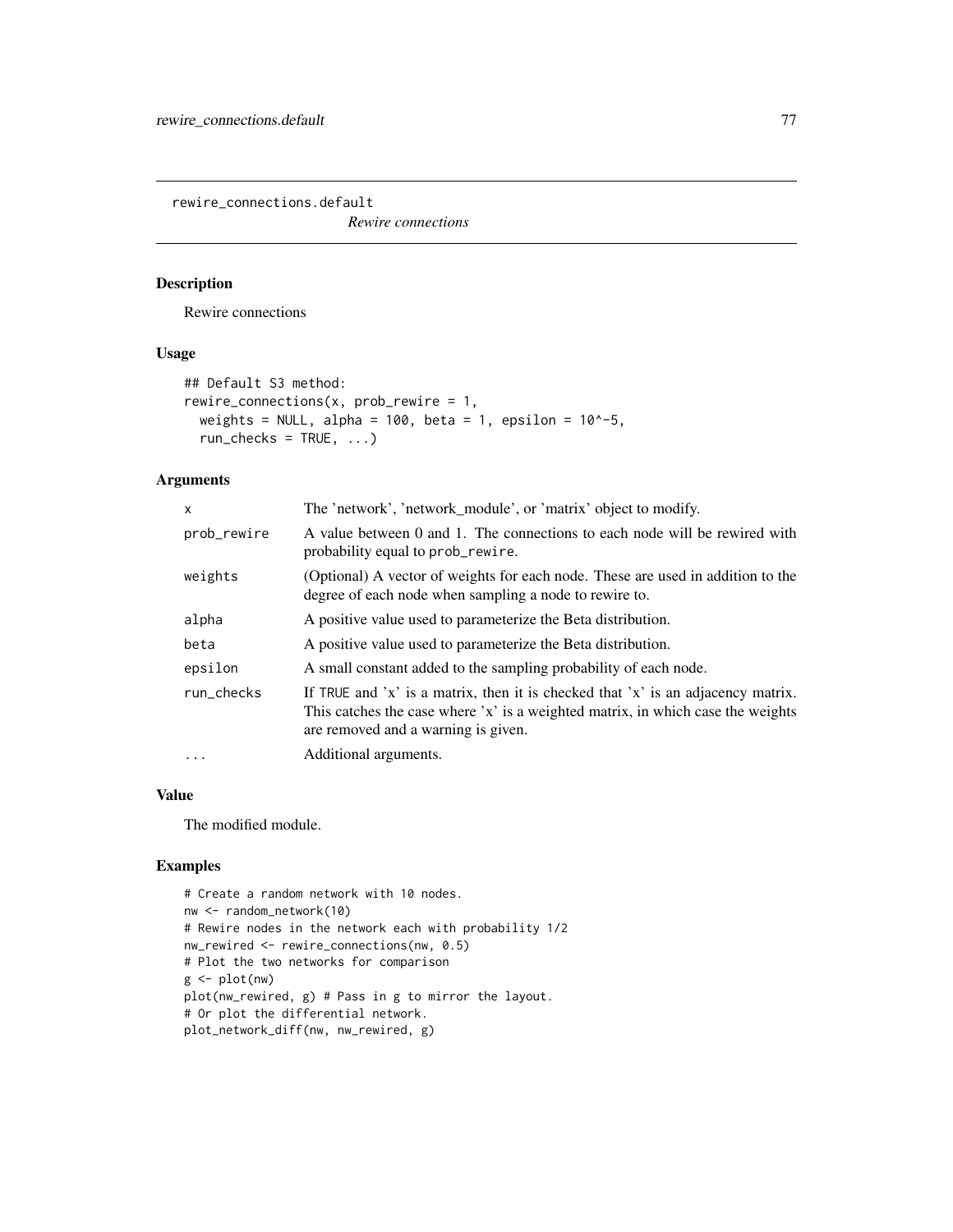# rewire_connections.default

*Rewire connections*

## Description

Rewire connections

## Usage

```
## Default S3 method:
rewire_connections(x, prob_rewire = 1,
  weights = NULL, alpha = 100, beta = 1, epsilon = 10^-5,
  run_checks = TRUE, ...)
```

## Arguments

| | |
|---|---|
| `x` | The 'network', 'network_module', or 'matrix' object to modify. |
| `prob_rewire` | A value between 0 and 1. The connections to each node will be rewired with probability equal to `prob_rewire`. |
| `weights` | (Optional) A vector of weights for each node. These are used in addition to the degree of each node when sampling a node to rewire to. |
| `alpha` | A positive value used to parameterize the Beta distribution. |
| `beta` | A positive value used to parameterize the Beta distribution. |
| `epsilon` | A small constant added to the sampling probability of each node. |
| `run_checks` | If `TRUE` and 'x' is a matrix, then it is checked that 'x' is an adjacency matrix. This catches the case where 'x' is a weighted matrix, in which case the weights are removed and a warning is given. |
| `...` | Additional arguments. |

## Value

The modified module.

## Examples

```
# Create a random network with 10 nodes.
nw <- random_network(10)
# Rewire nodes in the network each with probability 1/2
nw_rewired <- rewire_connections(nw, 0.5)
# Plot the two networks for comparison
g <- plot(nw)
plot(nw_rewired, g) # Pass in g to mirror the layout.
# Or plot the differential network.
plot_network_diff(nw, nw_rewired, g)
```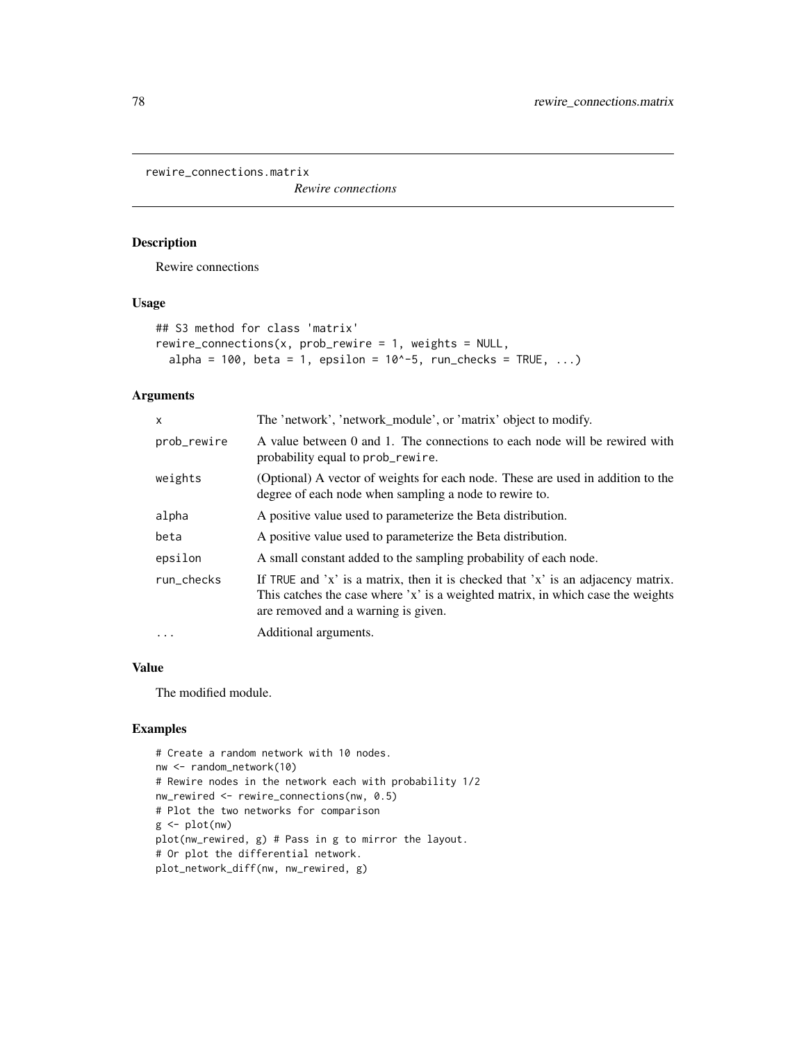rewire_connections.matrix

*Rewire connections*

## Description

Rewire connections

## Usage

```
## S3 method for class 'matrix'
rewire_connections(x, prob_rewire = 1, weights = NULL,
  alpha = 100, beta = 1, epsilon = 10^-5, run_checks = TRUE, ...)
```

## Arguments

| | |
|---|---|
| x | The 'network', 'network_module', or 'matrix' object to modify. |
| prob_rewire | A value between 0 and 1. The connections to each node will be rewired with probability equal to prob_rewire. |
| weights | (Optional) A vector of weights for each node. These are used in addition to the degree of each node when sampling a node to rewire to. |
| alpha | A positive value used to parameterize the Beta distribution. |
| beta | A positive value used to parameterize the Beta distribution. |
| epsilon | A small constant added to the sampling probability of each node. |
| run_checks | If TRUE and 'x' is a matrix, then it is checked that 'x' is an adjacency matrix. This catches the case where 'x' is a weighted matrix, in which case the weights are removed and a warning is given. |
| ... | Additional arguments. |

## Value

The modified module.

## Examples

```
# Create a random network with 10 nodes.
nw <- random_network(10)
# Rewire nodes in the network each with probability 1/2
nw_rewired <- rewire_connections(nw, 0.5)
# Plot the two networks for comparison
g <- plot(nw)
plot(nw_rewired, g) # Pass in g to mirror the layout.
# Or plot the differential network.
plot_network_diff(nw, nw_rewired, g)
```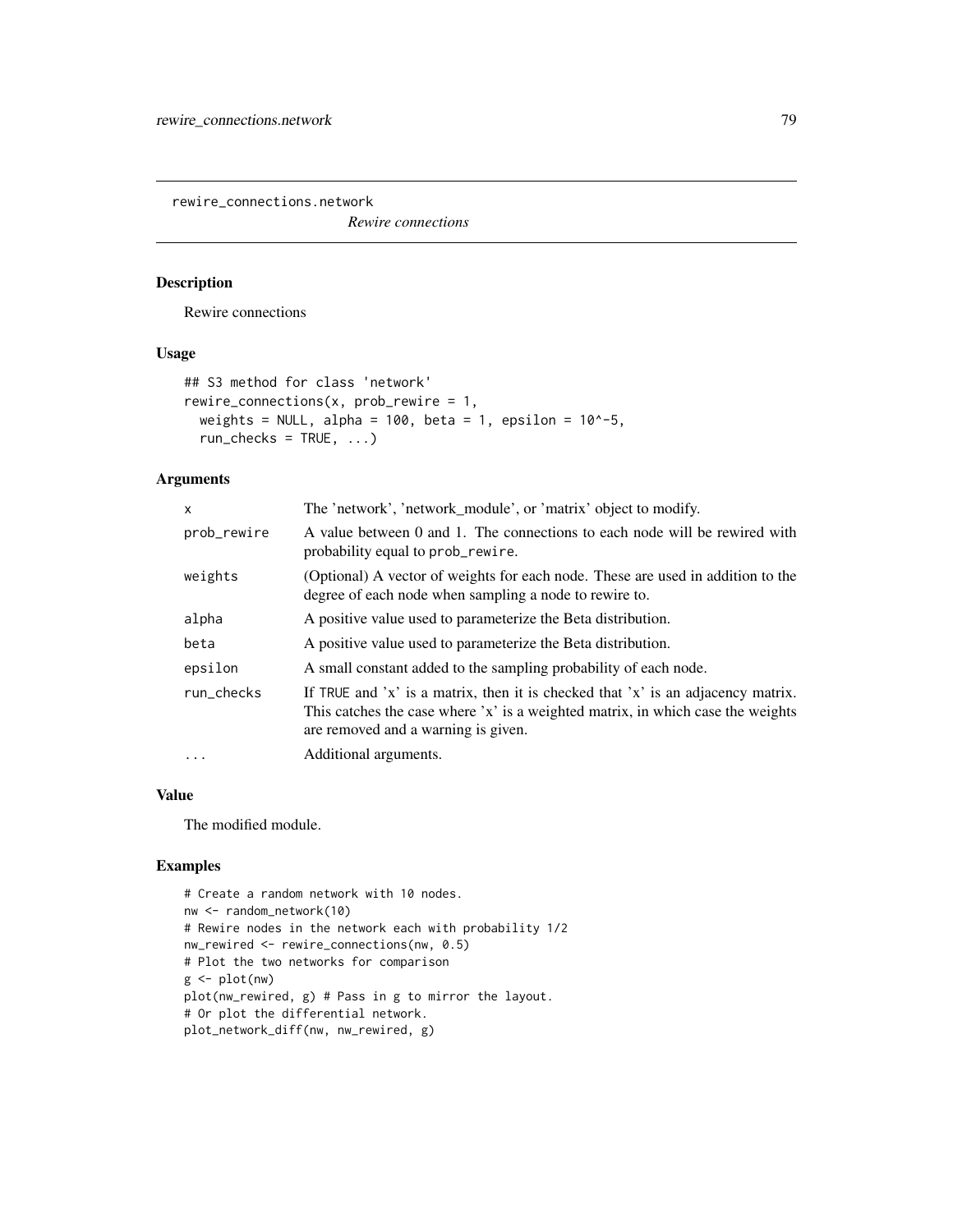rewire_connections.network

*Rewire connections*

## Description

Rewire connections

## Usage

```
## S3 method for class 'network'
rewire_connections(x, prob_rewire = 1,
  weights = NULL, alpha = 100, beta = 1, epsilon = 10^-5,
  run_checks = TRUE, ...)
```

## Arguments

| | |
|---|---|
| x | The 'network', 'network_module', or 'matrix' object to modify. |
| prob_rewire | A value between 0 and 1. The connections to each node will be rewired with probability equal to prob_rewire. |
| weights | (Optional) A vector of weights for each node. These are used in addition to the degree of each node when sampling a node to rewire to. |
| alpha | A positive value used to parameterize the Beta distribution. |
| beta | A positive value used to parameterize the Beta distribution. |
| epsilon | A small constant added to the sampling probability of each node. |
| run_checks | If TRUE and 'x' is a matrix, then it is checked that 'x' is an adjacency matrix. This catches the case where 'x' is a weighted matrix, in which case the weights are removed and a warning is given. |
| ... | Additional arguments. |

## Value

The modified module.

## Examples

```
# Create a random network with 10 nodes.
nw <- random_network(10)
# Rewire nodes in the network each with probability 1/2
nw_rewired <- rewire_connections(nw, 0.5)
# Plot the two networks for comparison
g <- plot(nw)
plot(nw_rewired, g) # Pass in g to mirror the layout.
# Or plot the differential network.
plot_network_diff(nw, nw_rewired, g)
```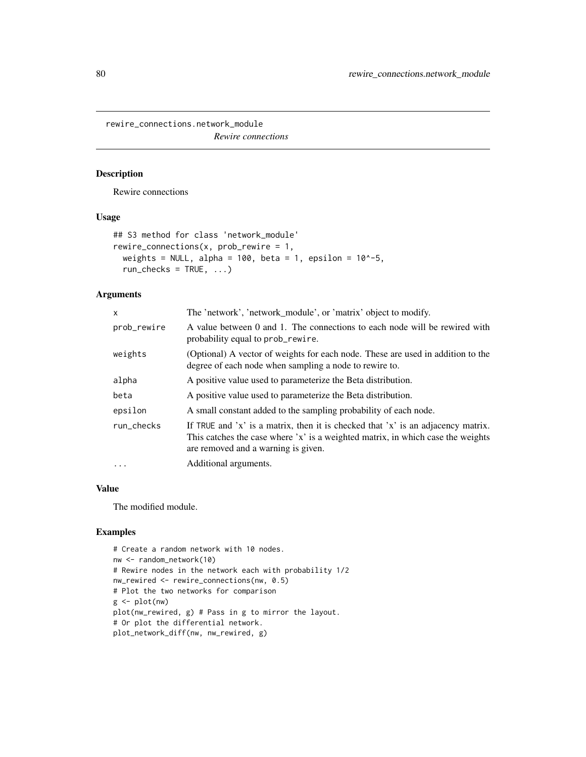# rewire_connections.network_module

*Rewire connections*

## Description

Rewire connections

## Usage

```
## S3 method for class 'network_module'
rewire_connections(x, prob_rewire = 1,
  weights = NULL, alpha = 100, beta = 1, epsilon = 10^-5,
  run_checks = TRUE, ...)
```

## Arguments

| | |
|---|---|
| x | The 'network', 'network_module', or 'matrix' object to modify. |
| prob_rewire | A value between 0 and 1. The connections to each node will be rewired with probability equal to prob_rewire. |
| weights | (Optional) A vector of weights for each node. These are used in addition to the degree of each node when sampling a node to rewire to. |
| alpha | A positive value used to parameterize the Beta distribution. |
| beta | A positive value used to parameterize the Beta distribution. |
| epsilon | A small constant added to the sampling probability of each node. |
| run_checks | If TRUE and 'x' is a matrix, then it is checked that 'x' is an adjacency matrix. This catches the case where 'x' is a weighted matrix, in which case the weights are removed and a warning is given. |
| ... | Additional arguments. |

## Value

The modified module.

## Examples

```
# Create a random network with 10 nodes.
nw <- random_network(10)
# Rewire nodes in the network each with probability 1/2
nw_rewired <- rewire_connections(nw, 0.5)
# Plot the two networks for comparison
g <- plot(nw)
plot(nw_rewired, g) # Pass in g to mirror the layout.
# Or plot the differential network.
plot_network_diff(nw, nw_rewired, g)
```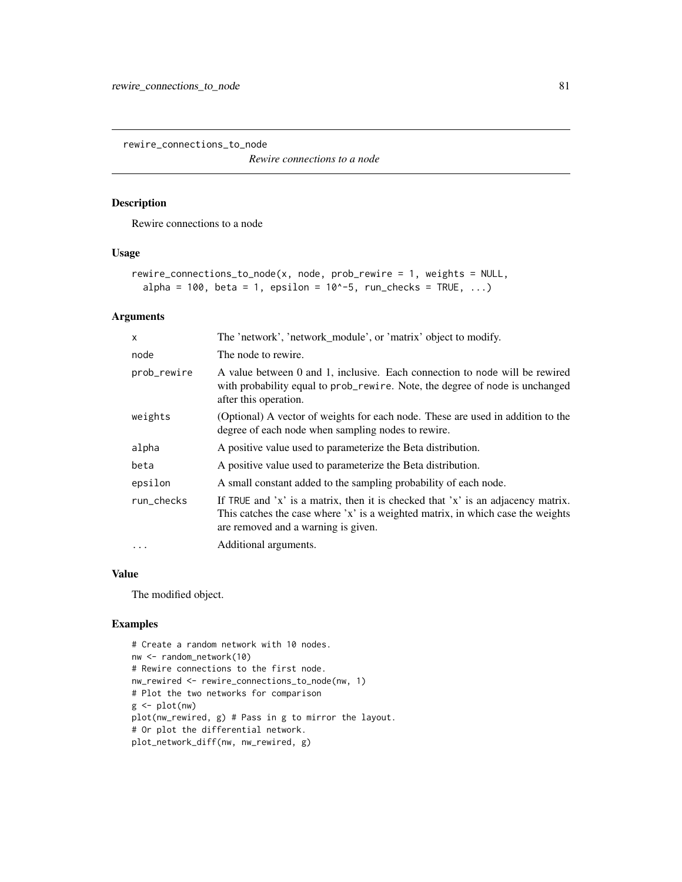## rewire_connections_to_node

*Rewire connections to a node*

### Description

Rewire connections to a node

### Usage

```
rewire_connections_to_node(x, node, prob_rewire = 1, weights = NULL,
  alpha = 100, beta = 1, epsilon = 10^-5, run_checks = TRUE, ...)
```

### Arguments

| | |
|---|---|
| x | The 'network', 'network_module', or 'matrix' object to modify. |
| node | The node to rewire. |
| prob_rewire | A value between 0 and 1, inclusive. Each connection to node will be rewired with probability equal to prob_rewire. Note, the degree of node is unchanged after this operation. |
| weights | (Optional) A vector of weights for each node. These are used in addition to the degree of each node when sampling nodes to rewire. |
| alpha | A positive value used to parameterize the Beta distribution. |
| beta | A positive value used to parameterize the Beta distribution. |
| epsilon | A small constant added to the sampling probability of each node. |
| run_checks | If TRUE and 'x' is a matrix, then it is checked that 'x' is an adjacency matrix. This catches the case where 'x' is a weighted matrix, in which case the weights are removed and a warning is given. |
| ... | Additional arguments. |

### Value

The modified object.

### Examples

```
# Create a random network with 10 nodes.
nw <- random_network(10)
# Rewire connections to the first node.
nw_rewired <- rewire_connections_to_node(nw, 1)
# Plot the two networks for comparison
g <- plot(nw)
plot(nw_rewired, g) # Pass in g to mirror the layout.
# Or plot the differential network.
plot_network_diff(nw, nw_rewired, g)
```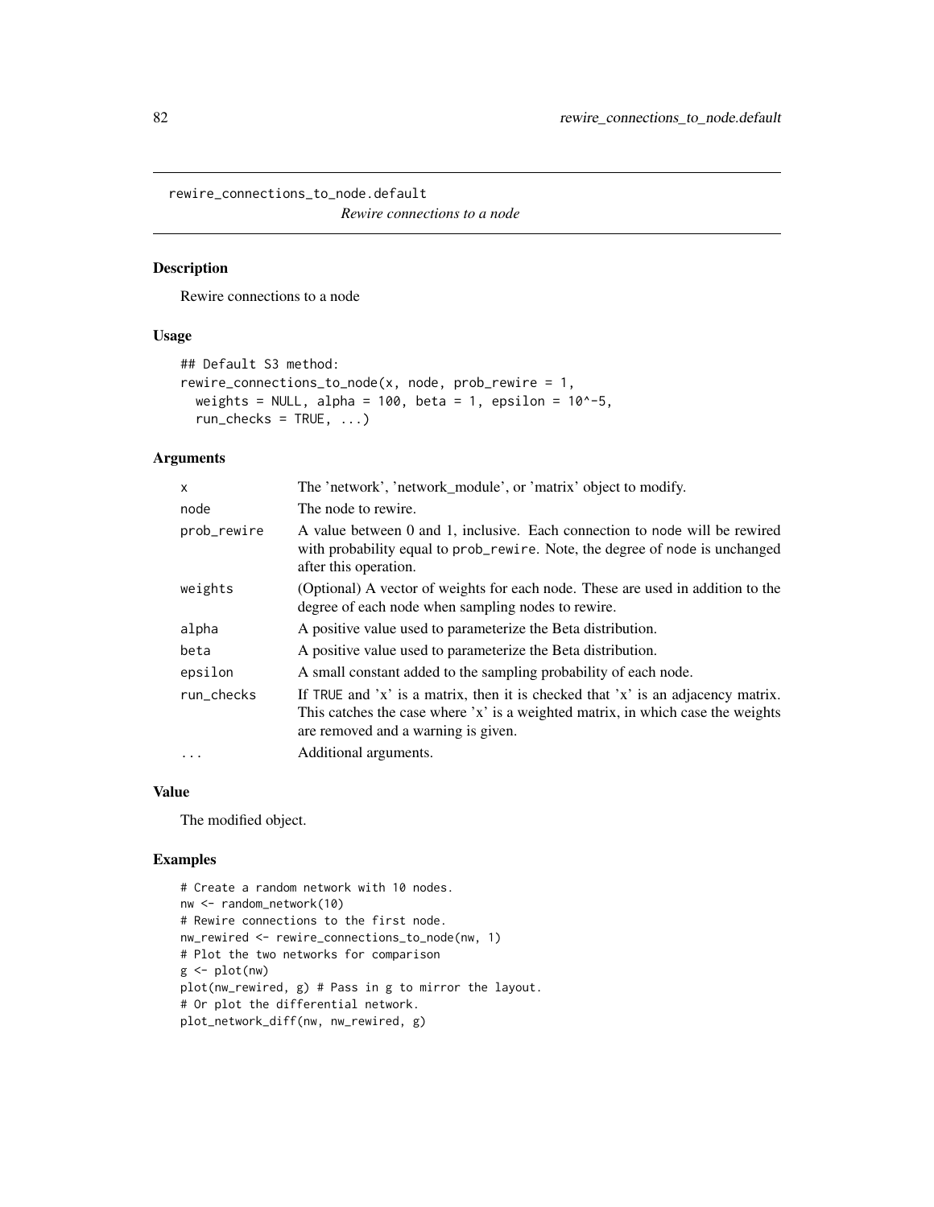rewire_connections_to_node.default

*Rewire connections to a node*

## Description

Rewire connections to a node

## Usage

```
## Default S3 method:
rewire_connections_to_node(x, node, prob_rewire = 1,
  weights = NULL, alpha = 100, beta = 1, epsilon = 10^-5,
  run_checks = TRUE, ...)
```

## Arguments

| | |
|---|---|
| x | The 'network', 'network_module', or 'matrix' object to modify. |
| node | The node to rewire. |
| prob_rewire | A value between 0 and 1, inclusive. Each connection to node will be rewired with probability equal to prob_rewire. Note, the degree of node is unchanged after this operation. |
| weights | (Optional) A vector of weights for each node. These are used in addition to the degree of each node when sampling nodes to rewire. |
| alpha | A positive value used to parameterize the Beta distribution. |
| beta | A positive value used to parameterize the Beta distribution. |
| epsilon | A small constant added to the sampling probability of each node. |
| run_checks | If TRUE and 'x' is a matrix, then it is checked that 'x' is an adjacency matrix. This catches the case where 'x' is a weighted matrix, in which case the weights are removed and a warning is given. |
| ... | Additional arguments. |

## Value

The modified object.

## Examples

```
# Create a random network with 10 nodes.
nw <- random_network(10)
# Rewire connections to the first node.
nw_rewired <- rewire_connections_to_node(nw, 1)
# Plot the two networks for comparison
g <- plot(nw)
plot(nw_rewired, g) # Pass in g to mirror the layout.
# Or plot the differential network.
plot_network_diff(nw, nw_rewired, g)
```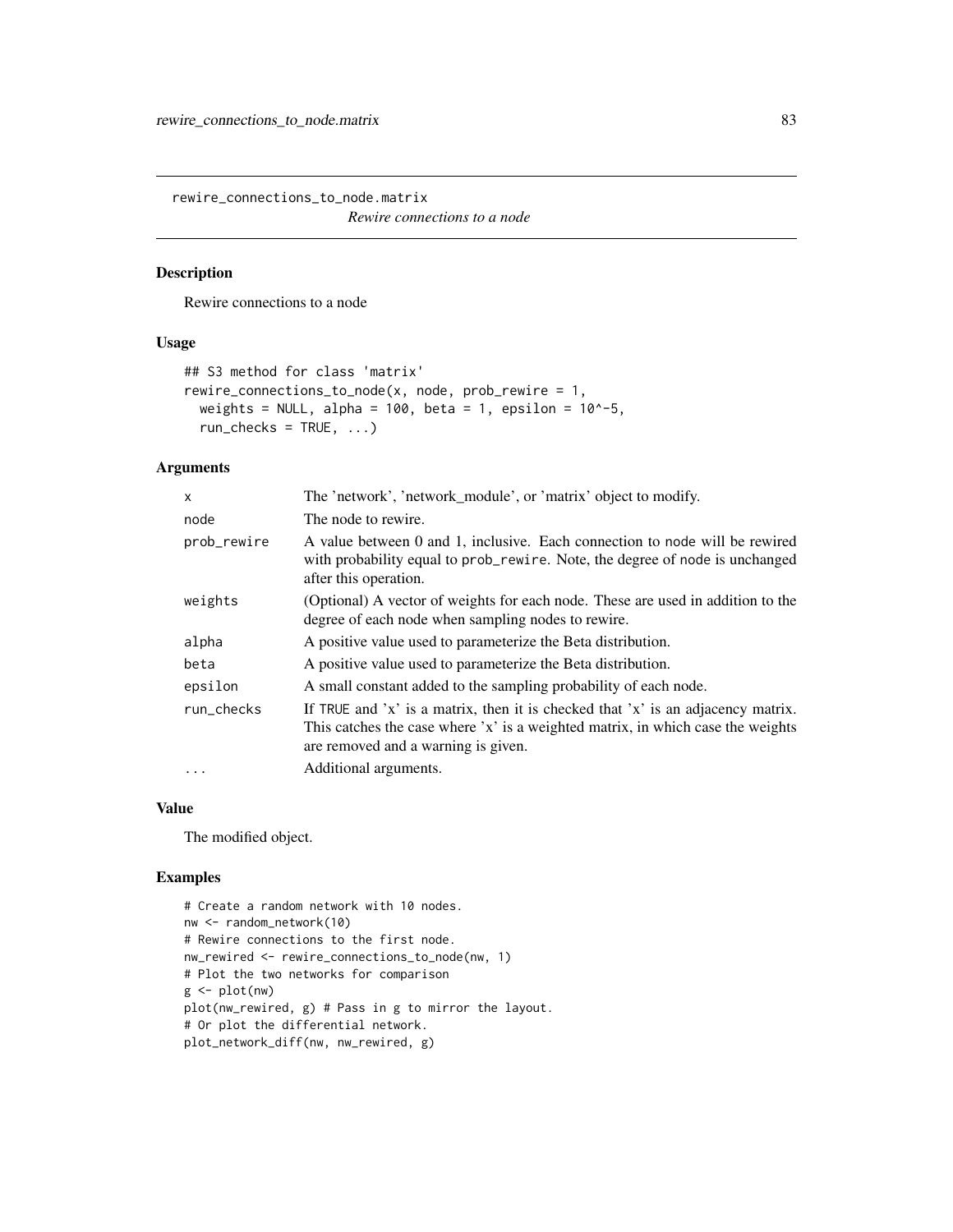rewire_connections_to_node.matrix

*Rewire connections to a node*

## Description

Rewire connections to a node

## Usage

```
## S3 method for class 'matrix'
rewire_connections_to_node(x, node, prob_rewire = 1,
  weights = NULL, alpha = 100, beta = 1, epsilon = 10^-5,
  run_checks = TRUE, ...)
```

## Arguments

| | |
|---|---|
| x | The 'network', 'network_module', or 'matrix' object to modify. |
| node | The node to rewire. |
| prob_rewire | A value between 0 and 1, inclusive. Each connection to node will be rewired with probability equal to prob_rewire. Note, the degree of node is unchanged after this operation. |
| weights | (Optional) A vector of weights for each node. These are used in addition to the degree of each node when sampling nodes to rewire. |
| alpha | A positive value used to parameterize the Beta distribution. |
| beta | A positive value used to parameterize the Beta distribution. |
| epsilon | A small constant added to the sampling probability of each node. |
| run_checks | If TRUE and 'x' is a matrix, then it is checked that 'x' is an adjacency matrix. This catches the case where 'x' is a weighted matrix, in which case the weights are removed and a warning is given. |
| ... | Additional arguments. |

## Value

The modified object.

## Examples

```
# Create a random network with 10 nodes.
nw <- random_network(10)
# Rewire connections to the first node.
nw_rewired <- rewire_connections_to_node(nw, 1)
# Plot the two networks for comparison
g <- plot(nw)
plot(nw_rewired, g) # Pass in g to mirror the layout.
# Or plot the differential network.
plot_network_diff(nw, nw_rewired, g)
```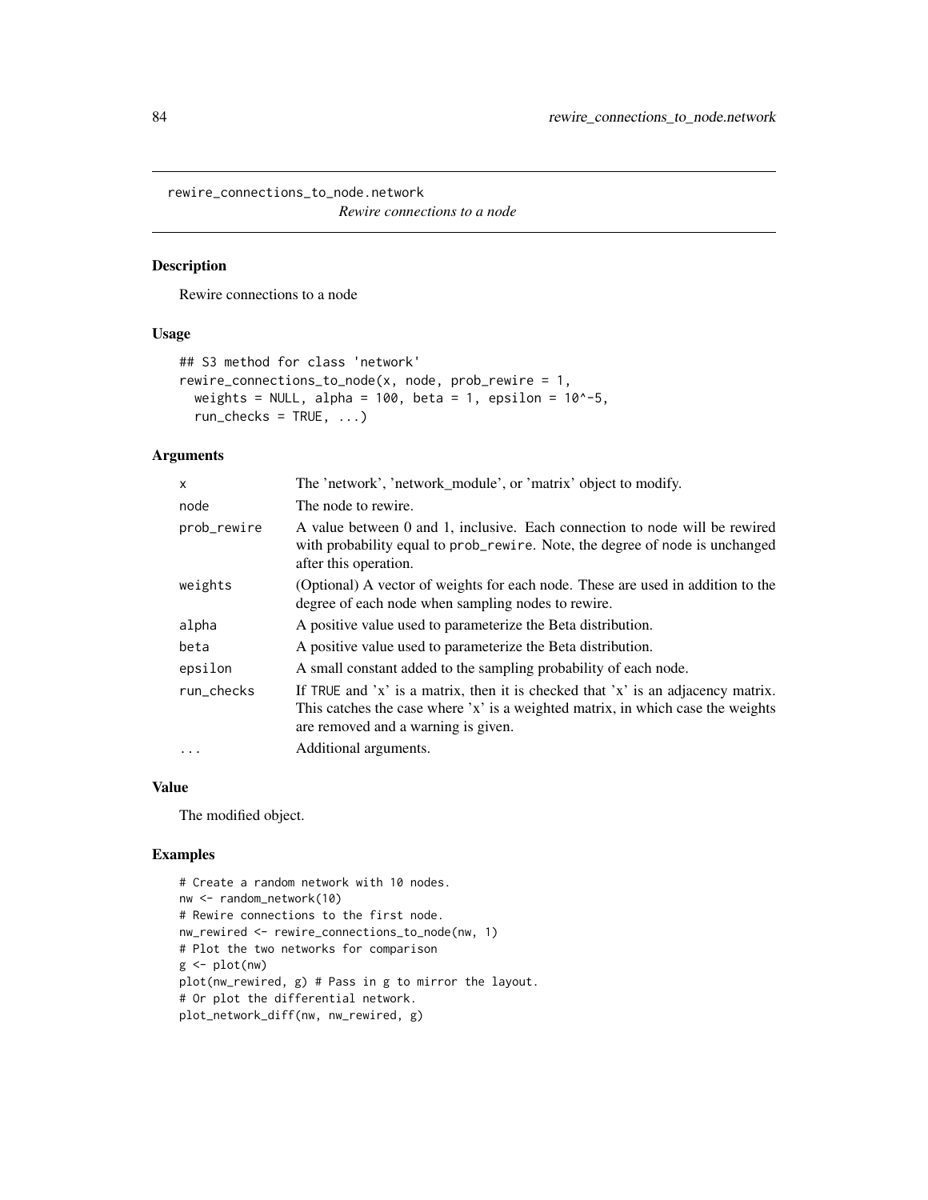# rewire_connections_to_node.network

*Rewire connections to a node*

## Description

Rewire connections to a node

## Usage

```
## S3 method for class 'network'
rewire_connections_to_node(x, node, prob_rewire = 1,
  weights = NULL, alpha = 100, beta = 1, epsilon = 10^-5,
  run_checks = TRUE, ...)
```

## Arguments

| | |
|---|---|
| x | The 'network', 'network_module', or 'matrix' object to modify. |
| node | The node to rewire. |
| prob_rewire | A value between 0 and 1, inclusive. Each connection to node will be rewired with probability equal to prob_rewire. Note, the degree of node is unchanged after this operation. |
| weights | (Optional) A vector of weights for each node. These are used in addition to the degree of each node when sampling nodes to rewire. |
| alpha | A positive value used to parameterize the Beta distribution. |
| beta | A positive value used to parameterize the Beta distribution. |
| epsilon | A small constant added to the sampling probability of each node. |
| run_checks | If TRUE and 'x' is a matrix, then it is checked that 'x' is an adjacency matrix. This catches the case where 'x' is a weighted matrix, in which case the weights are removed and a warning is given. |
| ... | Additional arguments. |

## Value

The modified object.

## Examples

```
# Create a random network with 10 nodes.
nw <- random_network(10)
# Rewire connections to the first node.
nw_rewired <- rewire_connections_to_node(nw, 1)
# Plot the two networks for comparison
g <- plot(nw)
plot(nw_rewired, g) # Pass in g to mirror the layout.
# Or plot the differential network.
plot_network_diff(nw, nw_rewired, g)
```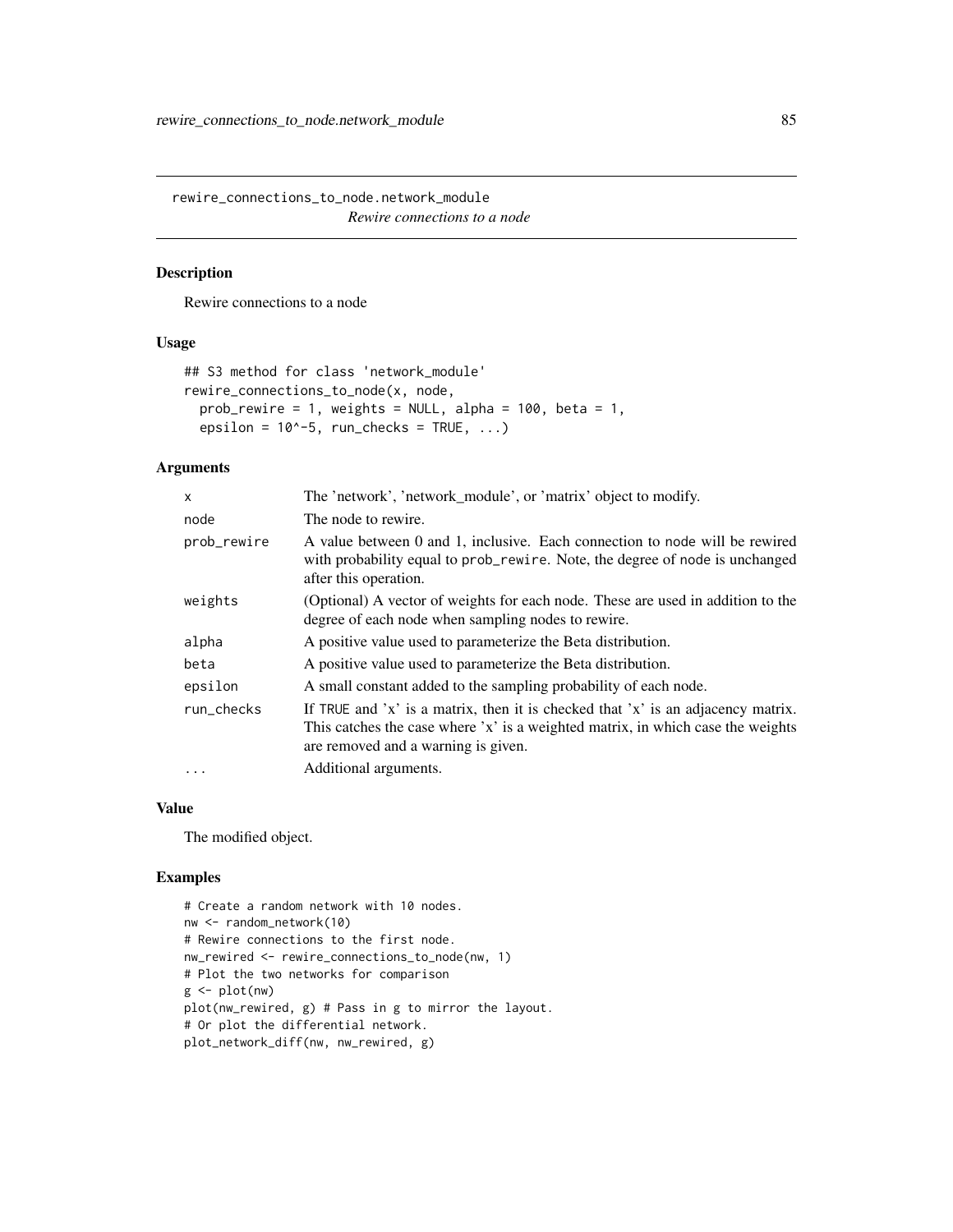`rewire_connections_to_node.network_module`
*Rewire connections to a node*

## Description

Rewire connections to a node

## Usage

```
## S3 method for class 'network_module'
rewire_connections_to_node(x, node,
  prob_rewire = 1, weights = NULL, alpha = 100, beta = 1,
  epsilon = 10^-5, run_checks = TRUE, ...)
```

## Arguments

| | |
|---|---|
| `x` | The 'network', 'network_module', or 'matrix' object to modify. |
| `node` | The node to rewire. |
| `prob_rewire` | A value between 0 and 1, inclusive. Each connection to node will be rewired with probability equal to `prob_rewire`. Note, the degree of node is unchanged after this operation. |
| `weights` | (Optional) A vector of weights for each node. These are used in addition to the degree of each node when sampling nodes to rewire. |
| `alpha` | A positive value used to parameterize the Beta distribution. |
| `beta` | A positive value used to parameterize the Beta distribution. |
| `epsilon` | A small constant added to the sampling probability of each node. |
| `run_checks` | If `TRUE` and 'x' is a matrix, then it is checked that 'x' is an adjacency matrix. This catches the case where 'x' is a weighted matrix, in which case the weights are removed and a warning is given. |
| `...` | Additional arguments. |

## Value

The modified object.

## Examples

```
# Create a random network with 10 nodes.
nw <- random_network(10)
# Rewire connections to the first node.
nw_rewired <- rewire_connections_to_node(nw, 1)
# Plot the two networks for comparison
g <- plot(nw)
plot(nw_rewired, g) # Pass in g to mirror the layout.
# Or plot the differential network.
plot_network_diff(nw, nw_rewired, g)
```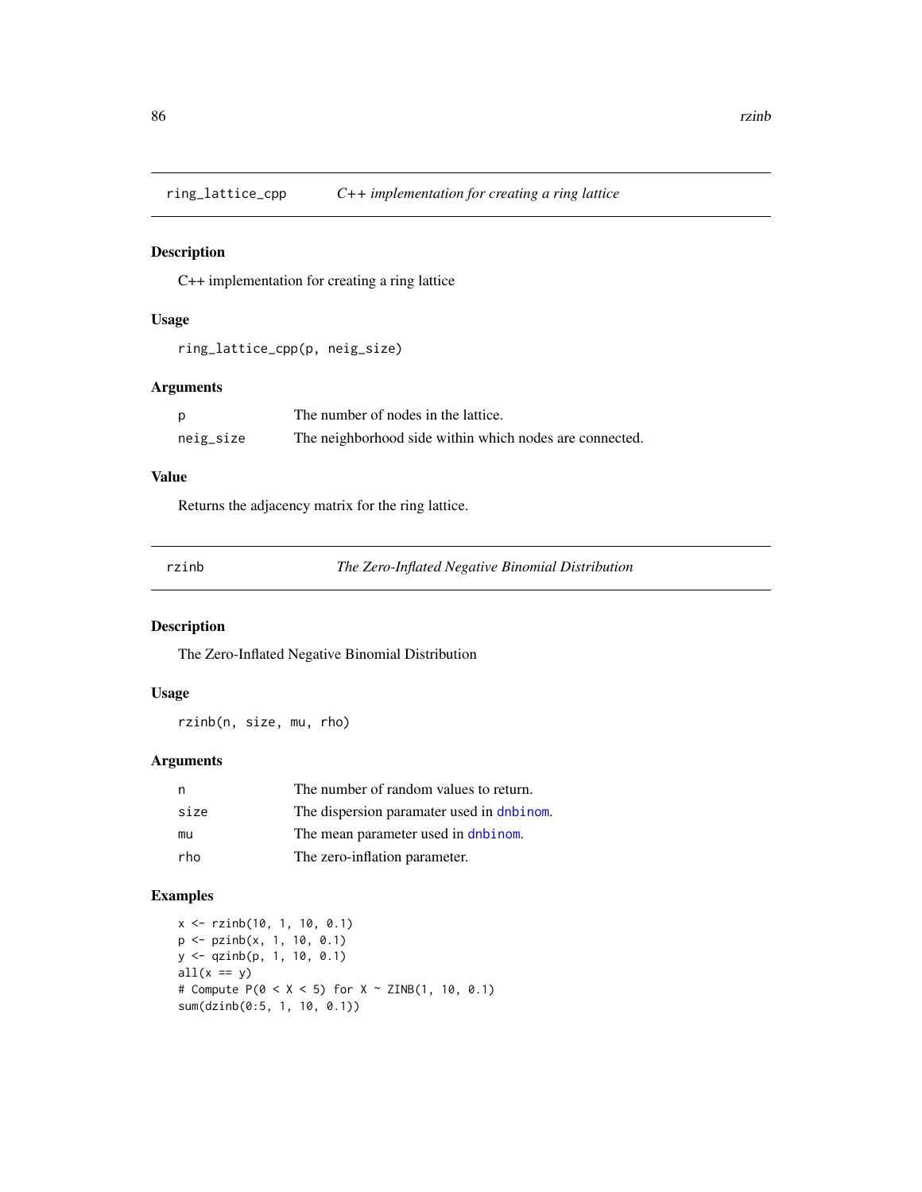## ring_lattice_cpp — *C++ implementation for creating a ring lattice*

### Description

C++ implementation for creating a ring lattice

### Usage

```
ring_lattice_cpp(p, neig_size)
```

### Arguments

| | |
|---|---|
| p | The number of nodes in the lattice. |
| neig_size | The neighborhood side within which nodes are connected. |

### Value

Returns the adjacency matrix for the ring lattice.

## rzinb — *The Zero-Inflated Negative Binomial Distribution*

### Description

The Zero-Inflated Negative Binomial Distribution

### Usage

```
rzinb(n, size, mu, rho)
```

### Arguments

| | |
|---|---|
| n | The number of random values to return. |
| size | The dispersion paramater used in dnbinom. |
| mu | The mean parameter used in dnbinom. |
| rho | The zero-inflation parameter. |

### Examples

```
x <- rzinb(10, 1, 10, 0.1)
p <- pzinb(x, 1, 10, 0.1)
y <- qzinb(p, 1, 10, 0.1)
all(x == y)
# Compute P(0 < X < 5) for X ~ ZINB(1, 10, 0.1)
sum(dzinb(0:5, 1, 10, 0.1))
```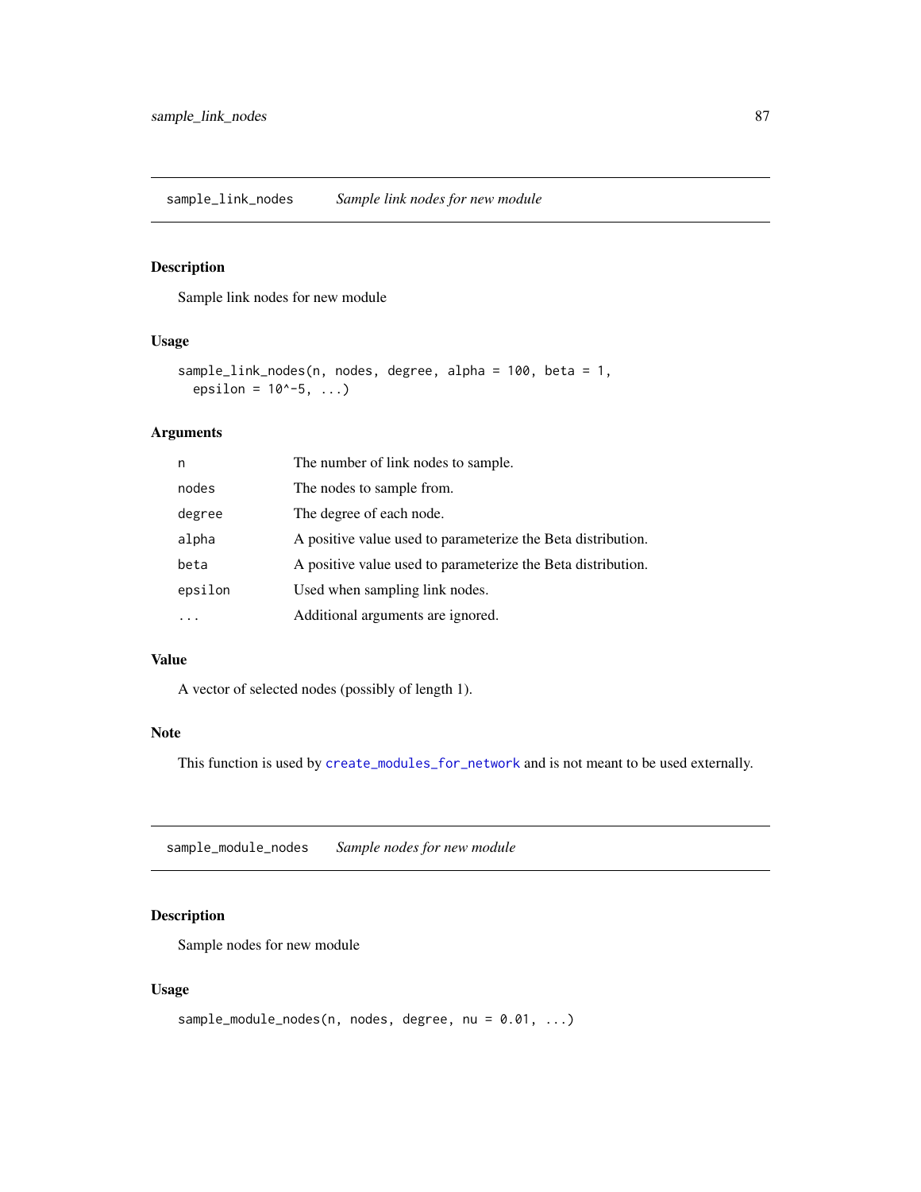## sample_link_nodes *Sample link nodes for new module*

### Description

Sample link nodes for new module

### Usage

```
sample_link_nodes(n, nodes, degree, alpha = 100, beta = 1,
  epsilon = 10^-5, ...)
```

### Arguments

| | |
|---|---|
| n | The number of link nodes to sample. |
| nodes | The nodes to sample from. |
| degree | The degree of each node. |
| alpha | A positive value used to parameterize the Beta distribution. |
| beta | A positive value used to parameterize the Beta distribution. |
| epsilon | Used when sampling link nodes. |
| ... | Additional arguments are ignored. |

### Value

A vector of selected nodes (possibly of length 1).

### Note

This function is used by `create_modules_for_network` and is not meant to be used externally.

## sample_module_nodes *Sample nodes for new module*

### Description

Sample nodes for new module

### Usage

```
sample_module_nodes(n, nodes, degree, nu = 0.01, ...)
```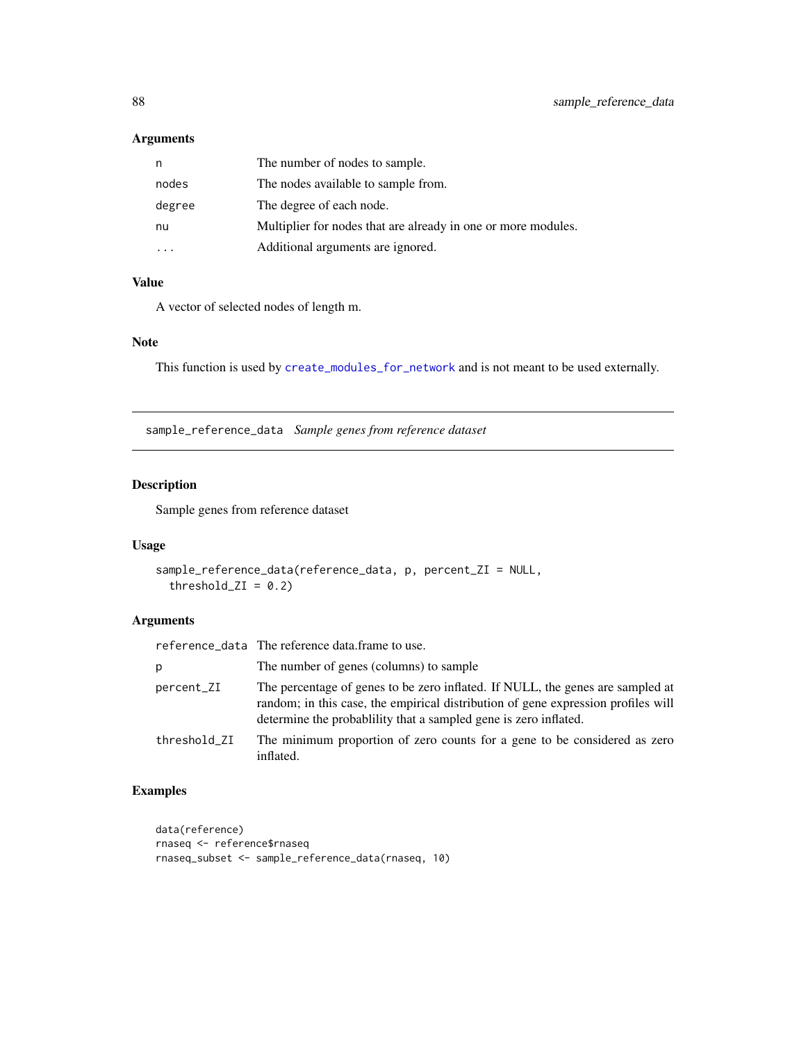### Arguments

| | |
|---|---|
| n | The number of nodes to sample. |
| nodes | The nodes available to sample from. |
| degree | The degree of each node. |
| nu | Multiplier for nodes that are already in one or more modules. |
| ... | Additional arguments are ignored. |

### Value

A vector of selected nodes of length m.

### Note

This function is used by create_modules_for_network and is not meant to be used externally.

---

## sample_reference_data *Sample genes from reference dataset*

### Description

Sample genes from reference dataset

### Usage

```
sample_reference_data(reference_data, p, percent_ZI = NULL,
  threshold_ZI = 0.2)
```

### Arguments

| | |
|---|---|
| reference_data | The reference data.frame to use. |
| p | The number of genes (columns) to sample |
| percent_ZI | The percentage of genes to be zero inflated. If NULL, the genes are sampled at random; in this case, the empirical distribution of gene expression profiles will determine the probablility that a sampled gene is zero inflated. |
| threshold_ZI | The minimum proportion of zero counts for a gene to be considered as zero inflated. |

### Examples

```
data(reference)
rnaseq <- reference$rnaseq
rnaseq_subset <- sample_reference_data(rnaseq, 10)
```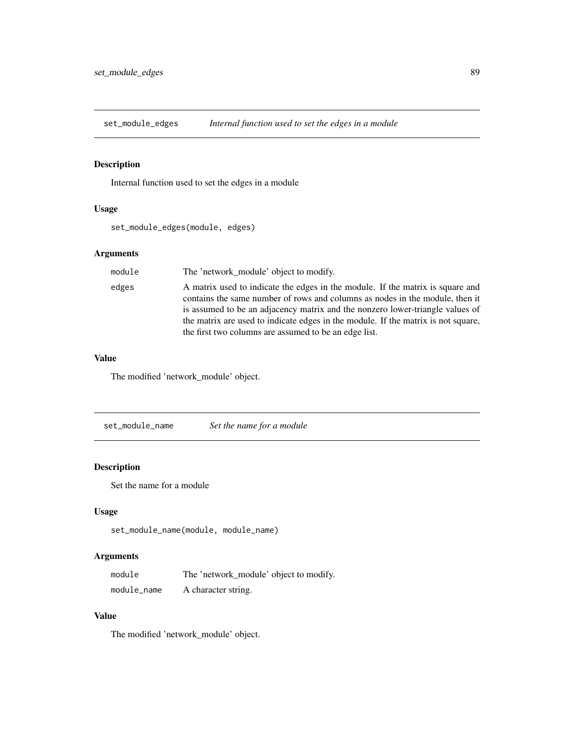## set_module_edges — *Internal function used to set the edges in a module*

### Description

Internal function used to set the edges in a module

### Usage

```
set_module_edges(module, edges)
```

### Arguments

| | |
|---|---|
| module | The 'network_module' object to modify. |
| edges | A matrix used to indicate the edges in the module. If the matrix is square and contains the same number of rows and columns as nodes in the module, then it is assumed to be an adjacency matrix and the nonzero lower-triangle values of the matrix are used to indicate edges in the module. If the matrix is not square, the first two columns are assumed to be an edge list. |

### Value

The modified 'network_module' object.

## set_module_name — *Set the name for a module*

### Description

Set the name for a module

### Usage

```
set_module_name(module, module_name)
```

### Arguments

| | |
|---|---|
| module | The 'network_module' object to modify. |
| module_name | A character string. |

### Value

The modified 'network_module' object.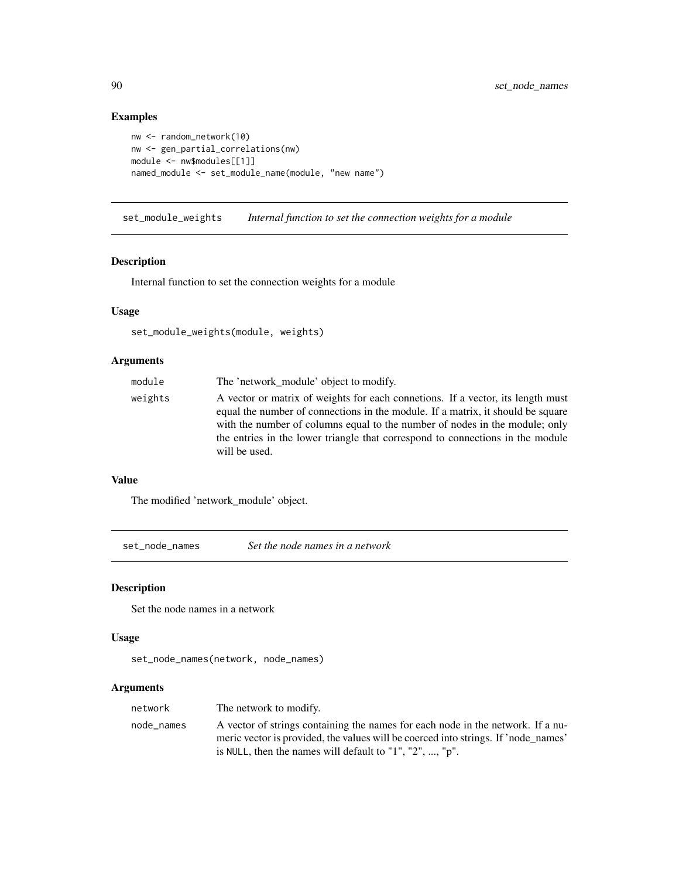## Examples

```
nw <- random_network(10)
nw <- gen_partial_correlations(nw)
module <- nw$modules[[1]]
named_module <- set_module_name(module, "new name")
```

---

## set_module_weights *Internal function to set the connection weights for a module*

### Description

Internal function to set the connection weights for a module

### Usage

```
set_module_weights(module, weights)
```

### Arguments

| | |
|---|---|
| module | The 'network_module' object to modify. |
| weights | A vector or matrix of weights for each connetions. If a vector, its length must equal the number of connections in the module. If a matrix, it should be square with the number of columns equal to the number of nodes in the module; only the entries in the lower triangle that correspond to connections in the module will be used. |

### Value

The modified 'network_module' object.

---

## set_node_names *Set the node names in a network*

### Description

Set the node names in a network

### Usage

```
set_node_names(network, node_names)
```

### Arguments

| | |
|---|---|
| network | The network to modify. |
| node_names | A vector of strings containing the names for each node in the network. If a numeric vector is provided, the values will be coerced into strings. If 'node_names' is `NULL`, then the names will default to "1", "2", ..., "p". |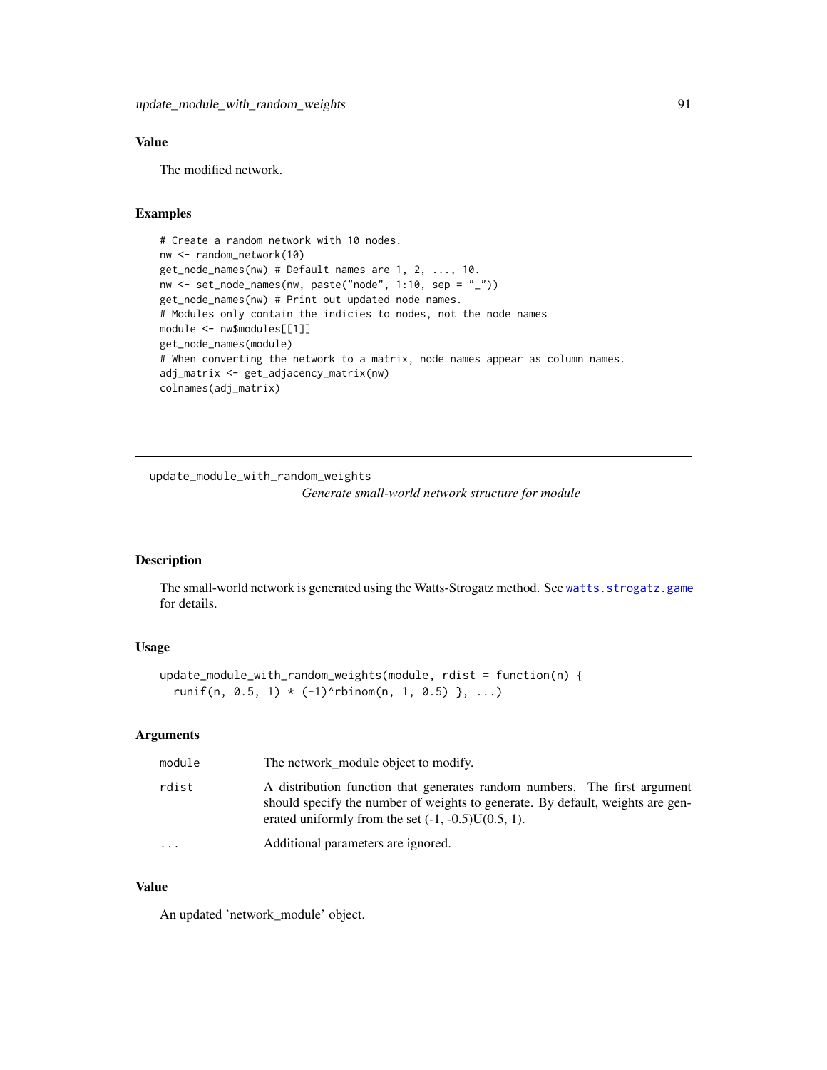## Value

The modified network.

## Examples

```
# Create a random network with 10 nodes.
nw <- random_network(10)
get_node_names(nw) # Default names are 1, 2, ..., 10.
nw <- set_node_names(nw, paste("node", 1:10, sep = "_"))
get_node_names(nw) # Print out updated node names.
# Modules only contain the indicies to nodes, not the node names
module <- nw$modules[[1]]
get_node_names(module)
# When converting the network to a matrix, node names appear as column names.
adj_matrix <- get_adjacency_matrix(nw)
colnames(adj_matrix)
```

---

# update_module_with_random_weights

*Generate small-world network structure for module*

## Description

The small-world network is generated using the Watts-Strogatz method. See `watts.strogatz.game` for details.

## Usage

```
update_module_with_random_weights(module, rdist = function(n) {
  runif(n, 0.5, 1) * (-1)^rbinom(n, 1, 0.5) }, ...)
```

## Arguments

| | |
|---|---|
| `module` | The network_module object to modify. |
| `rdist` | A distribution function that generates random numbers. The first argument should specify the number of weights to generate. By default, weights are generated uniformly from the set (-1, -0.5)U(0.5, 1). |
| `...` | Additional parameters are ignored. |

## Value

An updated 'network_module' object.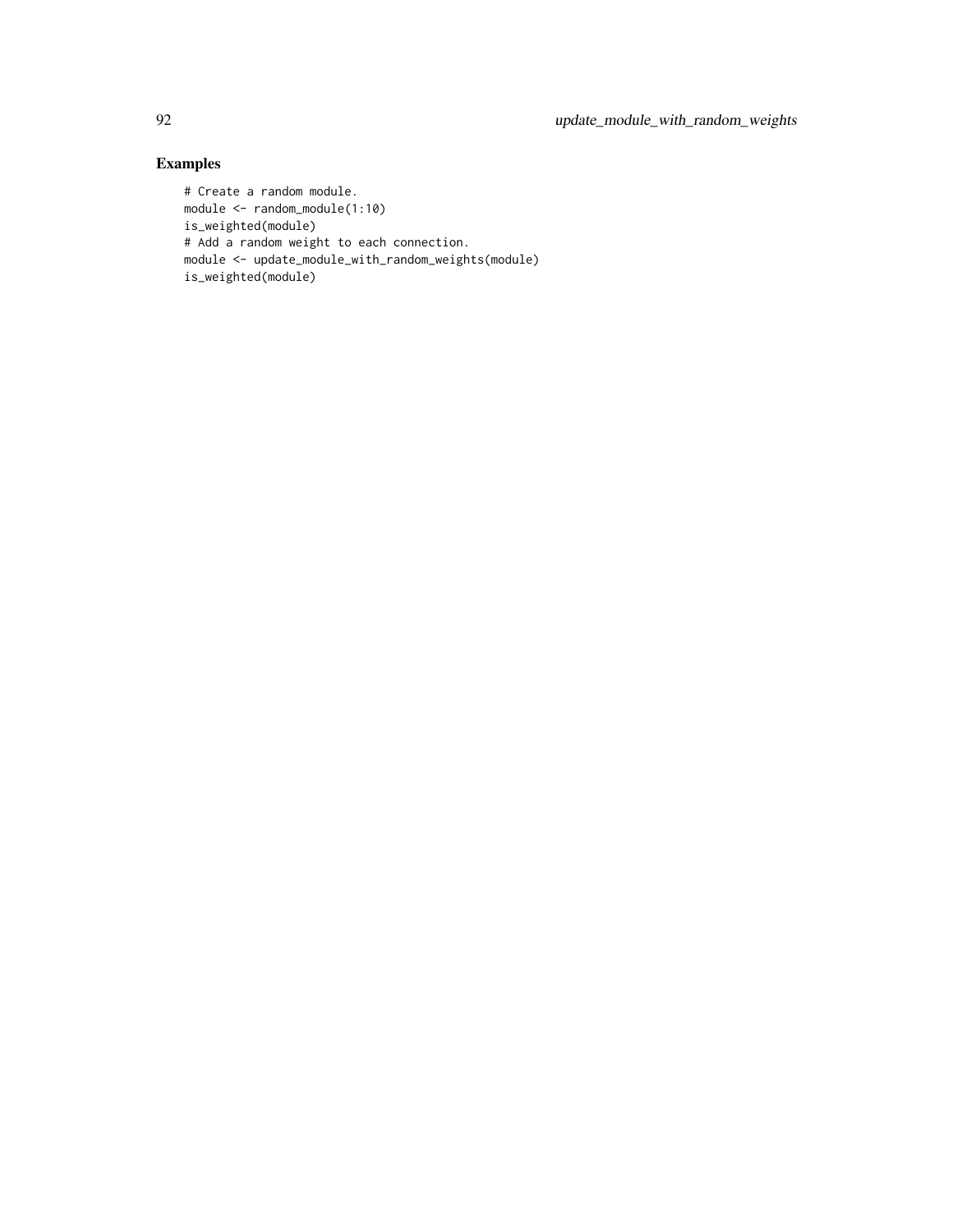## Examples

```
# Create a random module.
module <- random_module(1:10)
is_weighted(module)
# Add a random weight to each connection.
module <- update_module_with_random_weights(module)
is_weighted(module)
```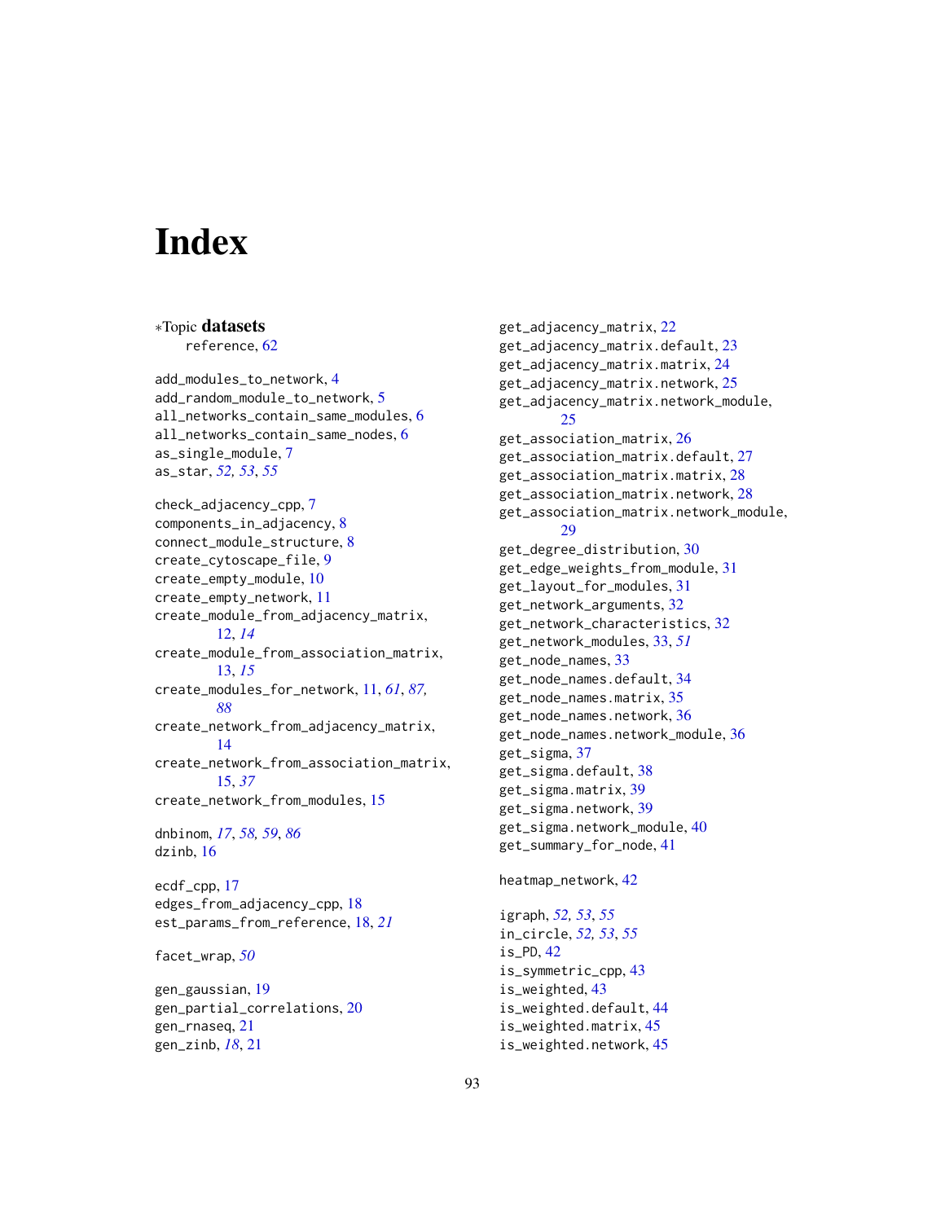# Index

∗Topic **datasets**
  reference, 62

add_modules_to_network, 4
add_random_module_to_network, 5
all_networks_contain_same_modules, 6
all_networks_contain_same_nodes, 6
as_single_module, 7
as_star, *52, 53, 55*

check_adjacency_cpp, 7
components_in_adjacency, 8
connect_module_structure, 8
create_cytoscape_file, 9
create_empty_module, 10
create_empty_network, 11
create_module_from_adjacency_matrix, 12, *14*
create_module_from_association_matrix, 13, *15*
create_modules_for_network, 11, *61*, *87, 88*
create_network_from_adjacency_matrix, 14
create_network_from_association_matrix, 15, *37*
create_network_from_modules, 15

dnbinom, *17*, *58, 59*, *86*
dzinb, 16

ecdf_cpp, 17
edges_from_adjacency_cpp, 18
est_params_from_reference, 18, *21*

facet_wrap, *50*

gen_gaussian, 19
gen_partial_correlations, 20
gen_rnaseq, 21
gen_zinb, *18*, 21

get_adjacency_matrix, 22
get_adjacency_matrix.default, 23
get_adjacency_matrix.matrix, 24
get_adjacency_matrix.network, 25
get_adjacency_matrix.network_module, 25
get_association_matrix, 26
get_association_matrix.default, 27
get_association_matrix.matrix, 28
get_association_matrix.network, 28
get_association_matrix.network_module, 29
get_degree_distribution, 30
get_edge_weights_from_module, 31
get_layout_for_modules, 31
get_network_arguments, 32
get_network_characteristics, 32
get_network_modules, 33, *51*
get_node_names, 33
get_node_names.default, 34
get_node_names.matrix, 35
get_node_names.network, 36
get_node_names.network_module, 36
get_sigma, 37
get_sigma.default, 38
get_sigma.matrix, 39
get_sigma.network, 39
get_sigma.network_module, 40
get_summary_for_node, 41

heatmap_network, 42

igraph, *52, 53*, *55*
in_circle, *52, 53*, *55*
is_PD, 42
is_symmetric_cpp, 43
is_weighted, 43
is_weighted.default, 44
is_weighted.matrix, 45
is_weighted.network, 45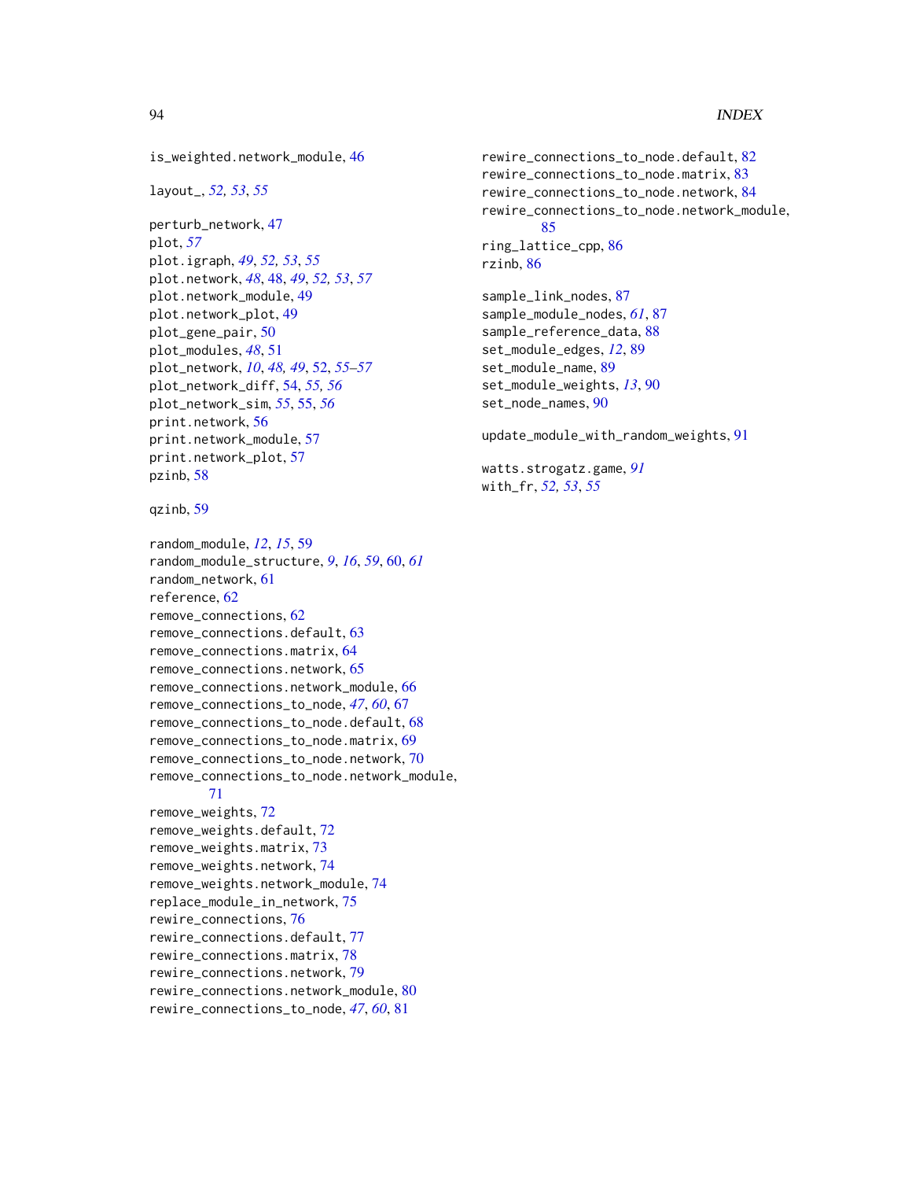is_weighted.network_module, 46

layout_, *52, 53*, *55*

perturb_network, 47
plot, *57*
plot.igraph, *49*, *52, 53*, *55*
plot.network, *48*, 48, *49*, *52, 53*, *57*
plot.network_module, 49
plot.network_plot, 49
plot_gene_pair, 50
plot_modules, *48*, 51
plot_network, *10*, *48, 49*, 52, *55–57*
plot_network_diff, 54, *55, 56*
plot_network_sim, *55*, 55, *56*
print.network, 56
print.network_module, 57
print.network_plot, 57
pzinb, 58

qzinb, 59

random_module, *12*, *15*, 59
random_module_structure, *9*, *16*, *59*, 60, *61*
random_network, 61
reference, 62
remove_connections, 62
remove_connections.default, 63
remove_connections.matrix, 64
remove_connections.network, 65
remove_connections.network_module, 66
remove_connections_to_node, *47*, *60*, 67
remove_connections_to_node.default, 68
remove_connections_to_node.matrix, 69
remove_connections_to_node.network, 70
remove_connections_to_node.network_module, 71
remove_weights, 72
remove_weights.default, 72
remove_weights.matrix, 73
remove_weights.network, 74
remove_weights.network_module, 74
replace_module_in_network, 75
rewire_connections, 76
rewire_connections.default, 77
rewire_connections.matrix, 78
rewire_connections.network, 79
rewire_connections.network_module, 80
rewire_connections_to_node, *47*, *60*, 81
rewire_connections_to_node.default, 82
rewire_connections_to_node.matrix, 83
rewire_connections_to_node.network, 84
rewire_connections_to_node.network_module, 85
ring_lattice_cpp, 86
rzinb, 86

sample_link_nodes, 87
sample_module_nodes, *61*, 87
sample_reference_data, 88
set_module_edges, *12*, 89
set_module_name, 89
set_module_weights, *13*, 90
set_node_names, 90

update_module_with_random_weights, 91

watts.strogatz.game, *91*
with_fr, *52, 53*, *55*